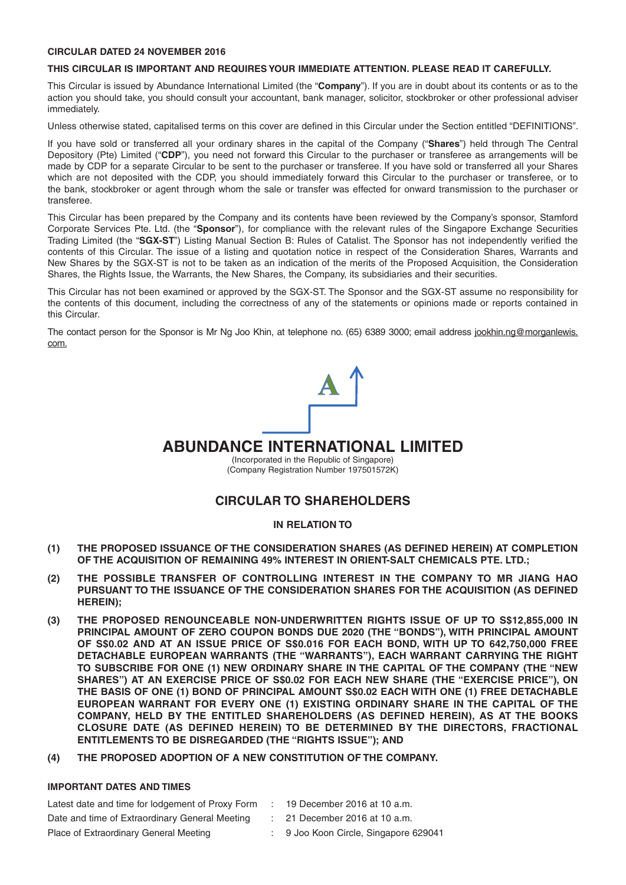**CIRCULAR DATED 24 NOVEMBER 2016**

**THIS CIRCULAR IS IMPORTANT AND REQUIRES YOUR IMMEDIATE ATTENTION. PLEASE READ IT CAREFULLY.**

This Circular is issued by Abundance International Limited (the "**Company**"). If you are in doubt about its contents or as to the action you should take, you should consult your accountant, bank manager, solicitor, stockbroker or other professional adviser immediately.

Unless otherwise stated, capitalised terms on this cover are defined in this Circular under the Section entitled "DEFINITIONS".

If you have sold or transferred all your ordinary shares in the capital of the Company ("**Shares**") held through The Central Depository (Pte) Limited ("**CDP**"), you need not forward this Circular to the purchaser or transferee as arrangements will be made by CDP for a separate Circular to be sent to the purchaser or transferee. If you have sold or transferred all your Shares which are not deposited with the CDP, you should immediately forward this Circular to the purchaser or transferee, or to the bank, stockbroker or agent through whom the sale or transfer was effected for onward transmission to the purchaser or transferee.

This Circular has been prepared by the Company and its contents have been reviewed by the Company's sponsor, Stamford Corporate Services Pte. Ltd. (the "**Sponsor**"), for compliance with the relevant rules of the Singapore Exchange Securities Trading Limited (the "**SGX-ST**") Listing Manual Section B: Rules of Catalist. The Sponsor has not independently verified the contents of this Circular. The issue of a listing and quotation notice in respect of the Consideration Shares, Warrants and New Shares by the SGX-ST is not to be taken as an indication of the merits of the Proposed Acquisition, the Consideration Shares, the Rights Issue, the Warrants, the New Shares, the Company, its subsidiaries and their securities.

This Circular has not been examined or approved by the SGX-ST. The Sponsor and the SGX-ST assume no responsibility for the contents of this document, including the correctness of any of the statements or opinions made or reports contained in this Circular.

The contact person for the Sponsor is Mr Ng Joo Khin, at telephone no. (65) 6389 3000; email address jookhin.ng@morganlewis.com.

# ABUNDANCE INTERNATIONAL LIMITED

(Incorporated in the Republic of Singapore)
(Company Registration Number 197501572K)

## CIRCULAR TO SHAREHOLDERS

**IN RELATION TO**

**(1) THE PROPOSED ISSUANCE OF THE CONSIDERATION SHARES (AS DEFINED HEREIN) AT COMPLETION OF THE ACQUISITION OF REMAINING 49% INTEREST IN ORIENT-SALT CHEMICALS PTE. LTD.;**

**(2) THE POSSIBLE TRANSFER OF CONTROLLING INTEREST IN THE COMPANY TO MR JIANG HAO PURSUANT TO THE ISSUANCE OF THE CONSIDERATION SHARES FOR THE ACQUISITION (AS DEFINED HEREIN);**

**(3) THE PROPOSED RENOUNCEABLE NON-UNDERWRITTEN RIGHTS ISSUE OF UP TO S$12,855,000 IN PRINCIPAL AMOUNT OF ZERO COUPON BONDS DUE 2020 (THE "BONDS"), WITH PRINCIPAL AMOUNT OF S$0.02 AND AT AN ISSUE PRICE OF S$0.016 FOR EACH BOND, WITH UP TO 642,750,000 FREE DETACHABLE EUROPEAN WARRANTS (THE "WARRANTS"), EACH WARRANT CARRYING THE RIGHT TO SUBSCRIBE FOR ONE (1) NEW ORDINARY SHARE IN THE CAPITAL OF THE COMPANY (THE "NEW SHARES") AT AN EXERCISE PRICE OF S$0.02 FOR EACH NEW SHARE (THE "EXERCISE PRICE"), ON THE BASIS OF ONE (1) BOND OF PRINCIPAL AMOUNT S$0.02 EACH WITH ONE (1) FREE DETACHABLE EUROPEAN WARRANT FOR EVERY ONE (1) EXISTING ORDINARY SHARE IN THE CAPITAL OF THE COMPANY, HELD BY THE ENTITLED SHAREHOLDERS (AS DEFINED HEREIN), AS AT THE BOOKS CLOSURE DATE (AS DEFINED HEREIN) TO BE DETERMINED BY THE DIRECTORS, FRACTIONAL ENTITLEMENTS TO BE DISREGARDED (THE "RIGHTS ISSUE"); AND**

**(4) THE PROPOSED ADOPTION OF A NEW CONSTITUTION OF THE COMPANY.**

**IMPORTANT DATES AND TIMES**

| | | |
|---|---|---|
| Latest date and time for lodgement of Proxy Form | : | 19 December 2016 at 10 a.m. |
| Date and time of Extraordinary General Meeting | : | 21 December 2016 at 10 a.m. |
| Place of Extraordinary General Meeting | : | 9 Joo Koon Circle, Singapore 629041 |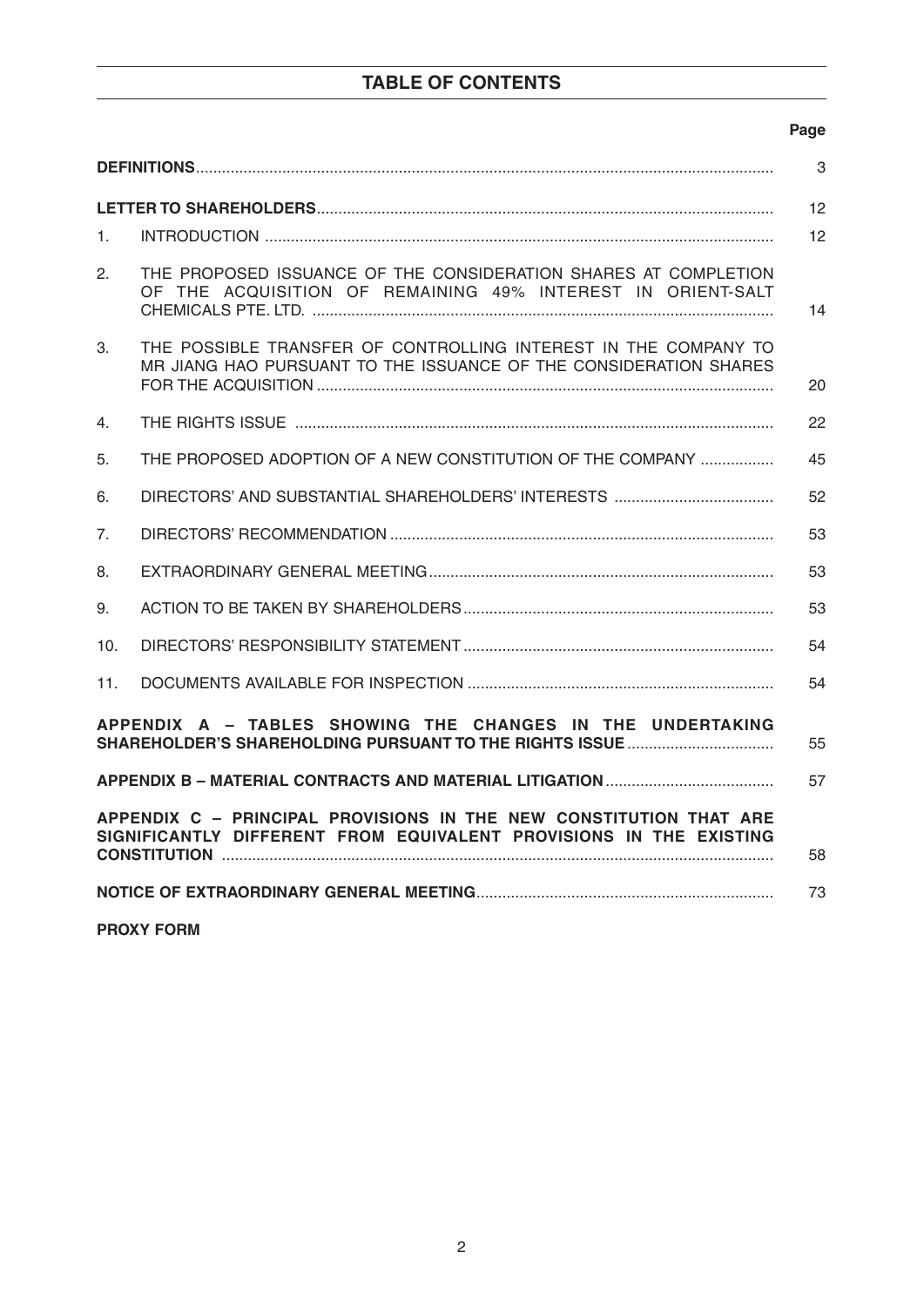# TABLE OF CONTENTS

| | | Page |
|---|---|---|
| **DEFINITIONS** | | 3 |
| **LETTER TO SHAREHOLDERS** | | 12 |
| 1. | INTRODUCTION | 12 |
| 2. | THE PROPOSED ISSUANCE OF THE CONSIDERATION SHARES AT COMPLETION OF THE ACQUISITION OF REMAINING 49% INTEREST IN ORIENT-SALT CHEMICALS PTE. LTD. | 14 |
| 3. | THE POSSIBLE TRANSFER OF CONTROLLING INTEREST IN THE COMPANY TO MR JIANG HAO PURSUANT TO THE ISSUANCE OF THE CONSIDERATION SHARES FOR THE ACQUISITION | 20 |
| 4. | THE RIGHTS ISSUE | 22 |
| 5. | THE PROPOSED ADOPTION OF A NEW CONSTITUTION OF THE COMPANY | 45 |
| 6. | DIRECTORS' AND SUBSTANTIAL SHAREHOLDERS' INTERESTS | 52 |
| 7. | DIRECTORS' RECOMMENDATION | 53 |
| 8. | EXTRAORDINARY GENERAL MEETING | 53 |
| 9. | ACTION TO BE TAKEN BY SHAREHOLDERS | 53 |
| 10. | DIRECTORS' RESPONSIBILITY STATEMENT | 54 |
| 11. | DOCUMENTS AVAILABLE FOR INSPECTION | 54 |
| **APPENDIX A – TABLES SHOWING THE CHANGES IN THE UNDERTAKING SHAREHOLDER'S SHAREHOLDING PURSUANT TO THE RIGHTS ISSUE** | | 55 |
| **APPENDIX B – MATERIAL CONTRACTS AND MATERIAL LITIGATION** | | 57 |
| **APPENDIX C – PRINCIPAL PROVISIONS IN THE NEW CONSTITUTION THAT ARE SIGNIFICANTLY DIFFERENT FROM EQUIVALENT PROVISIONS IN THE EXISTING CONSTITUTION** | | 58 |
| **NOTICE OF EXTRAORDINARY GENERAL MEETING** | | 73 |
| **PROXY FORM** | | |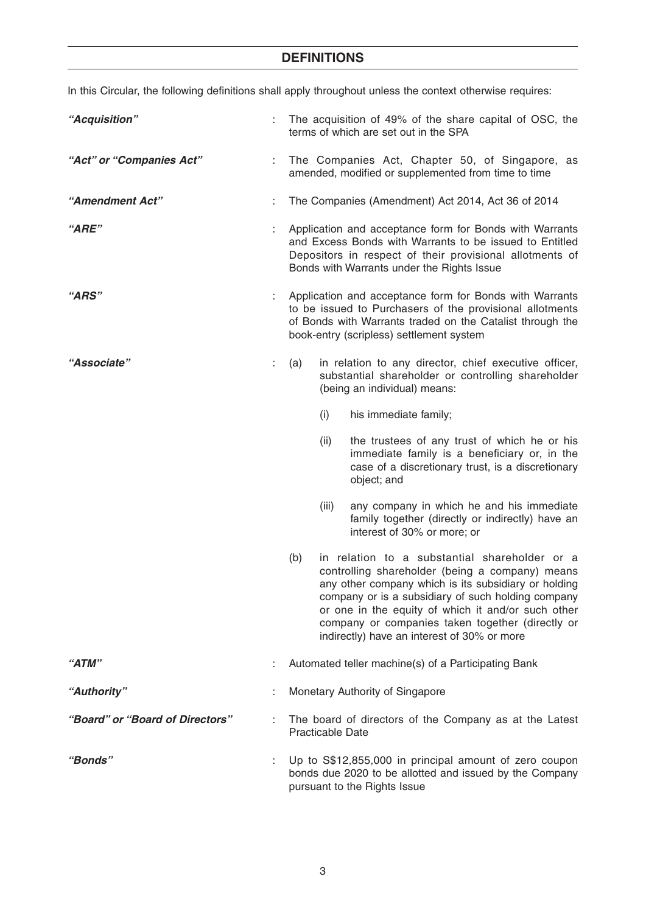## DEFINITIONS

In this Circular, the following definitions shall apply throughout unless the context otherwise requires:

***"Acquisition"*** : The acquisition of 49% of the share capital of OSC, the terms of which are set out in the SPA

***"Act" or "Companies Act"*** : The Companies Act, Chapter 50, of Singapore, as amended, modified or supplemented from time to time

***"Amendment Act"*** : The Companies (Amendment) Act 2014, Act 36 of 2014

***"ARE"*** : Application and acceptance form for Bonds with Warrants and Excess Bonds with Warrants to be issued to Entitled Depositors in respect of their provisional allotments of Bonds with Warrants under the Rights Issue

***"ARS"*** : Application and acceptance form for Bonds with Warrants to be issued to Purchasers of the provisional allotments of Bonds with Warrants traded on the Catalist through the book-entry (scripless) settlement system

***"Associate"*** :

(a) in relation to any director, chief executive officer, substantial shareholder or controlling shareholder (being an individual) means:

  (i) his immediate family;

  (ii) the trustees of any trust of which he or his immediate family is a beneficiary or, in the case of a discretionary trust, is a discretionary object; and

  (iii) any company in which he and his immediate family together (directly or indirectly) have an interest of 30% or more; or

(b) in relation to a substantial shareholder or a controlling shareholder (being a company) means any other company which is its subsidiary or holding company or is a subsidiary of such holding company or one in the equity of which it and/or such other company or companies taken together (directly or indirectly) have an interest of 30% or more

***"ATM"*** : Automated teller machine(s) of a Participating Bank

***"Authority"*** : Monetary Authority of Singapore

***"Board" or "Board of Directors"*** : The board of directors of the Company as at the Latest Practicable Date

***"Bonds"*** : Up to S$12,855,000 in principal amount of zero coupon bonds due 2020 to be allotted and issued by the Company pursuant to the Rights Issue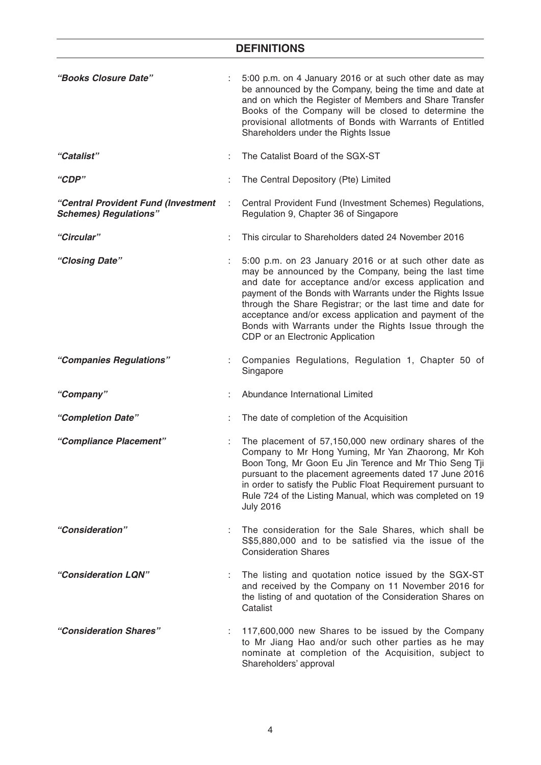## DEFINITIONS

| | | |
|---|---|---|
| ***"Books Closure Date"*** | : | 5:00 p.m. on 4 January 2016 or at such other date as may be announced by the Company, being the time and date at and on which the Register of Members and Share Transfer Books of the Company will be closed to determine the provisional allotments of Bonds with Warrants of Entitled Shareholders under the Rights Issue |
| ***"Catalist"*** | : | The Catalist Board of the SGX-ST |
| ***"CDP"*** | : | The Central Depository (Pte) Limited |
| ***"Central Provident Fund (Investment Schemes) Regulations"*** | : | Central Provident Fund (Investment Schemes) Regulations, Regulation 9, Chapter 36 of Singapore |
| ***"Circular"*** | : | This circular to Shareholders dated 24 November 2016 |
| ***"Closing Date"*** | : | 5:00 p.m. on 23 January 2016 or at such other date as may be announced by the Company, being the last time and date for acceptance and/or excess application and payment of the Bonds with Warrants under the Rights Issue through the Share Registrar; or the last time and date for acceptance and/or excess application and payment of the Bonds with Warrants under the Rights Issue through the CDP or an Electronic Application |
| ***"Companies Regulations"*** | : | Companies Regulations, Regulation 1, Chapter 50 of Singapore |
| ***"Company"*** | : | Abundance International Limited |
| ***"Completion Date"*** | : | The date of completion of the Acquisition |
| ***"Compliance Placement"*** | : | The placement of 57,150,000 new ordinary shares of the Company to Mr Hong Yuming, Mr Yan Zhaorong, Mr Koh Boon Tong, Mr Goon Eu Jin Terence and Mr Thio Seng Tji pursuant to the placement agreements dated 17 June 2016 in order to satisfy the Public Float Requirement pursuant to Rule 724 of the Listing Manual, which was completed on 19 July 2016 |
| ***"Consideration"*** | : | The consideration for the Sale Shares, which shall be S$5,880,000 and to be satisfied via the issue of the Consideration Shares |
| ***"Consideration LQN"*** | : | The listing and quotation notice issued by the SGX-ST and received by the Company on 11 November 2016 for the listing of and quotation of the Consideration Shares on Catalist |
| ***"Consideration Shares"*** | : | 117,600,000 new Shares to be issued by the Company to Mr Jiang Hao and/or such other parties as he may nominate at completion of the Acquisition, subject to Shareholders' approval |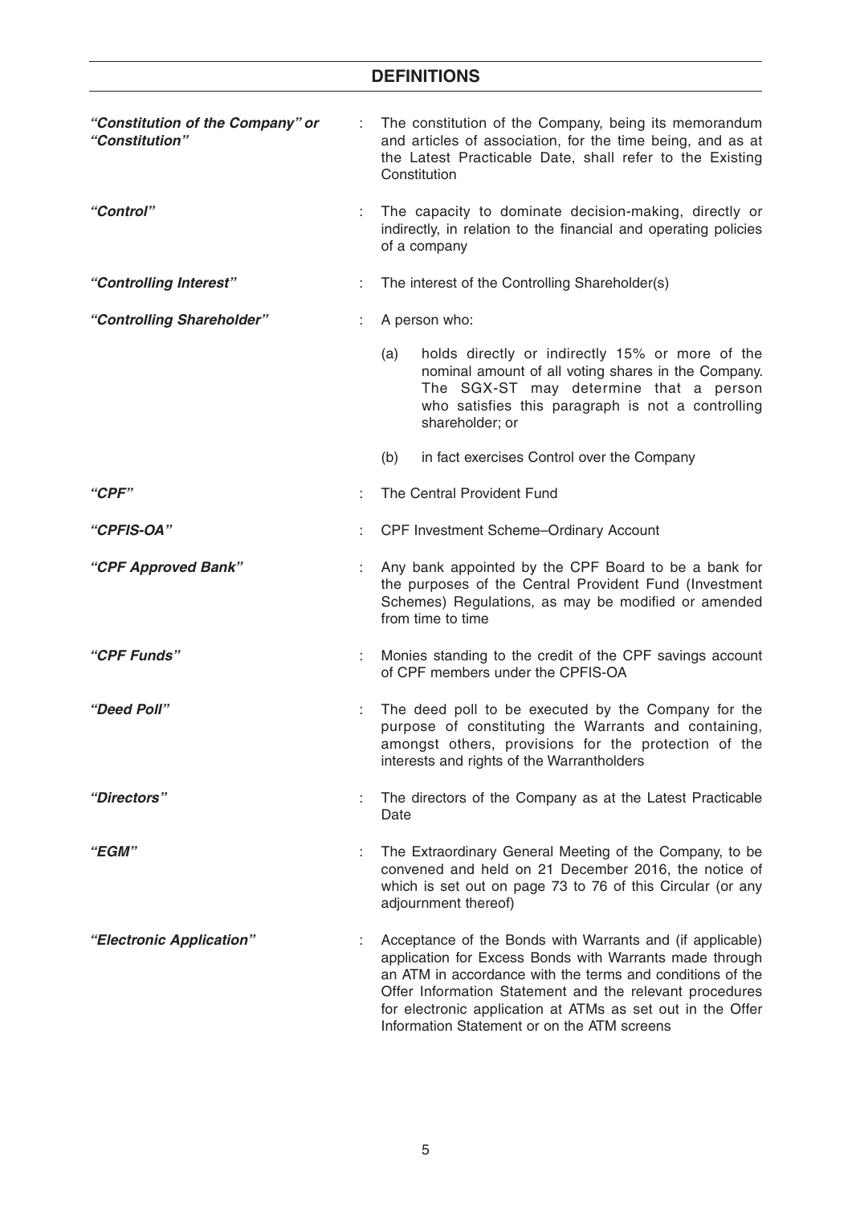## DEFINITIONS

| | | |
|---|---|---|
| ***"Constitution of the Company" or "Constitution"*** | : | The constitution of the Company, being its memorandum and articles of association, for the time being, and as at the Latest Practicable Date, shall refer to the Existing Constitution |
| ***"Control"*** | : | The capacity to dominate decision-making, directly or indirectly, in relation to the financial and operating policies of a company |
| ***"Controlling Interest"*** | : | The interest of the Controlling Shareholder(s) |
| ***"Controlling Shareholder"*** | : | A person who:<br>(a) holds directly or indirectly 15% or more of the nominal amount of all voting shares in the Company. The SGX-ST may determine that a person who satisfies this paragraph is not a controlling shareholder; or<br>(b) in fact exercises Control over the Company |
| ***"CPF"*** | : | The Central Provident Fund |
| ***"CPFIS-OA"*** | : | CPF Investment Scheme–Ordinary Account |
| ***"CPF Approved Bank"*** | : | Any bank appointed by the CPF Board to be a bank for the purposes of the Central Provident Fund (Investment Schemes) Regulations, as may be modified or amended from time to time |
| ***"CPF Funds"*** | : | Monies standing to the credit of the CPF savings account of CPF members under the CPFIS-OA |
| ***"Deed Poll"*** | : | The deed poll to be executed by the Company for the purpose of constituting the Warrants and containing, amongst others, provisions for the protection of the interests and rights of the Warrantholders |
| ***"Directors"*** | : | The directors of the Company as at the Latest Practicable Date |
| ***"EGM"*** | : | The Extraordinary General Meeting of the Company, to be convened and held on 21 December 2016, the notice of which is set out on page 73 to 76 of this Circular (or any adjournment thereof) |
| ***"Electronic Application"*** | : | Acceptance of the Bonds with Warrants and (if applicable) application for Excess Bonds with Warrants made through an ATM in accordance with the terms and conditions of the Offer Information Statement and the relevant procedures for electronic application at ATMs as set out in the Offer Information Statement or on the ATM screens |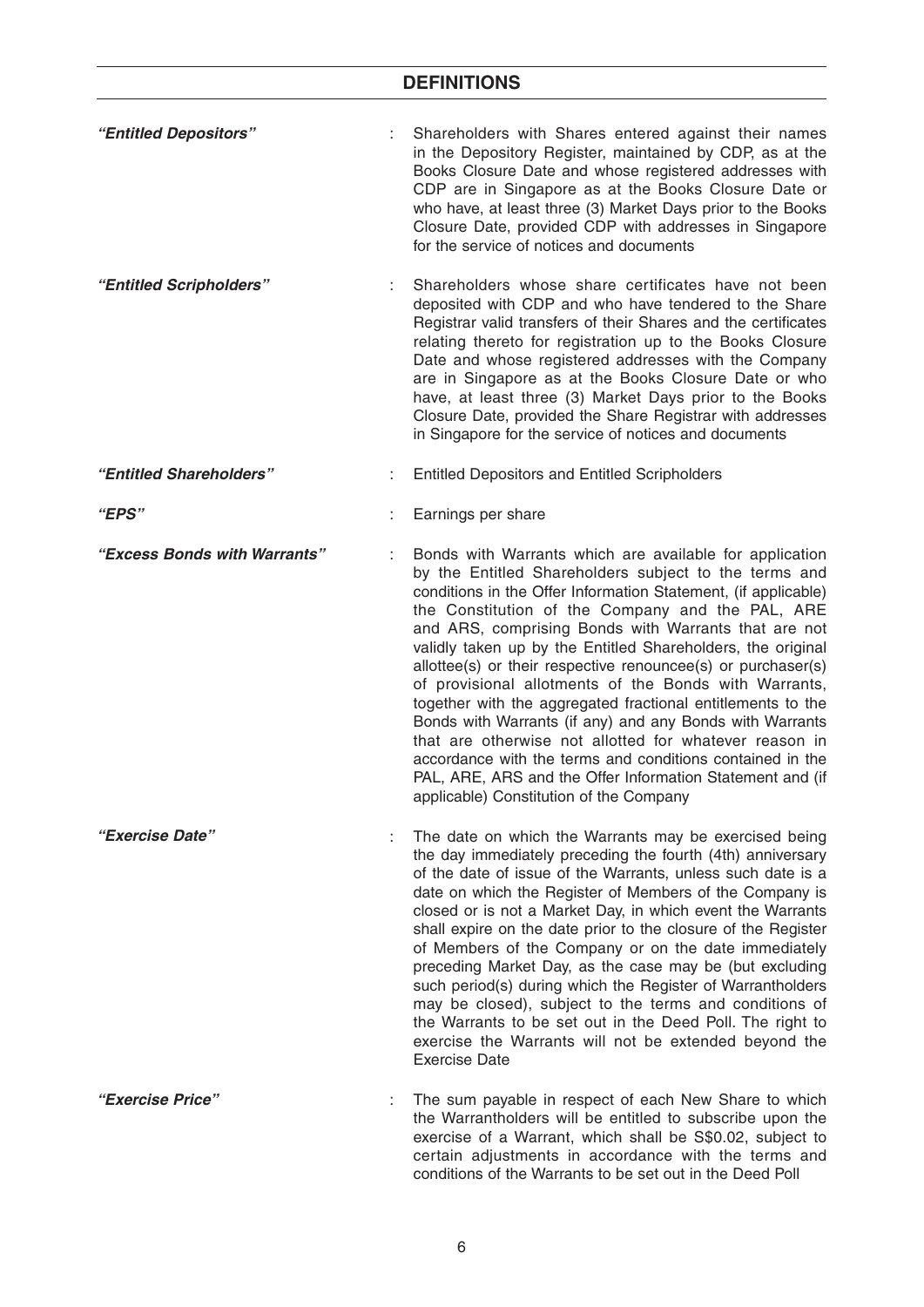## DEFINITIONS

| | | |
|---|---|---|
| ***"Entitled Depositors"*** | : | Shareholders with Shares entered against their names in the Depository Register, maintained by CDP, as at the Books Closure Date and whose registered addresses with CDP are in Singapore as at the Books Closure Date or who have, at least three (3) Market Days prior to the Books Closure Date, provided CDP with addresses in Singapore for the service of notices and documents |
| ***"Entitled Scripholders"*** | : | Shareholders whose share certificates have not been deposited with CDP and who have tendered to the Share Registrar valid transfers of their Shares and the certificates relating thereto for registration up to the Books Closure Date and whose registered addresses with the Company are in Singapore as at the Books Closure Date or who have, at least three (3) Market Days prior to the Books Closure Date, provided the Share Registrar with addresses in Singapore for the service of notices and documents |
| ***"Entitled Shareholders"*** | : | Entitled Depositors and Entitled Scripholders |
| ***"EPS"*** | : | Earnings per share |
| ***"Excess Bonds with Warrants"*** | : | Bonds with Warrants which are available for application by the Entitled Shareholders subject to the terms and conditions in the Offer Information Statement, (if applicable) the Constitution of the Company and the PAL, ARE and ARS, comprising Bonds with Warrants that are not validly taken up by the Entitled Shareholders, the original allottee(s) or their respective renouncee(s) or purchaser(s) of provisional allotments of the Bonds with Warrants, together with the aggregated fractional entitlements to the Bonds with Warrants (if any) and any Bonds with Warrants that are otherwise not allotted for whatever reason in accordance with the terms and conditions contained in the PAL, ARE, ARS and the Offer Information Statement and (if applicable) Constitution of the Company |
| ***"Exercise Date"*** | : | The date on which the Warrants may be exercised being the day immediately preceding the fourth (4th) anniversary of the date of issue of the Warrants, unless such date is a date on which the Register of Members of the Company is closed or is not a Market Day, in which event the Warrants shall expire on the date prior to the closure of the Register of Members of the Company or on the date immediately preceding Market Day, as the case may be (but excluding such period(s) during which the Register of Warrantholders may be closed), subject to the terms and conditions of the Warrants to be set out in the Deed Poll. The right to exercise the Warrants will not be extended beyond the Exercise Date |
| ***"Exercise Price"*** | : | The sum payable in respect of each New Share to which the Warrantholders will be entitled to subscribe upon the exercise of a Warrant, which shall be S$0.02, subject to certain adjustments in accordance with the terms and conditions of the Warrants to be set out in the Deed Poll |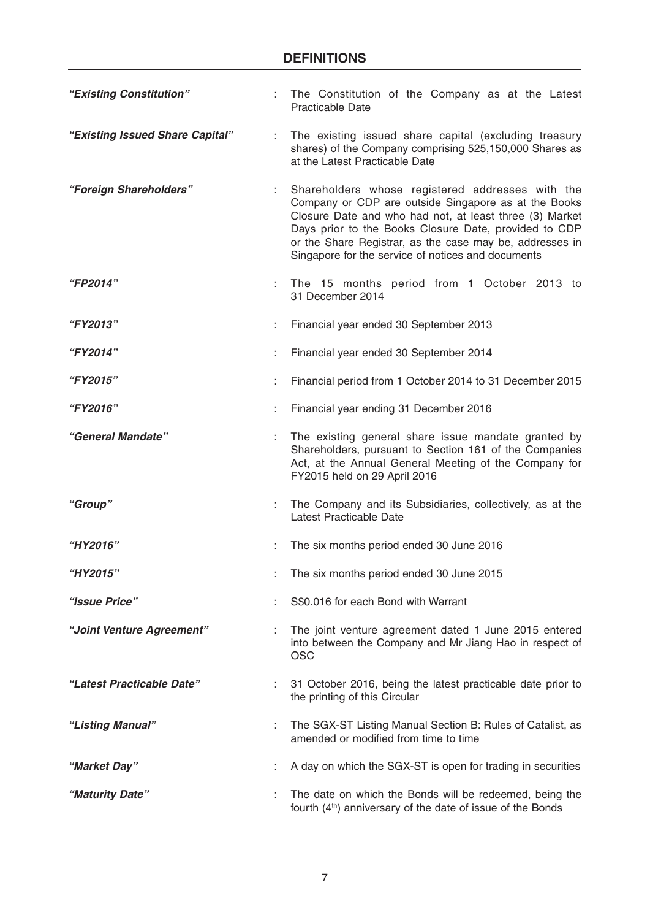## DEFINITIONS

| | | |
|---|---|---|
| ***"Existing Constitution"*** | : | The Constitution of the Company as at the Latest Practicable Date |
| ***"Existing Issued Share Capital"*** | : | The existing issued share capital (excluding treasury shares) of the Company comprising 525,150,000 Shares as at the Latest Practicable Date |
| ***"Foreign Shareholders"*** | : | Shareholders whose registered addresses with the Company or CDP are outside Singapore as at the Books Closure Date and who had not, at least three (3) Market Days prior to the Books Closure Date, provided to CDP or the Share Registrar, as the case may be, addresses in Singapore for the service of notices and documents |
| ***"FP2014"*** | : | The 15 months period from 1 October 2013 to 31 December 2014 |
| ***"FY2013"*** | : | Financial year ended 30 September 2013 |
| ***"FY2014"*** | : | Financial year ended 30 September 2014 |
| ***"FY2015"*** | : | Financial period from 1 October 2014 to 31 December 2015 |
| ***"FY2016"*** | : | Financial year ending 31 December 2016 |
| ***"General Mandate"*** | : | The existing general share issue mandate granted by Shareholders, pursuant to Section 161 of the Companies Act, at the Annual General Meeting of the Company for FY2015 held on 29 April 2016 |
| ***"Group"*** | : | The Company and its Subsidiaries, collectively, as at the Latest Practicable Date |
| ***"HY2016"*** | : | The six months period ended 30 June 2016 |
| ***"HY2015"*** | : | The six months period ended 30 June 2015 |
| ***"Issue Price"*** | : | S$0.016 for each Bond with Warrant |
| ***"Joint Venture Agreement"*** | : | The joint venture agreement dated 1 June 2015 entered into between the Company and Mr Jiang Hao in respect of OSC |
| ***"Latest Practicable Date"*** | : | 31 October 2016, being the latest practicable date prior to the printing of this Circular |
| ***"Listing Manual"*** | : | The SGX-ST Listing Manual Section B: Rules of Catalist, as amended or modified from time to time |
| ***"Market Day"*** | : | A day on which the SGX-ST is open for trading in securities |
| ***"Maturity Date"*** | : | The date on which the Bonds will be redeemed, being the fourth (4th) anniversary of the date of issue of the Bonds |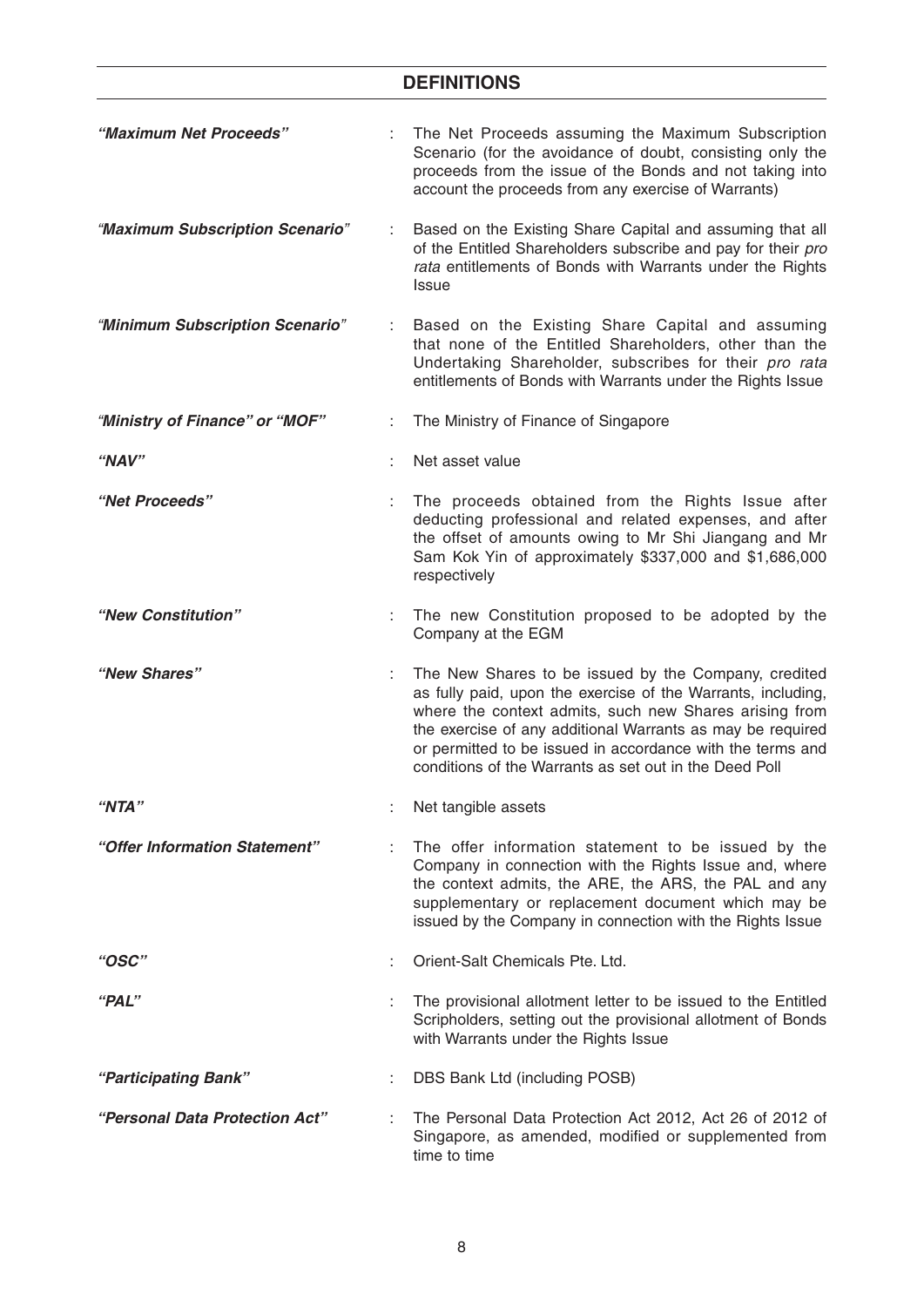## DEFINITIONS

| | | |
|---|---|---|
| ***"Maximum Net Proceeds"*** | : | The Net Proceeds assuming the Maximum Subscription Scenario (for the avoidance of doubt, consisting only the proceeds from the issue of the Bonds and not taking into account the proceeds from any exercise of Warrants) |
| ***"Maximum Subscription Scenario"*** | : | Based on the Existing Share Capital and assuming that all of the Entitled Shareholders subscribe and pay for their *pro rata* entitlements of Bonds with Warrants under the Rights Issue |
| ***"Minimum Subscription Scenario"*** | : | Based on the Existing Share Capital and assuming that none of the Entitled Shareholders, other than the Undertaking Shareholder, subscribes for their *pro rata* entitlements of Bonds with Warrants under the Rights Issue |
| ***"Ministry of Finance" or "MOF"*** | : | The Ministry of Finance of Singapore |
| ***"NAV"*** | : | Net asset value |
| ***"Net Proceeds"*** | : | The proceeds obtained from the Rights Issue after deducting professional and related expenses, and after the offset of amounts owing to Mr Shi Jiangang and Mr Sam Kok Yin of approximately $337,000 and $1,686,000 respectively |
| ***"New Constitution"*** | : | The new Constitution proposed to be adopted by the Company at the EGM |
| ***"New Shares"*** | : | The New Shares to be issued by the Company, credited as fully paid, upon the exercise of the Warrants, including, where the context admits, such new Shares arising from the exercise of any additional Warrants as may be required or permitted to be issued in accordance with the terms and conditions of the Warrants as set out in the Deed Poll |
| ***"NTA"*** | : | Net tangible assets |
| ***"Offer Information Statement"*** | : | The offer information statement to be issued by the Company in connection with the Rights Issue and, where the context admits, the ARE, the ARS, the PAL and any supplementary or replacement document which may be issued by the Company in connection with the Rights Issue |
| ***"OSC"*** | : | Orient-Salt Chemicals Pte. Ltd. |
| ***"PAL"*** | : | The provisional allotment letter to be issued to the Entitled Scripholders, setting out the provisional allotment of Bonds with Warrants under the Rights Issue |
| ***"Participating Bank"*** | : | DBS Bank Ltd (including POSB) |
| ***"Personal Data Protection Act"*** | : | The Personal Data Protection Act 2012, Act 26 of 2012 of Singapore, as amended, modified or supplemented from time to time |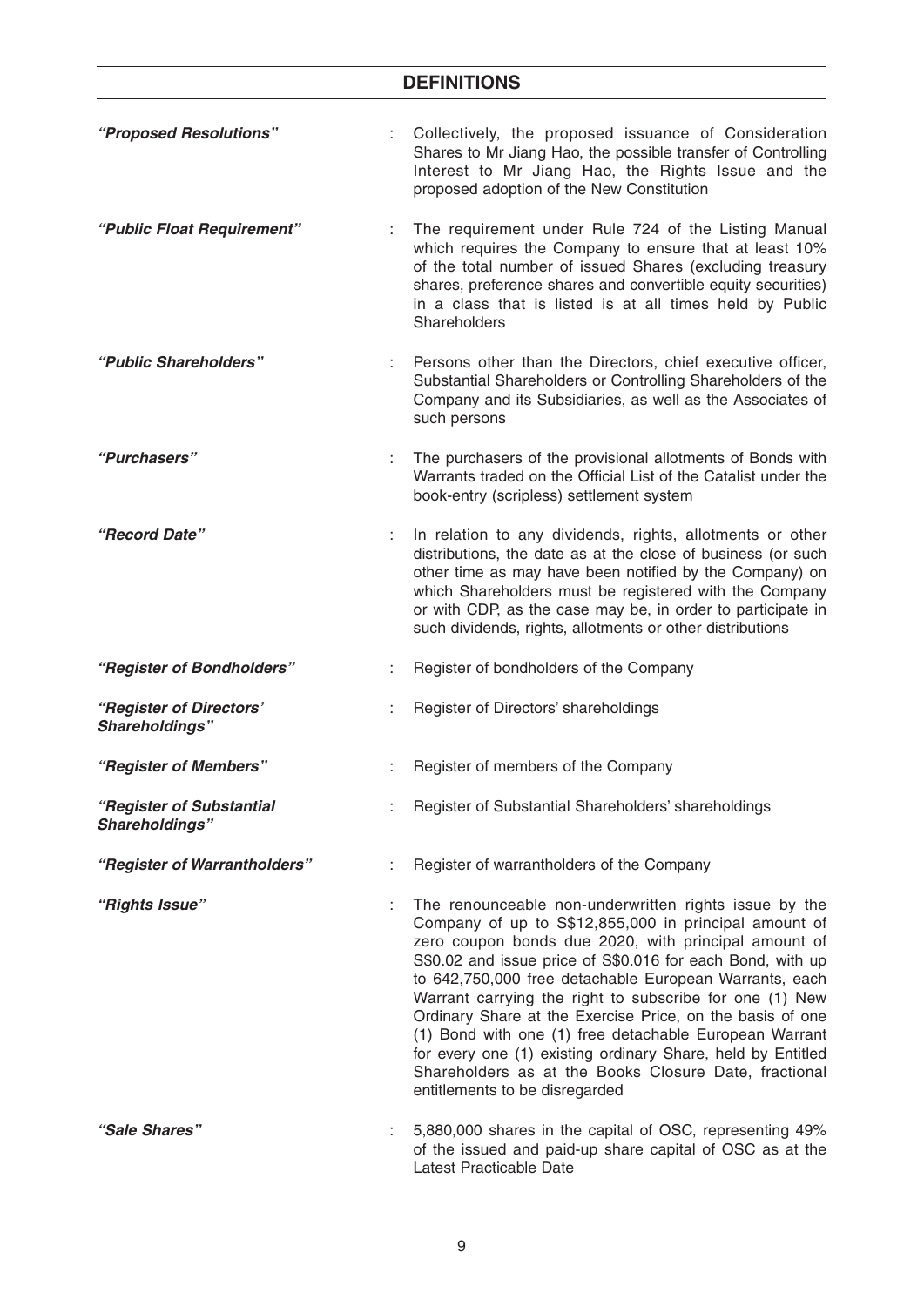## DEFINITIONS

| | | |
|---|---|---|
| ***"Proposed Resolutions"*** | : | Collectively, the proposed issuance of Consideration Shares to Mr Jiang Hao, the possible transfer of Controlling Interest to Mr Jiang Hao, the Rights Issue and the proposed adoption of the New Constitution |
| ***"Public Float Requirement"*** | : | The requirement under Rule 724 of the Listing Manual which requires the Company to ensure that at least 10% of the total number of issued Shares (excluding treasury shares, preference shares and convertible equity securities) in a class that is listed is at all times held by Public Shareholders |
| ***"Public Shareholders"*** | : | Persons other than the Directors, chief executive officer, Substantial Shareholders or Controlling Shareholders of the Company and its Subsidiaries, as well as the Associates of such persons |
| ***"Purchasers"*** | : | The purchasers of the provisional allotments of Bonds with Warrants traded on the Official List of the Catalist under the book-entry (scripless) settlement system |
| ***"Record Date"*** | : | In relation to any dividends, rights, allotments or other distributions, the date as at the close of business (or such other time as may have been notified by the Company) on which Shareholders must be registered with the Company or with CDP, as the case may be, in order to participate in such dividends, rights, allotments or other distributions |
| ***"Register of Bondholders"*** | : | Register of bondholders of the Company |
| ***"Register of Directors' Shareholdings"*** | : | Register of Directors' shareholdings |
| ***"Register of Members"*** | : | Register of members of the Company |
| ***"Register of Substantial Shareholdings"*** | : | Register of Substantial Shareholders' shareholdings |
| ***"Register of Warrantholders"*** | : | Register of warrantholders of the Company |
| ***"Rights Issue"*** | : | The renounceable non-underwritten rights issue by the Company of up to S$12,855,000 in principal amount of zero coupon bonds due 2020, with principal amount of S$0.02 and issue price of S$0.016 for each Bond, with up to 642,750,000 free detachable European Warrants, each Warrant carrying the right to subscribe for one (1) New Ordinary Share at the Exercise Price, on the basis of one (1) Bond with one (1) free detachable European Warrant for every one (1) existing ordinary Share, held by Entitled Shareholders as at the Books Closure Date, fractional entitlements to be disregarded |
| ***"Sale Shares"*** | : | 5,880,000 shares in the capital of OSC, representing 49% of the issued and paid-up share capital of OSC as at the Latest Practicable Date |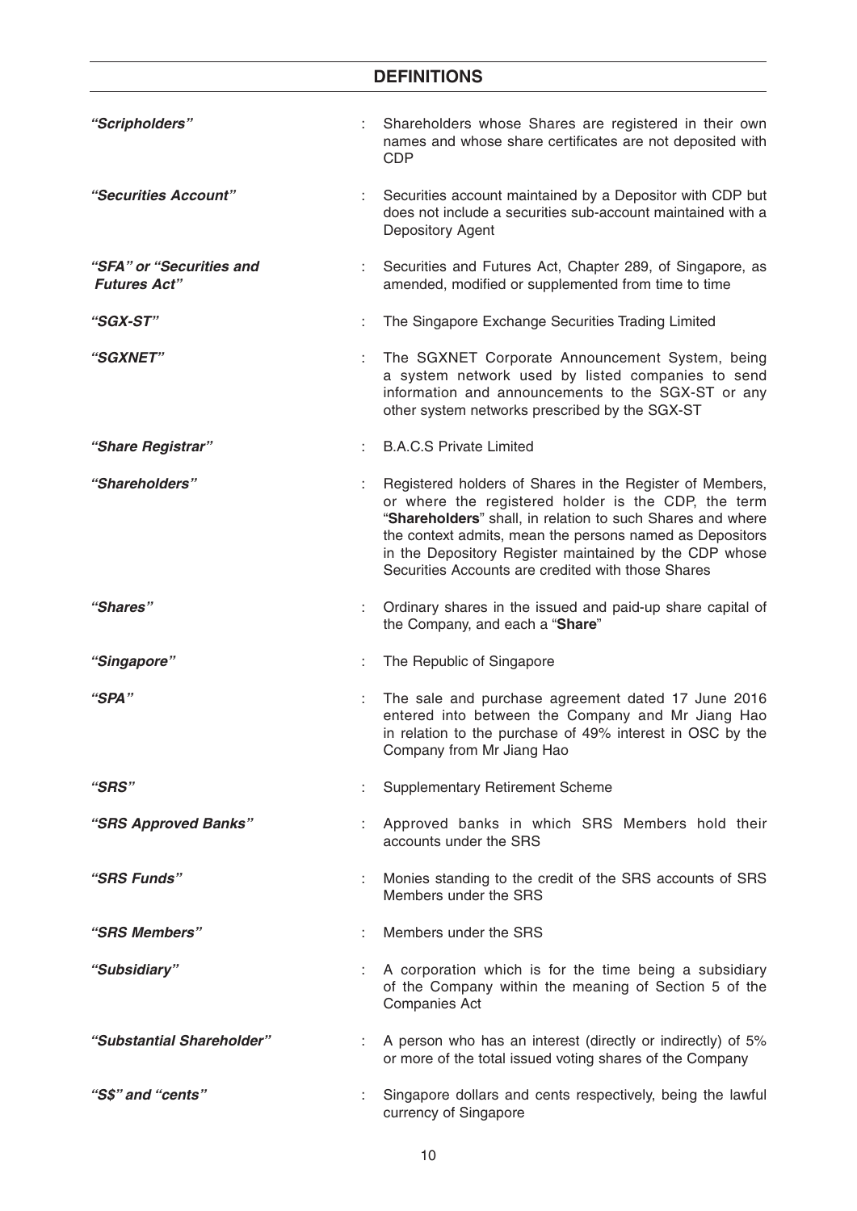## DEFINITIONS

| | | |
|---|---|---|
| ***"Scripholders"*** | : | Shareholders whose Shares are registered in their own names and whose share certificates are not deposited with CDP |
| ***"Securities Account"*** | : | Securities account maintained by a Depositor with CDP but does not include a securities sub-account maintained with a Depository Agent |
| ***"SFA" or "Securities and Futures Act"*** | : | Securities and Futures Act, Chapter 289, of Singapore, as amended, modified or supplemented from time to time |
| ***"SGX-ST"*** | : | The Singapore Exchange Securities Trading Limited |
| ***"SGXNET"*** | : | The SGXNET Corporate Announcement System, being a system network used by listed companies to send information and announcements to the SGX-ST or any other system networks prescribed by the SGX-ST |
| ***"Share Registrar"*** | : | B.A.C.S Private Limited |
| ***"Shareholders"*** | : | Registered holders of Shares in the Register of Members, or where the registered holder is the CDP, the term "**Shareholders**" shall, in relation to such Shares and where the context admits, mean the persons named as Depositors in the Depository Register maintained by the CDP whose Securities Accounts are credited with those Shares |
| ***"Shares"*** | : | Ordinary shares in the issued and paid-up share capital of the Company, and each a "**Share**" |
| ***"Singapore"*** | : | The Republic of Singapore |
| ***"SPA"*** | : | The sale and purchase agreement dated 17 June 2016 entered into between the Company and Mr Jiang Hao in relation to the purchase of 49% interest in OSC by the Company from Mr Jiang Hao |
| ***"SRS"*** | : | Supplementary Retirement Scheme |
| ***"SRS Approved Banks"*** | : | Approved banks in which SRS Members hold their accounts under the SRS |
| ***"SRS Funds"*** | : | Monies standing to the credit of the SRS accounts of SRS Members under the SRS |
| ***"SRS Members"*** | : | Members under the SRS |
| ***"Subsidiary"*** | : | A corporation which is for the time being a subsidiary of the Company within the meaning of Section 5 of the Companies Act |
| ***"Substantial Shareholder"*** | : | A person who has an interest (directly or indirectly) of 5% or more of the total issued voting shares of the Company |
| ***"S$" and "cents"*** | : | Singapore dollars and cents respectively, being the lawful currency of Singapore |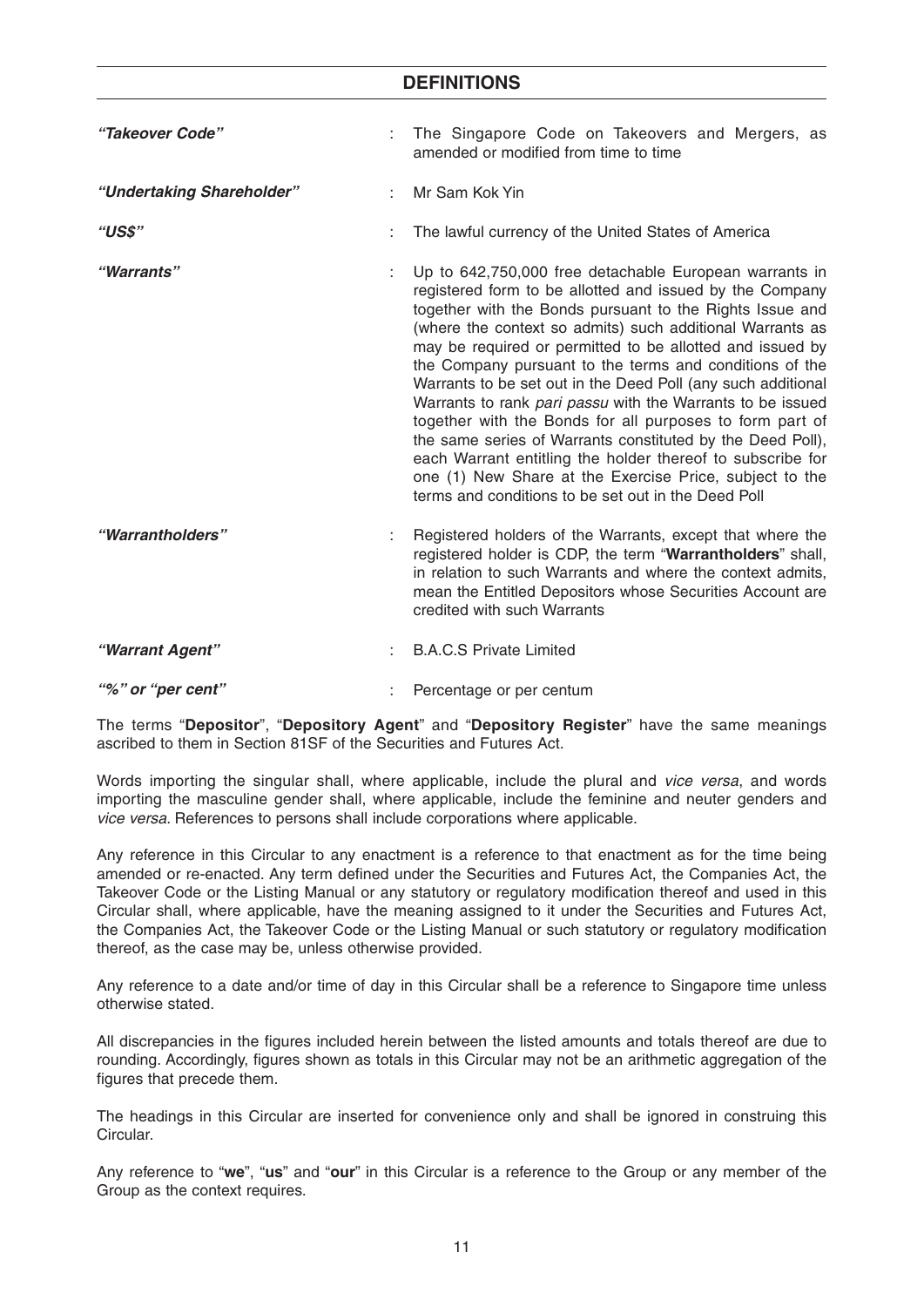## DEFINITIONS

| | | |
|---|---|---|
| ***"Takeover Code"*** | : | The Singapore Code on Takeovers and Mergers, as amended or modified from time to time |
| ***"Undertaking Shareholder"*** | : | Mr Sam Kok Yin |
| ***"US$"*** | : | The lawful currency of the United States of America |
| ***"Warrants"*** | : | Up to 642,750,000 free detachable European warrants in registered form to be allotted and issued by the Company together with the Bonds pursuant to the Rights Issue and (where the context so admits) such additional Warrants as may be required or permitted to be allotted and issued by the Company pursuant to the terms and conditions of the Warrants to be set out in the Deed Poll (any such additional Warrants to rank *pari passu* with the Warrants to be issued together with the Bonds for all purposes to form part of the same series of Warrants constituted by the Deed Poll), each Warrant entitling the holder thereof to subscribe for one (1) New Share at the Exercise Price, subject to the terms and conditions to be set out in the Deed Poll |
| ***"Warrantholders"*** | : | Registered holders of the Warrants, except that where the registered holder is CDP, the term "**Warrantholders**" shall, in relation to such Warrants and where the context admits, mean the Entitled Depositors whose Securities Account are credited with such Warrants |
| ***"Warrant Agent"*** | : | B.A.C.S Private Limited |
| ***"%" or "per cent"*** | : | Percentage or per centum |

The terms "**Depositor**", "**Depository Agent**" and "**Depository Register**" have the same meanings ascribed to them in Section 81SF of the Securities and Futures Act.

Words importing the singular shall, where applicable, include the plural and *vice versa*, and words importing the masculine gender shall, where applicable, include the feminine and neuter genders and *vice versa*. References to persons shall include corporations where applicable.

Any reference in this Circular to any enactment is a reference to that enactment as for the time being amended or re-enacted. Any term defined under the Securities and Futures Act, the Companies Act, the Takeover Code or the Listing Manual or any statutory or regulatory modification thereof and used in this Circular shall, where applicable, have the meaning assigned to it under the Securities and Futures Act, the Companies Act, the Takeover Code or the Listing Manual or such statutory or regulatory modification thereof, as the case may be, unless otherwise provided.

Any reference to a date and/or time of day in this Circular shall be a reference to Singapore time unless otherwise stated.

All discrepancies in the figures included herein between the listed amounts and totals thereof are due to rounding. Accordingly, figures shown as totals in this Circular may not be an arithmetic aggregation of the figures that precede them.

The headings in this Circular are inserted for convenience only and shall be ignored in construing this Circular.

Any reference to "**we**", "**us**" and "**our**" in this Circular is a reference to the Group or any member of the Group as the context requires.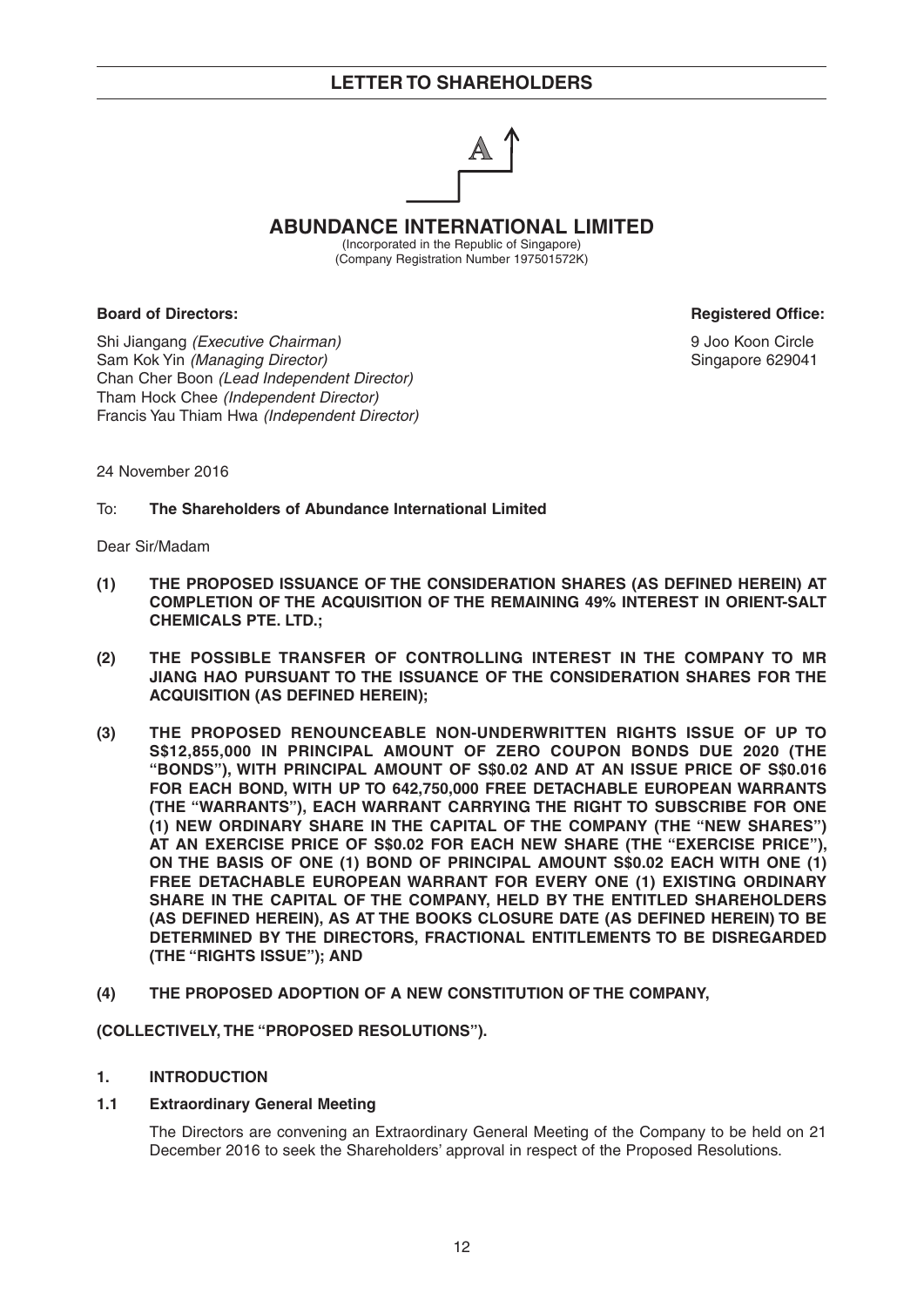## LETTER TO SHAREHOLDERS

# ABUNDANCE INTERNATIONAL LIMITED

(Incorporated in the Republic of Singapore)
(Company Registration Number 197501572K)

**Board of Directors:**

Shi Jiangang *(Executive Chairman)*
Sam Kok Yin *(Managing Director)*
Chan Cher Boon *(Lead Independent Director)*
Tham Hock Chee *(Independent Director)*
Francis Yau Thiam Hwa *(Independent Director)*

**Registered Office:**

9 Joo Koon Circle
Singapore 629041

24 November 2016

To: **The Shareholders of Abundance International Limited**

Dear Sir/Madam

**(1) THE PROPOSED ISSUANCE OF THE CONSIDERATION SHARES (AS DEFINED HEREIN) AT COMPLETION OF THE ACQUISITION OF THE REMAINING 49% INTEREST IN ORIENT-SALT CHEMICALS PTE. LTD.;**

**(2) THE POSSIBLE TRANSFER OF CONTROLLING INTEREST IN THE COMPANY TO MR JIANG HAO PURSUANT TO THE ISSUANCE OF THE CONSIDERATION SHARES FOR THE ACQUISITION (AS DEFINED HEREIN);**

**(3) THE PROPOSED RENOUNCEABLE NON-UNDERWRITTEN RIGHTS ISSUE OF UP TO S$12,855,000 IN PRINCIPAL AMOUNT OF ZERO COUPON BONDS DUE 2020 (THE "BONDS"), WITH PRINCIPAL AMOUNT OF S$0.02 AND AT AN ISSUE PRICE OF S$0.016 FOR EACH BOND, WITH UP TO 642,750,000 FREE DETACHABLE EUROPEAN WARRANTS (THE "WARRANTS"), EACH WARRANT CARRYING THE RIGHT TO SUBSCRIBE FOR ONE (1) NEW ORDINARY SHARE IN THE CAPITAL OF THE COMPANY (THE "NEW SHARES") AT AN EXERCISE PRICE OF S$0.02 FOR EACH NEW SHARE (THE "EXERCISE PRICE"), ON THE BASIS OF ONE (1) BOND OF PRINCIPAL AMOUNT S$0.02 EACH WITH ONE (1) FREE DETACHABLE EUROPEAN WARRANT FOR EVERY ONE (1) EXISTING ORDINARY SHARE IN THE CAPITAL OF THE COMPANY, HELD BY THE ENTITLED SHAREHOLDERS (AS DEFINED HEREIN), AS AT THE BOOKS CLOSURE DATE (AS DEFINED HEREIN) TO BE DETERMINED BY THE DIRECTORS, FRACTIONAL ENTITLEMENTS TO BE DISREGARDED (THE "RIGHTS ISSUE"); AND**

**(4) THE PROPOSED ADOPTION OF A NEW CONSTITUTION OF THE COMPANY,**

**(COLLECTIVELY, THE "PROPOSED RESOLUTIONS").**

## 1. INTRODUCTION

### 1.1 Extraordinary General Meeting

The Directors are convening an Extraordinary General Meeting of the Company to be held on 21 December 2016 to seek the Shareholders' approval in respect of the Proposed Resolutions.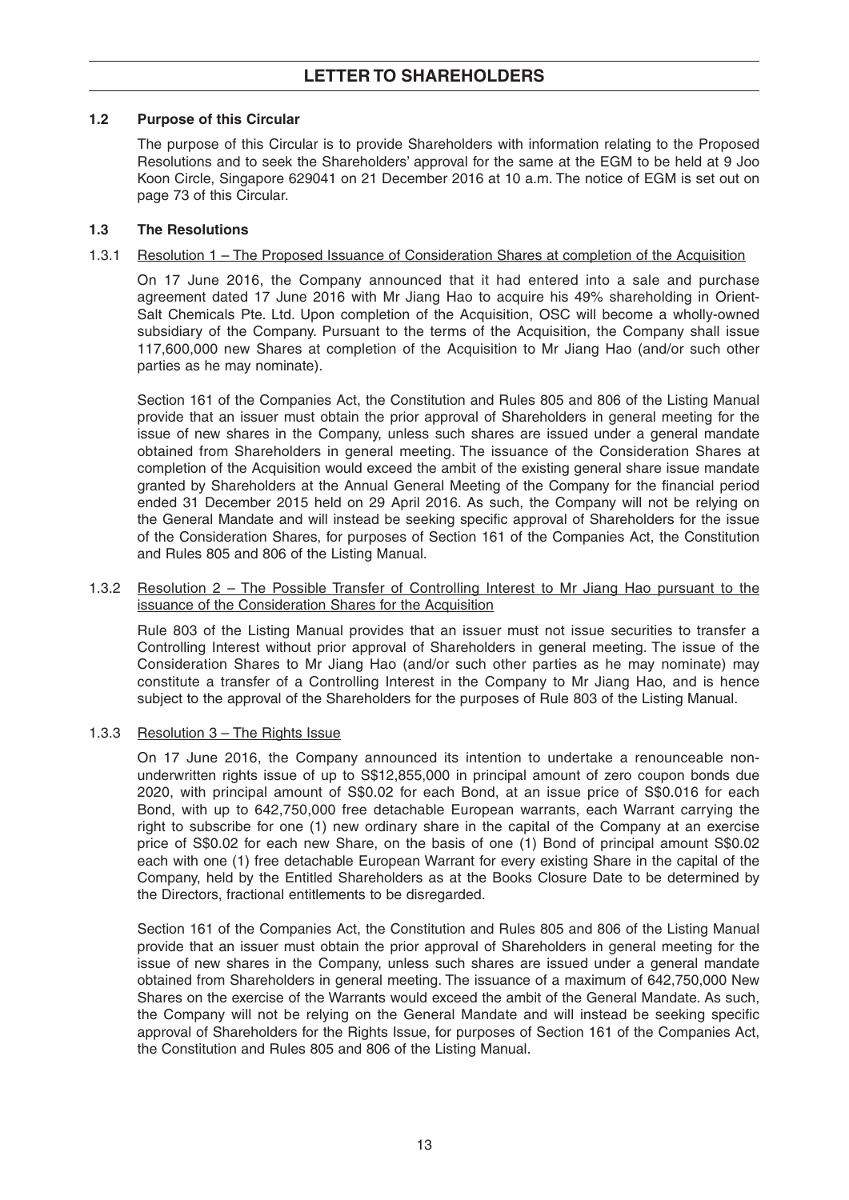# LETTER TO SHAREHOLDERS

### 1.2 Purpose of this Circular

The purpose of this Circular is to provide Shareholders with information relating to the Proposed Resolutions and to seek the Shareholders' approval for the same at the EGM to be held at 9 Joo Koon Circle, Singapore 629041 on 21 December 2016 at 10 a.m. The notice of EGM is set out on page 73 of this Circular.

### 1.3 The Resolutions

1.3.1 Resolution 1 – The Proposed Issuance of Consideration Shares at completion of the Acquisition

On 17 June 2016, the Company announced that it had entered into a sale and purchase agreement dated 17 June 2016 with Mr Jiang Hao to acquire his 49% shareholding in Orient-Salt Chemicals Pte. Ltd. Upon completion of the Acquisition, OSC will become a wholly-owned subsidiary of the Company. Pursuant to the terms of the Acquisition, the Company shall issue 117,600,000 new Shares at completion of the Acquisition to Mr Jiang Hao (and/or such other parties as he may nominate).

Section 161 of the Companies Act, the Constitution and Rules 805 and 806 of the Listing Manual provide that an issuer must obtain the prior approval of Shareholders in general meeting for the issue of new shares in the Company, unless such shares are issued under a general mandate obtained from Shareholders in general meeting. The issuance of the Consideration Shares at completion of the Acquisition would exceed the ambit of the existing general share issue mandate granted by Shareholders at the Annual General Meeting of the Company for the financial period ended 31 December 2015 held on 29 April 2016. As such, the Company will not be relying on the General Mandate and will instead be seeking specific approval of Shareholders for the issue of the Consideration Shares, for purposes of Section 161 of the Companies Act, the Constitution and Rules 805 and 806 of the Listing Manual.

1.3.2 Resolution 2 – The Possible Transfer of Controlling Interest to Mr Jiang Hao pursuant to the issuance of the Consideration Shares for the Acquisition

Rule 803 of the Listing Manual provides that an issuer must not issue securities to transfer a Controlling Interest without prior approval of Shareholders in general meeting. The issue of the Consideration Shares to Mr Jiang Hao (and/or such other parties as he may nominate) may constitute a transfer of a Controlling Interest in the Company to Mr Jiang Hao, and is hence subject to the approval of the Shareholders for the purposes of Rule 803 of the Listing Manual.

1.3.3 Resolution 3 – The Rights Issue

On 17 June 2016, the Company announced its intention to undertake a renounceable non-underwritten rights issue of up to S$12,855,000 in principal amount of zero coupon bonds due 2020, with principal amount of S$0.02 for each Bond, at an issue price of S$0.016 for each Bond, with up to 642,750,000 free detachable European warrants, each Warrant carrying the right to subscribe for one (1) new ordinary share in the capital of the Company at an exercise price of S$0.02 for each new Share, on the basis of one (1) Bond of principal amount S$0.02 each with one (1) free detachable European Warrant for every existing Share in the capital of the Company, held by the Entitled Shareholders as at the Books Closure Date to be determined by the Directors, fractional entitlements to be disregarded.

Section 161 of the Companies Act, the Constitution and Rules 805 and 806 of the Listing Manual provide that an issuer must obtain the prior approval of Shareholders in general meeting for the issue of new shares in the Company, unless such shares are issued under a general mandate obtained from Shareholders in general meeting. The issuance of a maximum of 642,750,000 New Shares on the exercise of the Warrants would exceed the ambit of the General Mandate. As such, the Company will not be relying on the General Mandate and will instead be seeking specific approval of Shareholders for the Rights Issue, for purposes of Section 161 of the Companies Act, the Constitution and Rules 805 and 806 of the Listing Manual.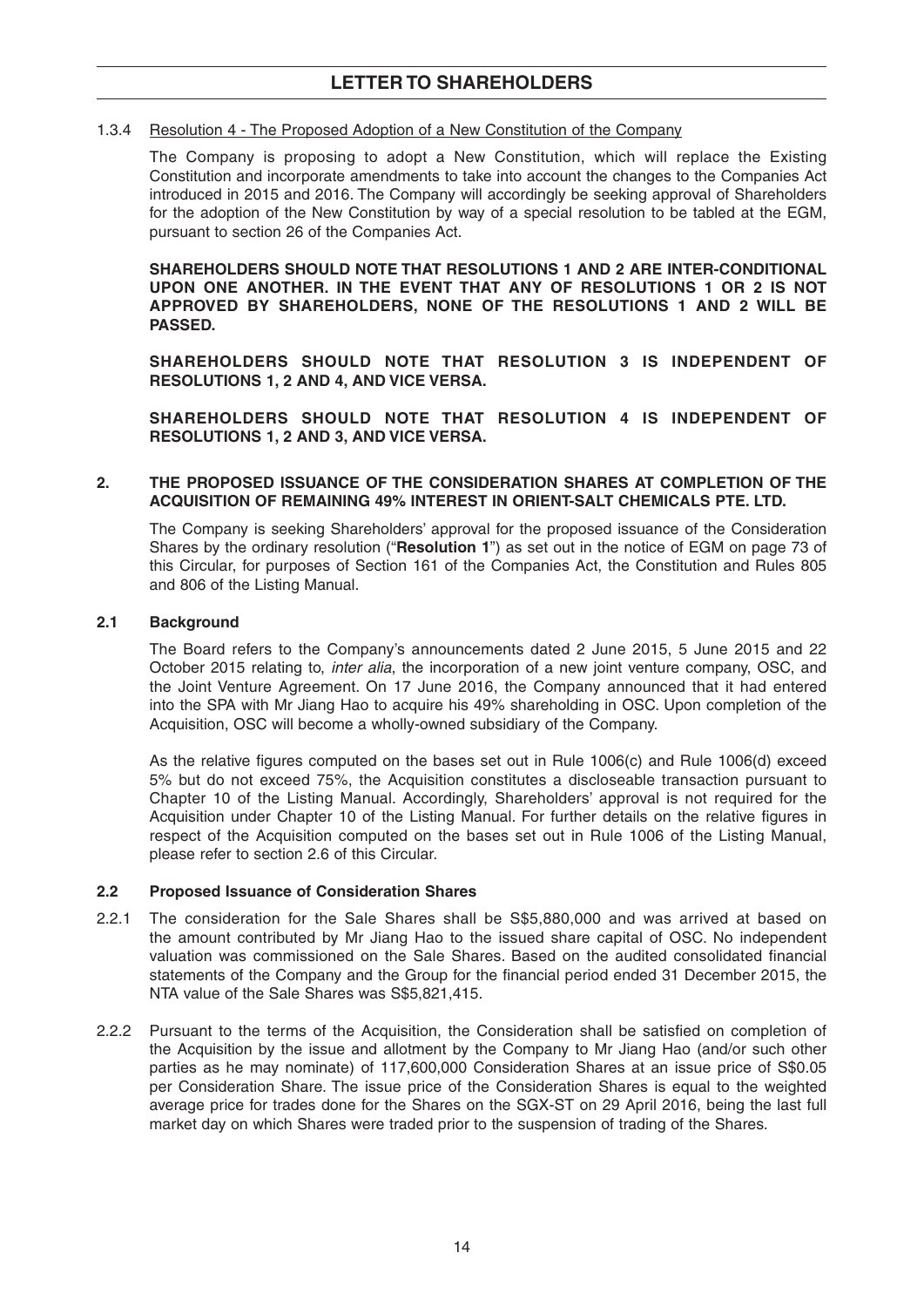#### 1.3.4 Resolution 4 - The Proposed Adoption of a New Constitution of the Company

The Company is proposing to adopt a New Constitution, which will replace the Existing Constitution and incorporate amendments to take into account the changes to the Companies Act introduced in 2015 and 2016. The Company will accordingly be seeking approval of Shareholders for the adoption of the New Constitution by way of a special resolution to be tabled at the EGM, pursuant to section 26 of the Companies Act.

**SHAREHOLDERS SHOULD NOTE THAT RESOLUTIONS 1 AND 2 ARE INTER-CONDITIONAL UPON ONE ANOTHER. IN THE EVENT THAT ANY OF RESOLUTIONS 1 OR 2 IS NOT APPROVED BY SHAREHOLDERS, NONE OF THE RESOLUTIONS 1 AND 2 WILL BE PASSED.**

**SHAREHOLDERS SHOULD NOTE THAT RESOLUTION 3 IS INDEPENDENT OF RESOLUTIONS 1, 2 AND 4, AND VICE VERSA.**

**SHAREHOLDERS SHOULD NOTE THAT RESOLUTION 4 IS INDEPENDENT OF RESOLUTIONS 1, 2 AND 3, AND VICE VERSA.**

## 2. THE PROPOSED ISSUANCE OF THE CONSIDERATION SHARES AT COMPLETION OF THE ACQUISITION OF REMAINING 49% INTEREST IN ORIENT-SALT CHEMICALS PTE. LTD.

The Company is seeking Shareholders' approval for the proposed issuance of the Consideration Shares by the ordinary resolution ("**Resolution 1**") as set out in the notice of EGM on page 73 of this Circular, for purposes of Section 161 of the Companies Act, the Constitution and Rules 805 and 806 of the Listing Manual.

### 2.1 Background

The Board refers to the Company's announcements dated 2 June 2015, 5 June 2015 and 22 October 2015 relating to, *inter alia*, the incorporation of a new joint venture company, OSC, and the Joint Venture Agreement. On 17 June 2016, the Company announced that it had entered into the SPA with Mr Jiang Hao to acquire his 49% shareholding in OSC. Upon completion of the Acquisition, OSC will become a wholly-owned subsidiary of the Company.

As the relative figures computed on the bases set out in Rule 1006(c) and Rule 1006(d) exceed 5% but do not exceed 75%, the Acquisition constitutes a discloseable transaction pursuant to Chapter 10 of the Listing Manual. Accordingly, Shareholders' approval is not required for the Acquisition under Chapter 10 of the Listing Manual. For further details on the relative figures in respect of the Acquisition computed on the bases set out in Rule 1006 of the Listing Manual, please refer to section 2.6 of this Circular.

### 2.2 Proposed Issuance of Consideration Shares

2.2.1 The consideration for the Sale Shares shall be S$5,880,000 and was arrived at based on the amount contributed by Mr Jiang Hao to the issued share capital of OSC. No independent valuation was commissioned on the Sale Shares. Based on the audited consolidated financial statements of the Company and the Group for the financial period ended 31 December 2015, the NTA value of the Sale Shares was S$5,821,415.

2.2.2 Pursuant to the terms of the Acquisition, the Consideration shall be satisfied on completion of the Acquisition by the issue and allotment by the Company to Mr Jiang Hao (and/or such other parties as he may nominate) of 117,600,000 Consideration Shares at an issue price of S$0.05 per Consideration Share. The issue price of the Consideration Shares is equal to the weighted average price for trades done for the Shares on the SGX-ST on 29 April 2016, being the last full market day on which Shares were traded prior to the suspension of trading of the Shares.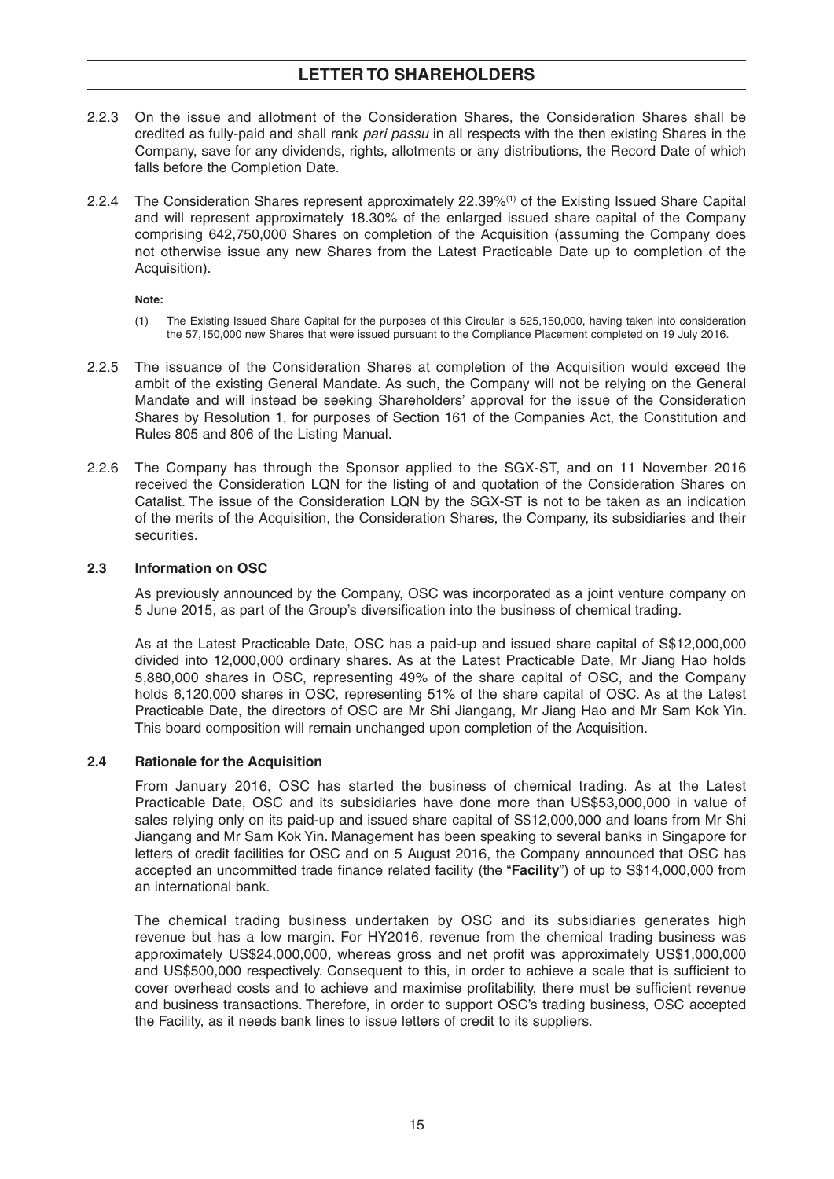2.2.3 On the issue and allotment of the Consideration Shares, the Consideration Shares shall be credited as fully-paid and shall rank *pari passu* in all respects with the then existing Shares in the Company, save for any dividends, rights, allotments or any distributions, the Record Date of which falls before the Completion Date.

2.2.4 The Consideration Shares represent approximately 22.39%[1] of the Existing Issued Share Capital and will represent approximately 18.30% of the enlarged issued share capital of the Company comprising 642,750,000 Shares on completion of the Acquisition (assuming the Company does not otherwise issue any new Shares from the Latest Practicable Date up to completion of the Acquisition).

**Note:**

(1) The Existing Issued Share Capital for the purposes of this Circular is 525,150,000, having taken into consideration the 57,150,000 new Shares that were issued pursuant to the Compliance Placement completed on 19 July 2016.

2.2.5 The issuance of the Consideration Shares at completion of the Acquisition would exceed the ambit of the existing General Mandate. As such, the Company will not be relying on the General Mandate and will instead be seeking Shareholders' approval for the issue of the Consideration Shares by Resolution 1, for purposes of Section 161 of the Companies Act, the Constitution and Rules 805 and 806 of the Listing Manual.

2.2.6 The Company has through the Sponsor applied to the SGX-ST, and on 11 November 2016 received the Consideration LQN for the listing of and quotation of the Consideration Shares on Catalist. The issue of the Consideration LQN by the SGX-ST is not to be taken as an indication of the merits of the Acquisition, the Consideration Shares, the Company, its subsidiaries and their securities.

### 2.3 Information on OSC

As previously announced by the Company, OSC was incorporated as a joint venture company on 5 June 2015, as part of the Group's diversification into the business of chemical trading.

As at the Latest Practicable Date, OSC has a paid-up and issued share capital of S$12,000,000 divided into 12,000,000 ordinary shares. As at the Latest Practicable Date, Mr Jiang Hao holds 5,880,000 shares in OSC, representing 49% of the share capital of OSC, and the Company holds 6,120,000 shares in OSC, representing 51% of the share capital of OSC. As at the Latest Practicable Date, the directors of OSC are Mr Shi Jiangang, Mr Jiang Hao and Mr Sam Kok Yin. This board composition will remain unchanged upon completion of the Acquisition.

### 2.4 Rationale for the Acquisition

From January 2016, OSC has started the business of chemical trading. As at the Latest Practicable Date, OSC and its subsidiaries have done more than US$53,000,000 in value of sales relying only on its paid-up and issued share capital of S$12,000,000 and loans from Mr Shi Jiangang and Mr Sam Kok Yin. Management has been speaking to several banks in Singapore for letters of credit facilities for OSC and on 5 August 2016, the Company announced that OSC has accepted an uncommitted trade finance related facility (the "**Facility**") of up to S$14,000,000 from an international bank.

The chemical trading business undertaken by OSC and its subsidiaries generates high revenue but has a low margin. For HY2016, revenue from the chemical trading business was approximately US$24,000,000, whereas gross and net profit was approximately US$1,000,000 and US$500,000 respectively. Consequent to this, in order to achieve a scale that is sufficient to cover overhead costs and to achieve and maximise profitability, there must be sufficient revenue and business transactions. Therefore, in order to support OSC's trading business, OSC accepted the Facility, as it needs bank lines to issue letters of credit to its suppliers.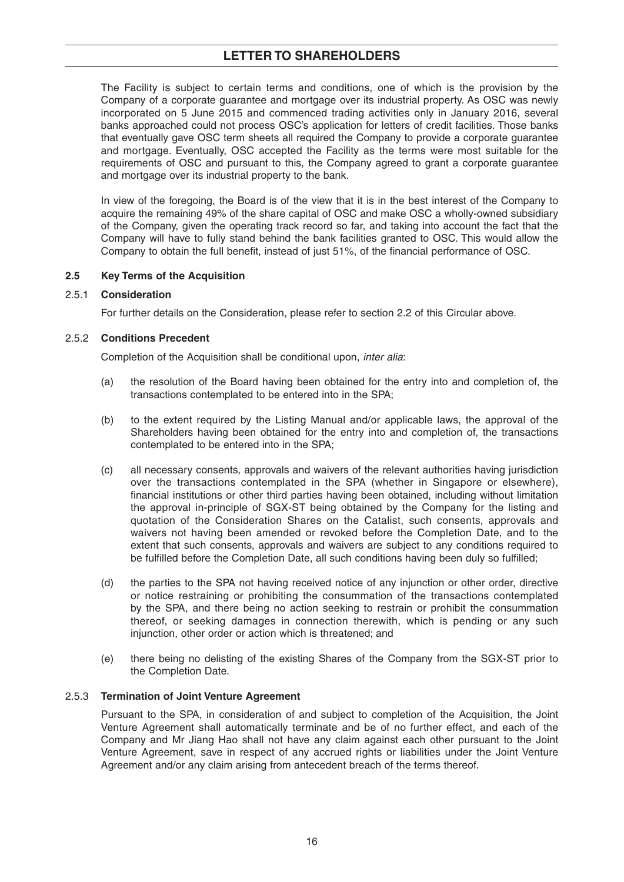The Facility is subject to certain terms and conditions, one of which is the provision by the Company of a corporate guarantee and mortgage over its industrial property. As OSC was newly incorporated on 5 June 2015 and commenced trading activities only in January 2016, several banks approached could not process OSC's application for letters of credit facilities. Those banks that eventually gave OSC term sheets all required the Company to provide a corporate guarantee and mortgage. Eventually, OSC accepted the Facility as the terms were most suitable for the requirements of OSC and pursuant to this, the Company agreed to grant a corporate guarantee and mortgage over its industrial property to the bank.

In view of the foregoing, the Board is of the view that it is in the best interest of the Company to acquire the remaining 49% of the share capital of OSC and make OSC a wholly-owned subsidiary of the Company, given the operating track record so far, and taking into account the fact that the Company will have to fully stand behind the bank facilities granted to OSC. This would allow the Company to obtain the full benefit, instead of just 51%, of the financial performance of OSC.

### 2.5 Key Terms of the Acquisition

#### 2.5.1 Consideration

For further details on the Consideration, please refer to section 2.2 of this Circular above.

#### 2.5.2 Conditions Precedent

Completion of the Acquisition shall be conditional upon, *inter alia*:

(a) the resolution of the Board having been obtained for the entry into and completion of, the transactions contemplated to be entered into in the SPA;

(b) to the extent required by the Listing Manual and/or applicable laws, the approval of the Shareholders having been obtained for the entry into and completion of, the transactions contemplated to be entered into in the SPA;

(c) all necessary consents, approvals and waivers of the relevant authorities having jurisdiction over the transactions contemplated in the SPA (whether in Singapore or elsewhere), financial institutions or other third parties having been obtained, including without limitation the approval in-principle of SGX-ST being obtained by the Company for the listing and quotation of the Consideration Shares on the Catalist, such consents, approvals and waivers not having been amended or revoked before the Completion Date, and to the extent that such consents, approvals and waivers are subject to any conditions required to be fulfilled before the Completion Date, all such conditions having been duly so fulfilled;

(d) the parties to the SPA not having received notice of any injunction or other order, directive or notice restraining or prohibiting the consummation of the transactions contemplated by the SPA, and there being no action seeking to restrain or prohibit the consummation thereof, or seeking damages in connection therewith, which is pending or any such injunction, other order or action which is threatened; and

(e) there being no delisting of the existing Shares of the Company from the SGX-ST prior to the Completion Date.

#### 2.5.3 Termination of Joint Venture Agreement

Pursuant to the SPA, in consideration of and subject to completion of the Acquisition, the Joint Venture Agreement shall automatically terminate and be of no further effect, and each of the Company and Mr Jiang Hao shall not have any claim against each other pursuant to the Joint Venture Agreement, save in respect of any accrued rights or liabilities under the Joint Venture Agreement and/or any claim arising from antecedent breach of the terms thereof.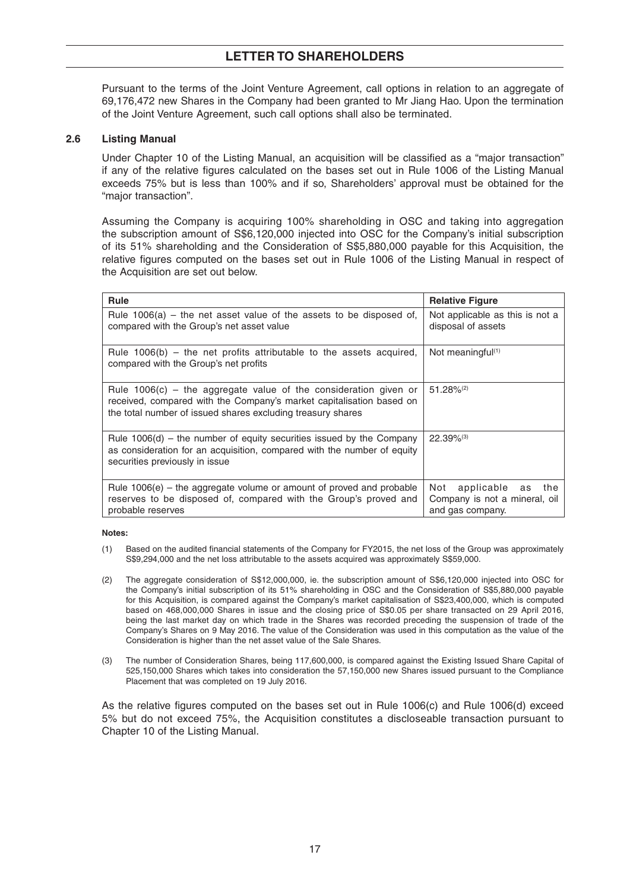Pursuant to the terms of the Joint Venture Agreement, call options in relation to an aggregate of 69,176,472 new Shares in the Company had been granted to Mr Jiang Hao. Upon the termination of the Joint Venture Agreement, such call options shall also be terminated.

### 2.6 Listing Manual

Under Chapter 10 of the Listing Manual, an acquisition will be classified as a "major transaction" if any of the relative figures calculated on the bases set out in Rule 1006 of the Listing Manual exceeds 75% but is less than 100% and if so, Shareholders' approval must be obtained for the "major transaction".

Assuming the Company is acquiring 100% shareholding in OSC and taking into aggregation the subscription amount of S$6,120,000 injected into OSC for the Company's initial subscription of its 51% shareholding and the Consideration of S$5,880,000 payable for this Acquisition, the relative figures computed on the bases set out in Rule 1006 of the Listing Manual in respect of the Acquisition are set out below.

| Rule | Relative Figure |
|---|---|
| Rule 1006(a) – the net asset value of the assets to be disposed of, compared with the Group's net asset value | Not applicable as this is not a disposal of assets |
| Rule 1006(b) – the net profits attributable to the assets acquired, compared with the Group's net profits | Not meaningful[(1)] |
| Rule 1006(c) – the aggregate value of the consideration given or received, compared with the Company's market capitalisation based on the total number of issued shares excluding treasury shares | 51.28%[(2)] |
| Rule 1006(d) – the number of equity securities issued by the Company as consideration for an acquisition, compared with the number of equity securities previously in issue | 22.39%[(3)] |
| Rule 1006(e) – the aggregate volume or amount of proved and probable reserves to be disposed of, compared with the Group's proved and probable reserves | Not applicable as the Company is not a mineral, oil and gas company. |

**Notes:**

(1) Based on the audited financial statements of the Company for FY2015, the net loss of the Group was approximately S$9,294,000 and the net loss attributable to the assets acquired was approximately S$59,000.

(2) The aggregate consideration of S$12,000,000, ie. the subscription amount of S$6,120,000 injected into OSC for the Company's initial subscription of its 51% shareholding in OSC and the Consideration of S$5,880,000 payable for this Acquisition, is compared against the Company's market capitalisation of S$23,400,000, which is computed based on 468,000,000 Shares in issue and the closing price of S$0.05 per share transacted on 29 April 2016, being the last market day on which trade in the Shares was recorded preceding the suspension of trade of the Company's Shares on 9 May 2016. The value of the Consideration was used in this computation as the value of the Consideration is higher than the net asset value of the Sale Shares.

(3) The number of Consideration Shares, being 117,600,000, is compared against the Existing Issued Share Capital of 525,150,000 Shares which takes into consideration the 57,150,000 new Shares issued pursuant to the Compliance Placement that was completed on 19 July 2016.

As the relative figures computed on the bases set out in Rule 1006(c) and Rule 1006(d) exceed 5% but do not exceed 75%, the Acquisition constitutes a discloseable transaction pursuant to Chapter 10 of the Listing Manual.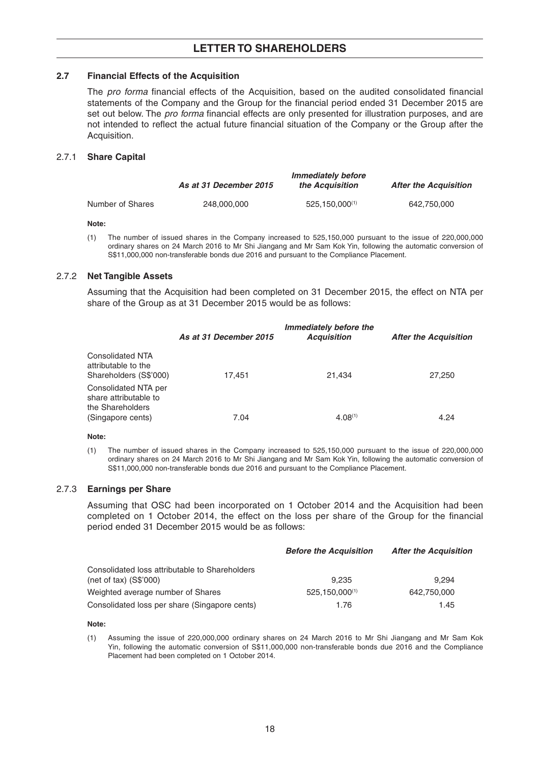## LETTER TO SHAREHOLDERS

### 2.7 Financial Effects of the Acquisition

The *pro forma* financial effects of the Acquisition, based on the audited consolidated financial statements of the Company and the Group for the financial period ended 31 December 2015 are set out below. The *pro forma* financial effects are only presented for illustration purposes, and are not intended to reflect the actual future financial situation of the Company or the Group after the Acquisition.

#### 2.7.1 Share Capital

| | *As at 31 December 2015* | *Immediately before the Acquisition* | *After the Acquisition* |
|---|---|---|---|
| Number of Shares | 248,000,000 | 525,150,000[(1)] | 642,750,000 |

**Note:**

(1) The number of issued shares in the Company increased to 525,150,000 pursuant to the issue of 220,000,000 ordinary shares on 24 March 2016 to Mr Shi Jiangang and Mr Sam Kok Yin, following the automatic conversion of S$11,000,000 non-transferable bonds due 2016 and pursuant to the Compliance Placement.

#### 2.7.2 Net Tangible Assets

Assuming that the Acquisition had been completed on 31 December 2015, the effect on NTA per share of the Group as at 31 December 2015 would be as follows:

| | *As at 31 December 2015* | *Immediately before the Acquisition* | *After the Acquisition* |
|---|---|---|---|
| Consolidated NTA attributable to the Shareholders (S$'000) | 17,451 | 21,434 | 27,250 |
| Consolidated NTA per share attributable to the Shareholders (Singapore cents) | 7.04 | 4.08[(1)] | 4.24 |

**Note:**

(1) The number of issued shares in the Company increased to 525,150,000 pursuant to the issue of 220,000,000 ordinary shares on 24 March 2016 to Mr Shi Jiangang and Mr Sam Kok Yin, following the automatic conversion of S$11,000,000 non-transferable bonds due 2016 and pursuant to the Compliance Placement.

#### 2.7.3 Earnings per Share

Assuming that OSC had been incorporated on 1 October 2014 and the Acquisition had been completed on 1 October 2014, the effect on the loss per share of the Group for the financial period ended 31 December 2015 would be as follows:

| | *Before the Acquisition* | *After the Acquisition* |
|---|---|---|
| Consolidated loss attributable to Shareholders (net of tax) (S$'000) | 9,235 | 9,294 |
| Weighted average number of Shares | 525,150,000[(1)] | 642,750,000 |
| Consolidated loss per share (Singapore cents) | 1.76 | 1.45 |

**Note:**

(1) Assuming the issue of 220,000,000 ordinary shares on 24 March 2016 to Mr Shi Jiangang and Mr Sam Kok Yin, following the automatic conversion of S$11,000,000 non-transferable bonds due 2016 and the Compliance Placement had been completed on 1 October 2014.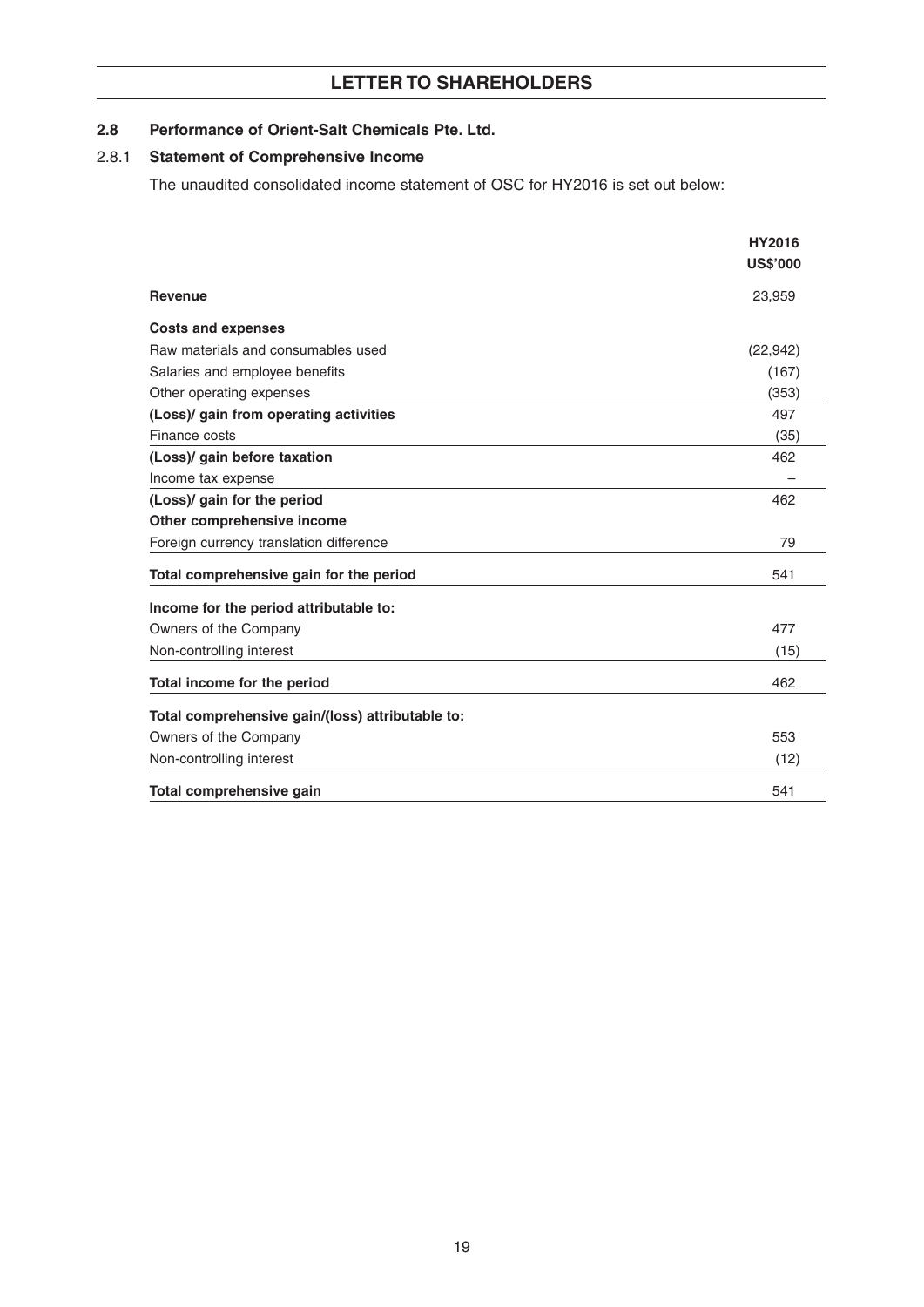### 2.8 Performance of Orient-Salt Chemicals Pte. Ltd.

#### 2.8.1 Statement of Comprehensive Income

The unaudited consolidated income statement of OSC for HY2016 is set out below:

| | HY2016 US$'000 |
|---|---|
| **Revenue** | 23,959 |
| **Costs and expenses** | |
| Raw materials and consumables used | (22,942) |
| Salaries and employee benefits | (167) |
| Other operating expenses | (353) |
| **(Loss)/ gain from operating activities** | 497 |
| Finance costs | (35) |
| **(Loss)/ gain before taxation** | 462 |
| Income tax expense | – |
| **(Loss)/ gain for the period** | 462 |
| **Other comprehensive income** | |
| Foreign currency translation difference | 79 |
| **Total comprehensive gain for the period** | 541 |
| **Income for the period attributable to:** | |
| Owners of the Company | 477 |
| Non-controlling interest | (15) |
| **Total income for the period** | 462 |
| **Total comprehensive gain/(loss) attributable to:** | |
| Owners of the Company | 553 |
| Non-controlling interest | (12) |
| **Total comprehensive gain** | 541 |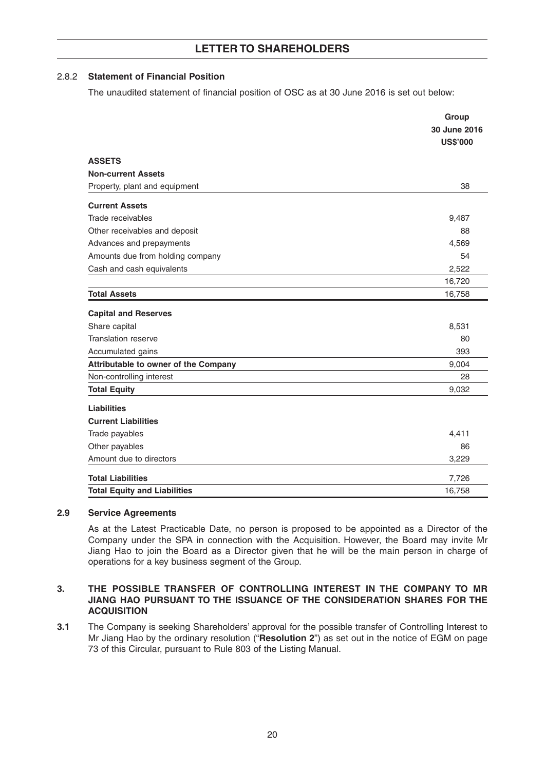#### 2.8.2 Statement of Financial Position

The unaudited statement of financial position of OSC as at 30 June 2016 is set out below:

| | Group<br>30 June 2016<br>US$'000 |
|---|---|
| **ASSETS** | |
| **Non-current Assets** | |
| Property, plant and equipment | 38 |
| **Current Assets** | |
| Trade receivables | 9,487 |
| Other receivables and deposit | 88 |
| Advances and prepayments | 4,569 |
| Amounts due from holding company | 54 |
| Cash and cash equivalents | 2,522 |
| | 16,720 |
| **Total Assets** | 16,758 |
| **Capital and Reserves** | |
| Share capital | 8,531 |
| Translation reserve | 80 |
| Accumulated gains | 393 |
| **Attributable to owner of the Company** | 9,004 |
| Non-controlling interest | 28 |
| **Total Equity** | 9,032 |
| **Liabilities** | |
| **Current Liabilities** | |
| Trade payables | 4,411 |
| Other payables | 86 |
| Amount due to directors | 3,229 |
| **Total Liabilities** | 7,726 |
| **Total Equity and Liabilities** | 16,758 |

### 2.9 Service Agreements

As at the Latest Practicable Date, no person is proposed to be appointed as a Director of the Company under the SPA in connection with the Acquisition. However, the Board may invite Mr Jiang Hao to join the Board as a Director given that he will be the main person in charge of operations for a key business segment of the Group.

## 3. THE POSSIBLE TRANSFER OF CONTROLLING INTEREST IN THE COMPANY TO MR JIANG HAO PURSUANT TO THE ISSUANCE OF THE CONSIDERATION SHARES FOR THE ACQUISITION

**3.1** The Company is seeking Shareholders' approval for the possible transfer of Controlling Interest to Mr Jiang Hao by the ordinary resolution ("**Resolution 2**") as set out in the notice of EGM on page 73 of this Circular, pursuant to Rule 803 of the Listing Manual.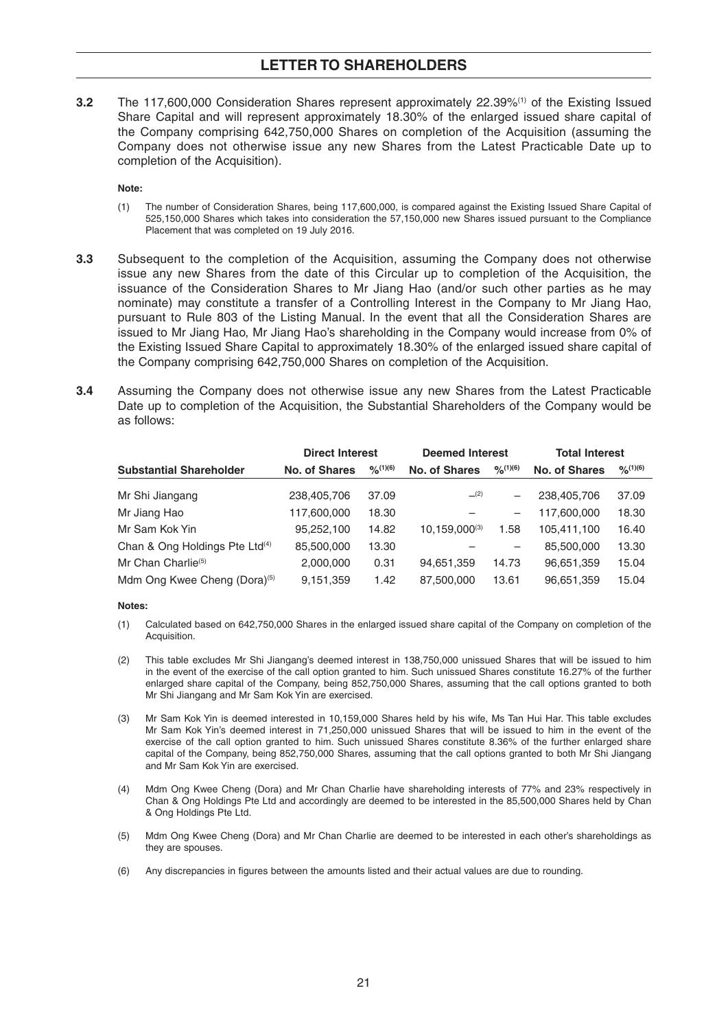## LETTER TO SHAREHOLDERS

**3.2** The 117,600,000 Consideration Shares represent approximately 22.39%[1] of the Existing Issued Share Capital and will represent approximately 18.30% of the enlarged issued share capital of the Company comprising 642,750,000 Shares on completion of the Acquisition (assuming the Company does not otherwise issue any new Shares from the Latest Practicable Date up to completion of the Acquisition).

**Note:**

(1) The number of Consideration Shares, being 117,600,000, is compared against the Existing Issued Share Capital of 525,150,000 Shares which takes into consideration the 57,150,000 new Shares issued pursuant to the Compliance Placement that was completed on 19 July 2016.

**3.3** Subsequent to the completion of the Acquisition, assuming the Company does not otherwise issue any new Shares from the date of this Circular up to completion of the Acquisition, the issuance of the Consideration Shares to Mr Jiang Hao (and/or such other parties as he may nominate) may constitute a transfer of a Controlling Interest in the Company to Mr Jiang Hao, pursuant to Rule 803 of the Listing Manual. In the event that all the Consideration Shares are issued to Mr Jiang Hao, Mr Jiang Hao's shareholding in the Company would increase from 0% of the Existing Issued Share Capital to approximately 18.30% of the enlarged issued share capital of the Company comprising 642,750,000 Shares on completion of the Acquisition.

**3.4** Assuming the Company does not otherwise issue any new Shares from the Latest Practicable Date up to completion of the Acquisition, the Substantial Shareholders of the Company would be as follows:

| | Direct Interest | | Deemed Interest | | Total Interest | |
|---|---|---|---|---|---|---|
| **Substantial Shareholder** | **No. of Shares** | **%[1][6]** | **No. of Shares** | **%[1][6]** | **No. of Shares** | **%[1][6]** |
| Mr Shi Jiangang | 238,405,706 | 37.09 | –[2] | – | 238,405,706 | 37.09 |
| Mr Jiang Hao | 117,600,000 | 18.30 | – | – | 117,600,000 | 18.30 |
| Mr Sam Kok Yin | 95,252,100 | 14.82 | 10,159,000[3] | 1.58 | 105,411,100 | 16.40 |
| Chan & Ong Holdings Pte Ltd[4] | 85,500,000 | 13.30 | – | – | 85,500,000 | 13.30 |
| Mr Chan Charlie[5] | 2,000,000 | 0.31 | 94,651,359 | 14.73 | 96,651,359 | 15.04 |
| Mdm Ong Kwee Cheng (Dora)[5] | 9,151,359 | 1.42 | 87,500,000 | 13.61 | 96,651,359 | 15.04 |

**Notes:**

(1) Calculated based on 642,750,000 Shares in the enlarged issued share capital of the Company on completion of the Acquisition.

(2) This table excludes Mr Shi Jiangang's deemed interest in 138,750,000 unissued Shares that will be issued to him in the event of the exercise of the call option granted to him. Such unissued Shares constitute 16.27% of the further enlarged share capital of the Company, being 852,750,000 Shares, assuming that the call options granted to both Mr Shi Jiangang and Mr Sam Kok Yin are exercised.

(3) Mr Sam Kok Yin is deemed interested in 10,159,000 Shares held by his wife, Ms Tan Hui Har. This table excludes Mr Sam Kok Yin's deemed interest in 71,250,000 unissued Shares that will be issued to him in the event of the exercise of the call option granted to him. Such unissued Shares constitute 8.36% of the further enlarged share capital of the Company, being 852,750,000 Shares, assuming that the call options granted to both Mr Shi Jiangang and Mr Sam Kok Yin are exercised.

(4) Mdm Ong Kwee Cheng (Dora) and Mr Chan Charlie have shareholding interests of 77% and 23% respectively in Chan & Ong Holdings Pte Ltd and accordingly are deemed to be interested in the 85,500,000 Shares held by Chan & Ong Holdings Pte Ltd.

(5) Mdm Ong Kwee Cheng (Dora) and Mr Chan Charlie are deemed to be interested in each other's shareholdings as they are spouses.

(6) Any discrepancies in figures between the amounts listed and their actual values are due to rounding.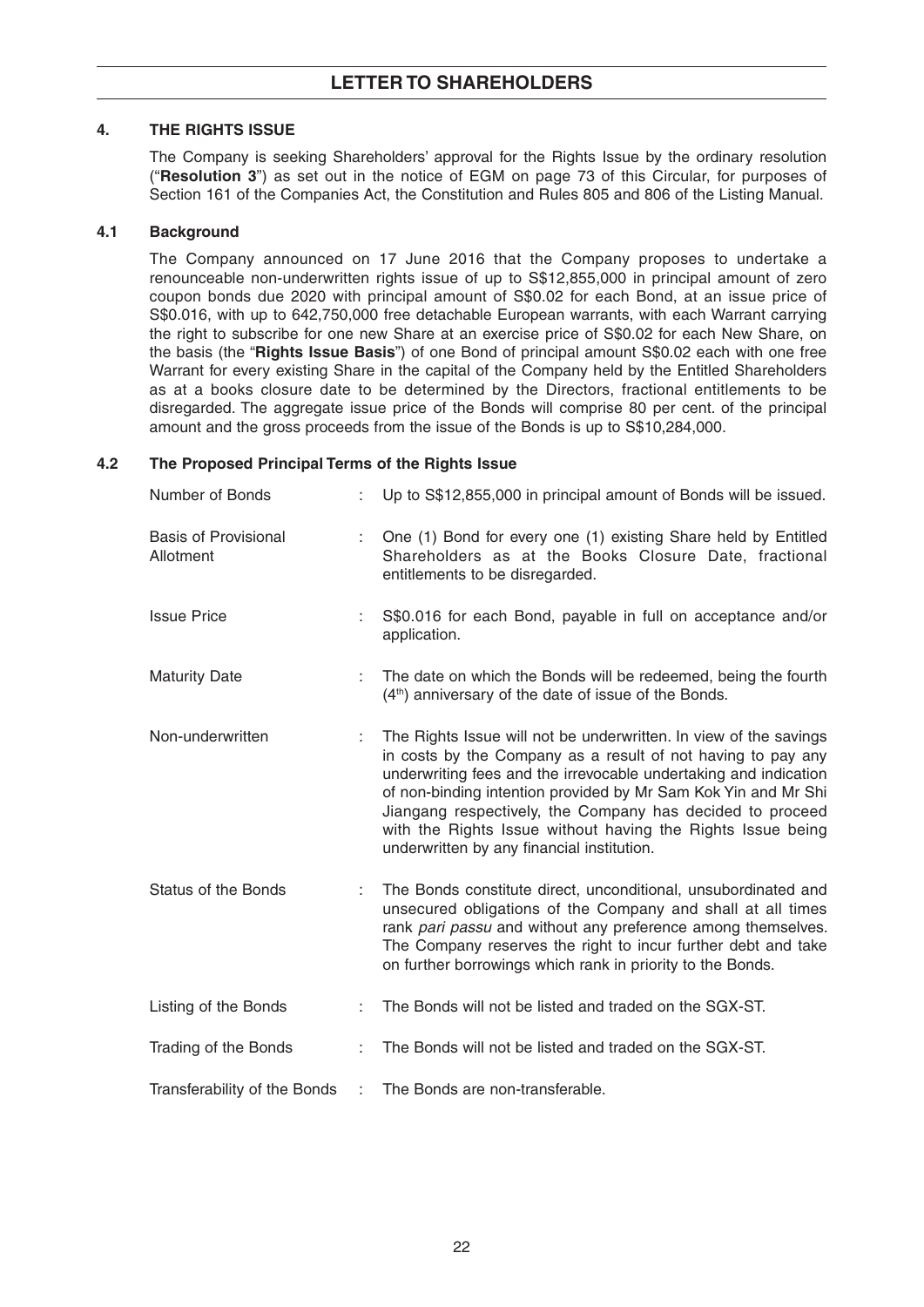## 4. THE RIGHTS ISSUE

The Company is seeking Shareholders' approval for the Rights Issue by the ordinary resolution ("**Resolution 3**") as set out in the notice of EGM on page 73 of this Circular, for purposes of Section 161 of the Companies Act, the Constitution and Rules 805 and 806 of the Listing Manual.

### 4.1 Background

The Company announced on 17 June 2016 that the Company proposes to undertake a renounceable non-underwritten rights issue of up to S$12,855,000 in principal amount of zero coupon bonds due 2020 with principal amount of S$0.02 for each Bond, at an issue price of S$0.016, with up to 642,750,000 free detachable European warrants, with each Warrant carrying the right to subscribe for one new Share at an exercise price of S$0.02 for each New Share, on the basis (the "**Rights Issue Basis**") of one Bond of principal amount S$0.02 each with one free Warrant for every existing Share in the capital of the Company held by the Entitled Shareholders as at a books closure date to be determined by the Directors, fractional entitlements to be disregarded. The aggregate issue price of the Bonds will comprise 80 per cent. of the principal amount and the gross proceeds from the issue of the Bonds is up to S$10,284,000.

### 4.2 The Proposed Principal Terms of the Rights Issue

| | | |
|---|---|---|
| Number of Bonds | : | Up to S$12,855,000 in principal amount of Bonds will be issued. |
| Basis of Provisional Allotment | : | One (1) Bond for every one (1) existing Share held by Entitled Shareholders as at the Books Closure Date, fractional entitlements to be disregarded. |
| Issue Price | : | S$0.016 for each Bond, payable in full on acceptance and/or application. |
| Maturity Date | : | The date on which the Bonds will be redeemed, being the fourth (4th) anniversary of the date of issue of the Bonds. |
| Non-underwritten | : | The Rights Issue will not be underwritten. In view of the savings in costs by the Company as a result of not having to pay any underwriting fees and the irrevocable undertaking and indication of non-binding intention provided by Mr Sam Kok Yin and Mr Shi Jiangang respectively, the Company has decided to proceed with the Rights Issue without having the Rights Issue being underwritten by any financial institution. |
| Status of the Bonds | : | The Bonds constitute direct, unconditional, unsubordinated and unsecured obligations of the Company and shall at all times rank *pari passu* and without any preference among themselves. The Company reserves the right to incur further debt and take on further borrowings which rank in priority to the Bonds. |
| Listing of the Bonds | : | The Bonds will not be listed and traded on the SGX-ST. |
| Trading of the Bonds | : | The Bonds will not be listed and traded on the SGX-ST. |
| Transferability of the Bonds | : | The Bonds are non-transferable. |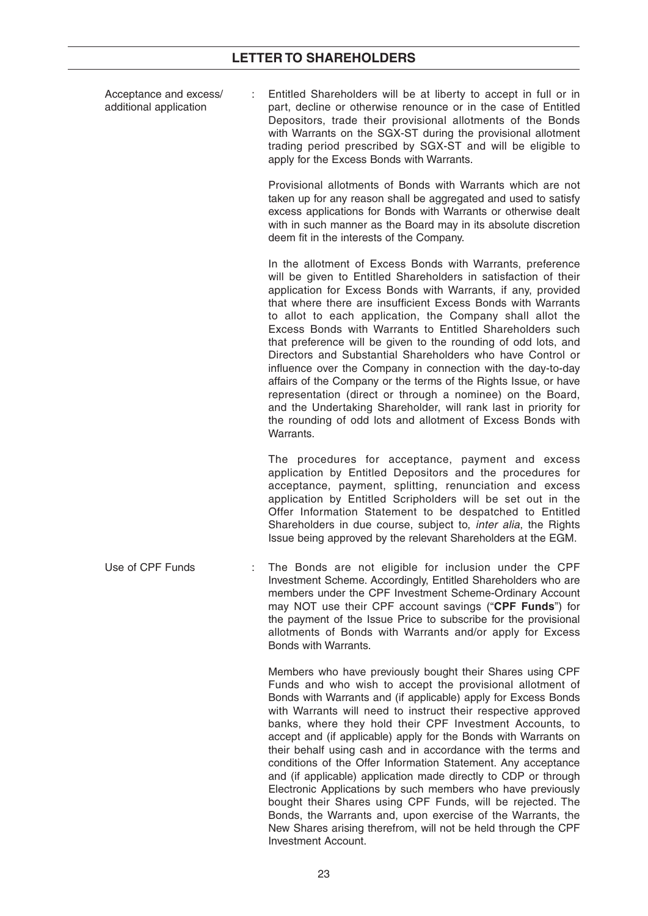Acceptance and excess/ additional application : Entitled Shareholders will be at liberty to accept in full or in part, decline or otherwise renounce or in the case of Entitled Depositors, trade their provisional allotments of the Bonds with Warrants on the SGX-ST during the provisional allotment trading period prescribed by SGX-ST and will be eligible to apply for the Excess Bonds with Warrants.

Provisional allotments of Bonds with Warrants which are not taken up for any reason shall be aggregated and used to satisfy excess applications for Bonds with Warrants or otherwise dealt with in such manner as the Board may in its absolute discretion deem fit in the interests of the Company.

In the allotment of Excess Bonds with Warrants, preference will be given to Entitled Shareholders in satisfaction of their application for Excess Bonds with Warrants, if any, provided that where there are insufficient Excess Bonds with Warrants to allot to each application, the Company shall allot the Excess Bonds with Warrants to Entitled Shareholders such that preference will be given to the rounding of odd lots, and Directors and Substantial Shareholders who have Control or influence over the Company in connection with the day-to-day affairs of the Company or the terms of the Rights Issue, or have representation (direct or through a nominee) on the Board, and the Undertaking Shareholder, will rank last in priority for the rounding of odd lots and allotment of Excess Bonds with Warrants.

The procedures for acceptance, payment and excess application by Entitled Depositors and the procedures for acceptance, payment, splitting, renunciation and excess application by Entitled Scripholders will be set out in the Offer Information Statement to be despatched to Entitled Shareholders in due course, subject to, *inter alia*, the Rights Issue being approved by the relevant Shareholders at the EGM.

Use of CPF Funds : The Bonds are not eligible for inclusion under the CPF Investment Scheme. Accordingly, Entitled Shareholders who are members under the CPF Investment Scheme-Ordinary Account may NOT use their CPF account savings ("**CPF Funds**") for the payment of the Issue Price to subscribe for the provisional allotments of Bonds with Warrants and/or apply for Excess Bonds with Warrants.

Members who have previously bought their Shares using CPF Funds and who wish to accept the provisional allotment of Bonds with Warrants and (if applicable) apply for Excess Bonds with Warrants will need to instruct their respective approved banks, where they hold their CPF Investment Accounts, to accept and (if applicable) apply for the Bonds with Warrants on their behalf using cash and in accordance with the terms and conditions of the Offer Information Statement. Any acceptance and (if applicable) application made directly to CDP or through Electronic Applications by such members who have previously bought their Shares using CPF Funds, will be rejected. The Bonds, the Warrants and, upon exercise of the Warrants, the New Shares arising therefrom, will not be held through the CPF Investment Account.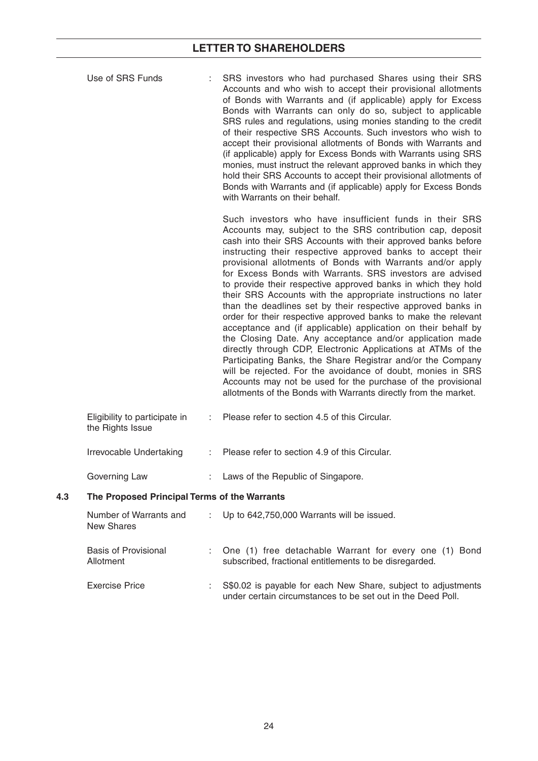| | | |
|---|---|---|
| Use of SRS Funds | : | SRS investors who had purchased Shares using their SRS Accounts and who wish to accept their provisional allotments of Bonds with Warrants and (if applicable) apply for Excess Bonds with Warrants can only do so, subject to applicable SRS rules and regulations, using monies standing to the credit of their respective SRS Accounts. Such investors who wish to accept their provisional allotments of Bonds with Warrants and (if applicable) apply for Excess Bonds with Warrants using SRS monies, must instruct the relevant approved banks in which they hold their SRS Accounts to accept their provisional allotments of Bonds with Warrants and (if applicable) apply for Excess Bonds with Warrants on their behalf.<br><br>Such investors who have insufficient funds in their SRS Accounts may, subject to the SRS contribution cap, deposit cash into their SRS Accounts with their approved banks before instructing their respective approved banks to accept their provisional allotments of Bonds with Warrants and/or apply for Excess Bonds with Warrants. SRS investors are advised to provide their respective approved banks in which they hold their SRS Accounts with the appropriate instructions no later than the deadlines set by their respective approved banks in order for their respective approved banks to make the relevant acceptance and (if applicable) application on their behalf by the Closing Date. Any acceptance and/or application made directly through CDP, Electronic Applications at ATMs of the Participating Banks, the Share Registrar and/or the Company will be rejected. For the avoidance of doubt, monies in SRS Accounts may not be used for the purchase of the provisional allotments of the Bonds with Warrants directly from the market. |
| Eligibility to participate in the Rights Issue | : | Please refer to section 4.5 of this Circular. |
| Irrevocable Undertaking | : | Please refer to section 4.9 of this Circular. |
| Governing Law | : | Laws of the Republic of Singapore. |

## 4.3 The Proposed Principal Terms of the Warrants

| | | |
|---|---|---|
| Number of Warrants and New Shares | : | Up to 642,750,000 Warrants will be issued. |
| Basis of Provisional Allotment | : | One (1) free detachable Warrant for every one (1) Bond subscribed, fractional entitlements to be disregarded. |
| Exercise Price | : | S$0.02 is payable for each New Share, subject to adjustments under certain circumstances to be set out in the Deed Poll. |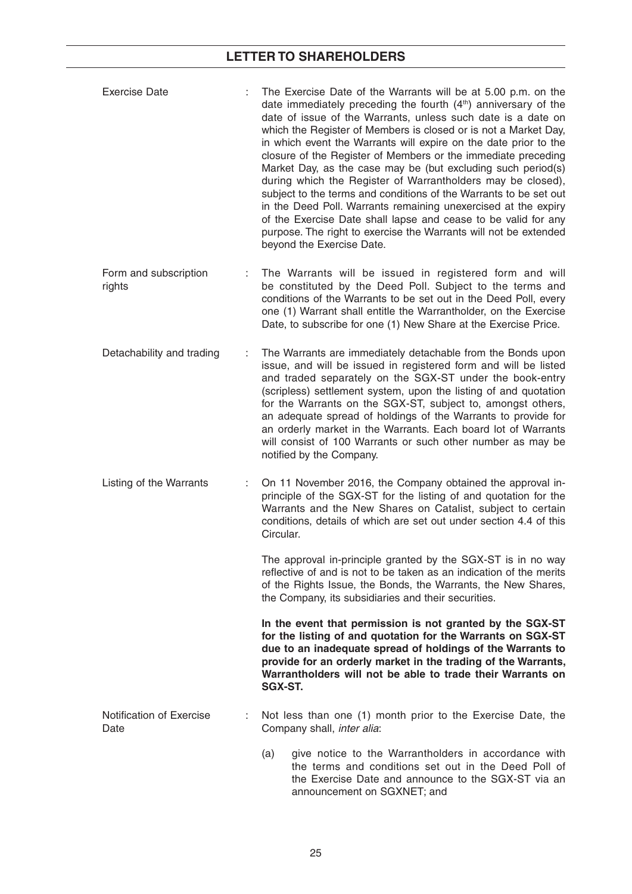| | | |
|---|---|---|
| Exercise Date | : | The Exercise Date of the Warrants will be at 5.00 p.m. on the date immediately preceding the fourth (4th) anniversary of the date of issue of the Warrants, unless such date is a date on which the Register of Members is closed or is not a Market Day, in which event the Warrants will expire on the date prior to the closure of the Register of Members or the immediate preceding Market Day, as the case may be (but excluding such period(s) during which the Register of Warrantholders may be closed), subject to the terms and conditions of the Warrants to be set out in the Deed Poll. Warrants remaining unexercised at the expiry of the Exercise Date shall lapse and cease to be valid for any purpose. The right to exercise the Warrants will not be extended beyond the Exercise Date. |
| Form and subscription rights | : | The Warrants will be issued in registered form and will be constituted by the Deed Poll. Subject to the terms and conditions of the Warrants to be set out in the Deed Poll, every one (1) Warrant shall entitle the Warrantholder, on the Exercise Date, to subscribe for one (1) New Share at the Exercise Price. |
| Detachability and trading | : | The Warrants are immediately detachable from the Bonds upon issue, and will be issued in registered form and will be listed and traded separately on the SGX-ST under the book-entry (scripless) settlement system, upon the listing of and quotation for the Warrants on the SGX-ST, subject to, amongst others, an adequate spread of holdings of the Warrants to provide for an orderly market in the Warrants. Each board lot of Warrants will consist of 100 Warrants or such other number as may be notified by the Company. |
| Listing of the Warrants | : | On 11 November 2016, the Company obtained the approval in-principle of the SGX-ST for the listing of and quotation for the Warrants and the New Shares on Catalist, subject to certain conditions, details of which are set out under section 4.4 of this Circular.<br><br>The approval in-principle granted by the SGX-ST is in no way reflective of and is not to be taken as an indication of the merits of the Rights Issue, the Bonds, the Warrants, the New Shares, the Company, its subsidiaries and their securities.<br><br>**In the event that permission is not granted by the SGX-ST for the listing of and quotation for the Warrants on SGX-ST due to an inadequate spread of holdings of the Warrants to provide for an orderly market in the trading of the Warrants, Warrantholders will not be able to trade their Warrants on SGX-ST.** |
| Notification of Exercise Date | : | Not less than one (1) month prior to the Exercise Date, the Company shall, *inter alia*:<br><br>(a) give notice to the Warrantholders in accordance with the terms and conditions set out in the Deed Poll of the Exercise Date and announce to the SGX-ST via an announcement on SGXNET; and |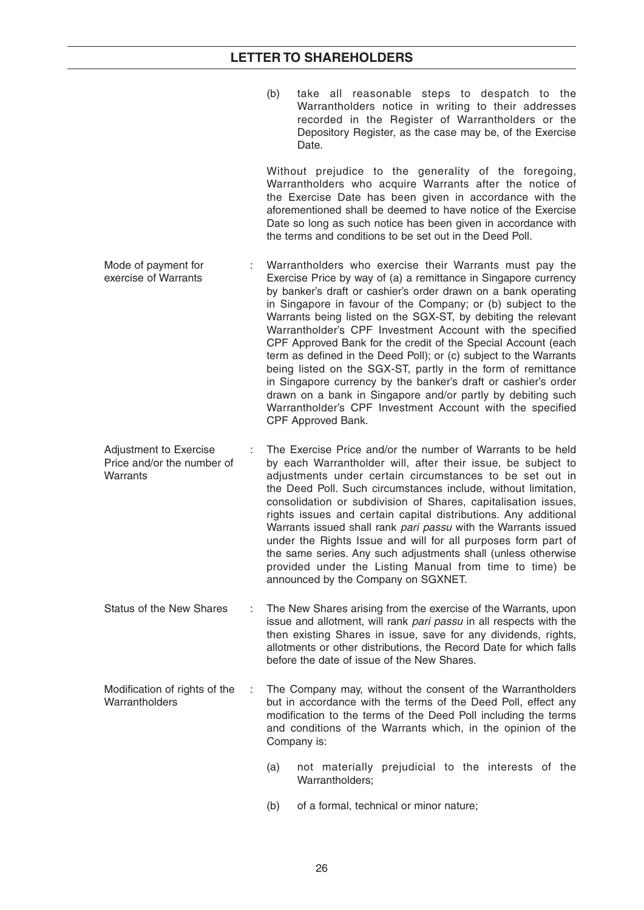(b) take all reasonable steps to despatch to the Warrantholders notice in writing to their addresses recorded in the Register of Warrantholders or the Depository Register, as the case may be, of the Exercise Date.

Without prejudice to the generality of the foregoing, Warrantholders who acquire Warrants after the notice of the Exercise Date has been given in accordance with the aforementioned shall be deemed to have notice of the Exercise Date so long as such notice has been given in accordance with the terms and conditions to be set out in the Deed Poll.

| | | |
|---|---|---|
| Mode of payment for exercise of Warrants | : | Warrantholders who exercise their Warrants must pay the Exercise Price by way of (a) a remittance in Singapore currency by banker's draft or cashier's order drawn on a bank operating in Singapore in favour of the Company; or (b) subject to the Warrants being listed on the SGX-ST, by debiting the relevant Warrantholder's CPF Investment Account with the specified CPF Approved Bank for the credit of the Special Account (each term as defined in the Deed Poll); or (c) subject to the Warrants being listed on the SGX-ST, partly in the form of remittance in Singapore currency by the banker's draft or cashier's order drawn on a bank in Singapore and/or partly by debiting such Warrantholder's CPF Investment Account with the specified CPF Approved Bank. |
| Adjustment to Exercise Price and/or the number of Warrants | : | The Exercise Price and/or the number of Warrants to be held by each Warrantholder will, after their issue, be subject to adjustments under certain circumstances to be set out in the Deed Poll. Such circumstances include, without limitation, consolidation or subdivision of Shares, capitalisation issues, rights issues and certain capital distributions. Any additional Warrants issued shall rank *pari passu* with the Warrants issued under the Rights Issue and will for all purposes form part of the same series. Any such adjustments shall (unless otherwise provided under the Listing Manual from time to time) be announced by the Company on SGXNET. |
| Status of the New Shares | : | The New Shares arising from the exercise of the Warrants, upon issue and allotment, will rank *pari passu* in all respects with the then existing Shares in issue, save for any dividends, rights, allotments or other distributions, the Record Date for which falls before the date of issue of the New Shares. |
| Modification of rights of the Warrantholders | : | The Company may, without the consent of the Warrantholders but in accordance with the terms of the Deed Poll, effect any modification to the terms of the Deed Poll including the terms and conditions of the Warrants which, in the opinion of the Company is: |

(a) not materially prejudicial to the interests of the Warrantholders;

(b) of a formal, technical or minor nature;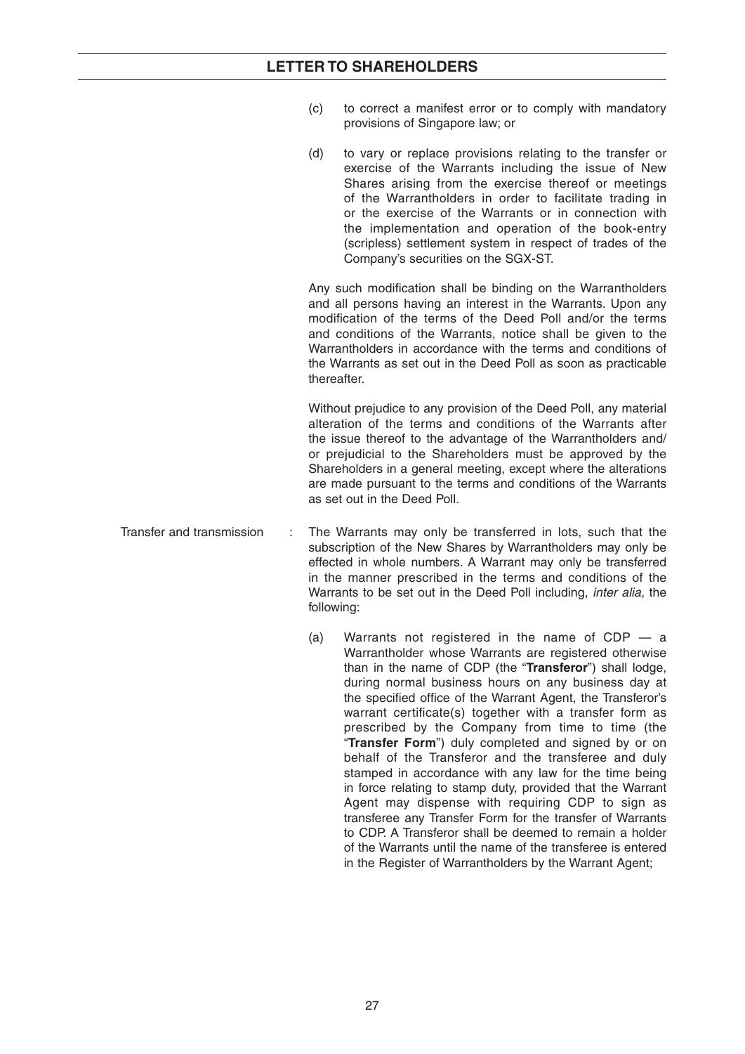(c) to correct a manifest error or to comply with mandatory provisions of Singapore law; or

(d) to vary or replace provisions relating to the transfer or exercise of the Warrants including the issue of New Shares arising from the exercise thereof or meetings of the Warrantholders in order to facilitate trading in or the exercise of the Warrants or in connection with the implementation and operation of the book-entry (scripless) settlement system in respect of trades of the Company's securities on the SGX-ST.

Any such modification shall be binding on the Warrantholders and all persons having an interest in the Warrants. Upon any modification of the terms of the Deed Poll and/or the terms and conditions of the Warrants, notice shall be given to the Warrantholders in accordance with the terms and conditions of the Warrants as set out in the Deed Poll as soon as practicable thereafter.

Without prejudice to any provision of the Deed Poll, any material alteration of the terms and conditions of the Warrants after the issue thereof to the advantage of the Warrantholders and/or prejudicial to the Shareholders must be approved by the Shareholders in a general meeting, except where the alterations are made pursuant to the terms and conditions of the Warrants as set out in the Deed Poll.

Transfer and transmission : The Warrants may only be transferred in lots, such that the subscription of the New Shares by Warrantholders may only be effected in whole numbers. A Warrant may only be transferred in the manner prescribed in the terms and conditions of the Warrants to be set out in the Deed Poll including, *inter alia,* the following:

(a) Warrants not registered in the name of CDP — a Warrantholder whose Warrants are registered otherwise than in the name of CDP (the "**Transferor**") shall lodge, during normal business hours on any business day at the specified office of the Warrant Agent, the Transferor's warrant certificate(s) together with a transfer form as prescribed by the Company from time to time (the "**Transfer Form**") duly completed and signed by or on behalf of the Transferor and the transferee and duly stamped in accordance with any law for the time being in force relating to stamp duty, provided that the Warrant Agent may dispense with requiring CDP to sign as transferee any Transfer Form for the transfer of Warrants to CDP. A Transferor shall be deemed to remain a holder of the Warrants until the name of the transferee is entered in the Register of Warrantholders by the Warrant Agent;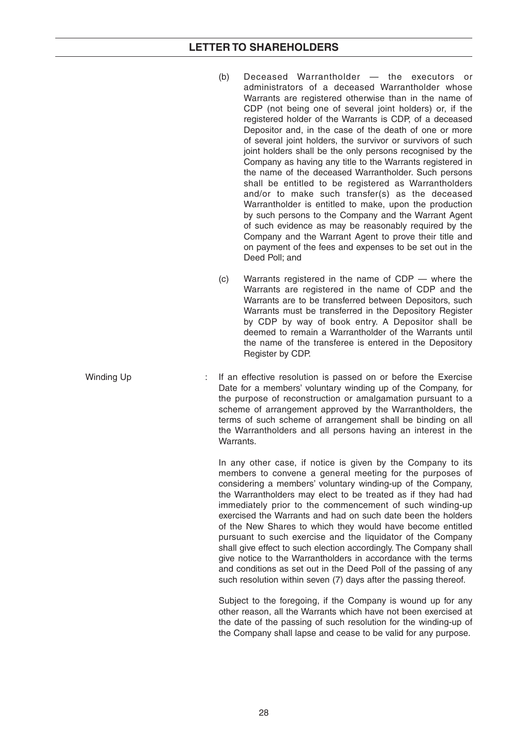(b) Deceased Warrantholder — the executors or administrators of a deceased Warrantholder whose Warrants are registered otherwise than in the name of CDP (not being one of several joint holders) or, if the registered holder of the Warrants is CDP, of a deceased Depositor and, in the case of the death of one or more of several joint holders, the survivor or survivors of such joint holders shall be the only persons recognised by the Company as having any title to the Warrants registered in the name of the deceased Warrantholder. Such persons shall be entitled to be registered as Warrantholders and/or to make such transfer(s) as the deceased Warrantholder is entitled to make, upon the production by such persons to the Company and the Warrant Agent of such evidence as may be reasonably required by the Company and the Warrant Agent to prove their title and on payment of the fees and expenses to be set out in the Deed Poll; and

(c) Warrants registered in the name of CDP — where the Warrants are registered in the name of CDP and the Warrants are to be transferred between Depositors, such Warrants must be transferred in the Depository Register by CDP by way of book entry. A Depositor shall be deemed to remain a Warrantholder of the Warrants until the name of the transferee is entered in the Depository Register by CDP.

Winding Up : If an effective resolution is passed on or before the Exercise Date for a members' voluntary winding up of the Company, for the purpose of reconstruction or amalgamation pursuant to a scheme of arrangement approved by the Warrantholders, the terms of such scheme of arrangement shall be binding on all the Warrantholders and all persons having an interest in the Warrants.

In any other case, if notice is given by the Company to its members to convene a general meeting for the purposes of considering a members' voluntary winding-up of the Company, the Warrantholders may elect to be treated as if they had had immediately prior to the commencement of such winding-up exercised the Warrants and had on such date been the holders of the New Shares to which they would have become entitled pursuant to such exercise and the liquidator of the Company shall give effect to such election accordingly. The Company shall give notice to the Warrantholders in accordance with the terms and conditions as set out in the Deed Poll of the passing of any such resolution within seven (7) days after the passing thereof.

Subject to the foregoing, if the Company is wound up for any other reason, all the Warrants which have not been exercised at the date of the passing of such resolution for the winding-up of the Company shall lapse and cease to be valid for any purpose.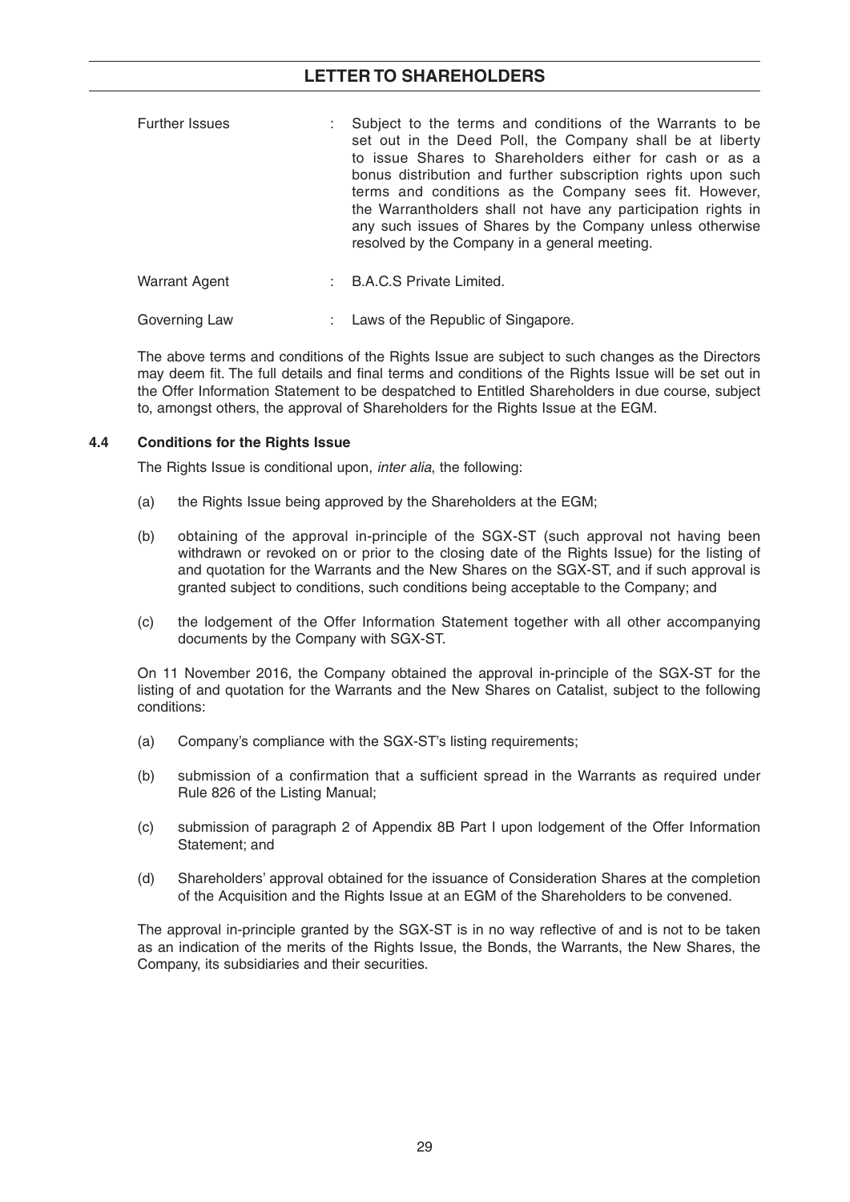| | | |
|---|---|---|
| Further Issues | : | Subject to the terms and conditions of the Warrants to be set out in the Deed Poll, the Company shall be at liberty to issue Shares to Shareholders either for cash or as a bonus distribution and further subscription rights upon such terms and conditions as the Company sees fit. However, the Warrantholders shall not have any participation rights in any such issues of Shares by the Company unless otherwise resolved by the Company in a general meeting. |
| Warrant Agent | : | B.A.C.S Private Limited. |
| Governing Law | : | Laws of the Republic of Singapore. |

The above terms and conditions of the Rights Issue are subject to such changes as the Directors may deem fit. The full details and final terms and conditions of the Rights Issue will be set out in the Offer Information Statement to be despatched to Entitled Shareholders in due course, subject to, amongst others, the approval of Shareholders for the Rights Issue at the EGM.

### 4.4 Conditions for the Rights Issue

The Rights Issue is conditional upon, *inter alia*, the following:

(a) the Rights Issue being approved by the Shareholders at the EGM;

(b) obtaining of the approval in-principle of the SGX-ST (such approval not having been withdrawn or revoked on or prior to the closing date of the Rights Issue) for the listing of and quotation for the Warrants and the New Shares on the SGX-ST, and if such approval is granted subject to conditions, such conditions being acceptable to the Company; and

(c) the lodgement of the Offer Information Statement together with all other accompanying documents by the Company with SGX-ST.

On 11 November 2016, the Company obtained the approval in-principle of the SGX-ST for the listing of and quotation for the Warrants and the New Shares on Catalist, subject to the following conditions:

(a) Company's compliance with the SGX-ST's listing requirements;

(b) submission of a confirmation that a sufficient spread in the Warrants as required under Rule 826 of the Listing Manual;

(c) submission of paragraph 2 of Appendix 8B Part I upon lodgement of the Offer Information Statement; and

(d) Shareholders' approval obtained for the issuance of Consideration Shares at the completion of the Acquisition and the Rights Issue at an EGM of the Shareholders to be convened.

The approval in-principle granted by the SGX-ST is in no way reflective of and is not to be taken as an indication of the merits of the Rights Issue, the Bonds, the Warrants, the New Shares, the Company, its subsidiaries and their securities.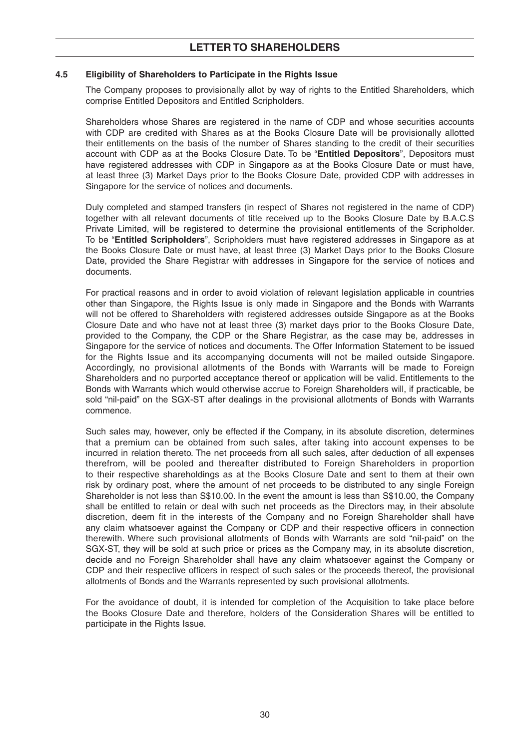### 4.5 Eligibility of Shareholders to Participate in the Rights Issue

The Company proposes to provisionally allot by way of rights to the Entitled Shareholders, which comprise Entitled Depositors and Entitled Scripholders.

Shareholders whose Shares are registered in the name of CDP and whose securities accounts with CDP are credited with Shares as at the Books Closure Date will be provisionally allotted their entitlements on the basis of the number of Shares standing to the credit of their securities account with CDP as at the Books Closure Date. To be "**Entitled Depositors**", Depositors must have registered addresses with CDP in Singapore as at the Books Closure Date or must have, at least three (3) Market Days prior to the Books Closure Date, provided CDP with addresses in Singapore for the service of notices and documents.

Duly completed and stamped transfers (in respect of Shares not registered in the name of CDP) together with all relevant documents of title received up to the Books Closure Date by B.A.C.S Private Limited, will be registered to determine the provisional entitlements of the Scripholder. To be "**Entitled Scripholders**", Scripholders must have registered addresses in Singapore as at the Books Closure Date or must have, at least three (3) Market Days prior to the Books Closure Date, provided the Share Registrar with addresses in Singapore for the service of notices and documents.

For practical reasons and in order to avoid violation of relevant legislation applicable in countries other than Singapore, the Rights Issue is only made in Singapore and the Bonds with Warrants will not be offered to Shareholders with registered addresses outside Singapore as at the Books Closure Date and who have not at least three (3) market days prior to the Books Closure Date, provided to the Company, the CDP or the Share Registrar, as the case may be, addresses in Singapore for the service of notices and documents. The Offer Information Statement to be issued for the Rights Issue and its accompanying documents will not be mailed outside Singapore. Accordingly, no provisional allotments of the Bonds with Warrants will be made to Foreign Shareholders and no purported acceptance thereof or application will be valid. Entitlements to the Bonds with Warrants which would otherwise accrue to Foreign Shareholders will, if practicable, be sold "nil-paid" on the SGX-ST after dealings in the provisional allotments of Bonds with Warrants commence.

Such sales may, however, only be effected if the Company, in its absolute discretion, determines that a premium can be obtained from such sales, after taking into account expenses to be incurred in relation thereto. The net proceeds from all such sales, after deduction of all expenses therefrom, will be pooled and thereafter distributed to Foreign Shareholders in proportion to their respective shareholdings as at the Books Closure Date and sent to them at their own risk by ordinary post, where the amount of net proceeds to be distributed to any single Foreign Shareholder is not less than S$10.00. In the event the amount is less than S$10.00, the Company shall be entitled to retain or deal with such net proceeds as the Directors may, in their absolute discretion, deem fit in the interests of the Company and no Foreign Shareholder shall have any claim whatsoever against the Company or CDP and their respective officers in connection therewith. Where such provisional allotments of Bonds with Warrants are sold "nil-paid" on the SGX-ST, they will be sold at such price or prices as the Company may, in its absolute discretion, decide and no Foreign Shareholder shall have any claim whatsoever against the Company or CDP and their respective officers in respect of such sales or the proceeds thereof, the provisional allotments of Bonds and the Warrants represented by such provisional allotments.

For the avoidance of doubt, it is intended for completion of the Acquisition to take place before the Books Closure Date and therefore, holders of the Consideration Shares will be entitled to participate in the Rights Issue.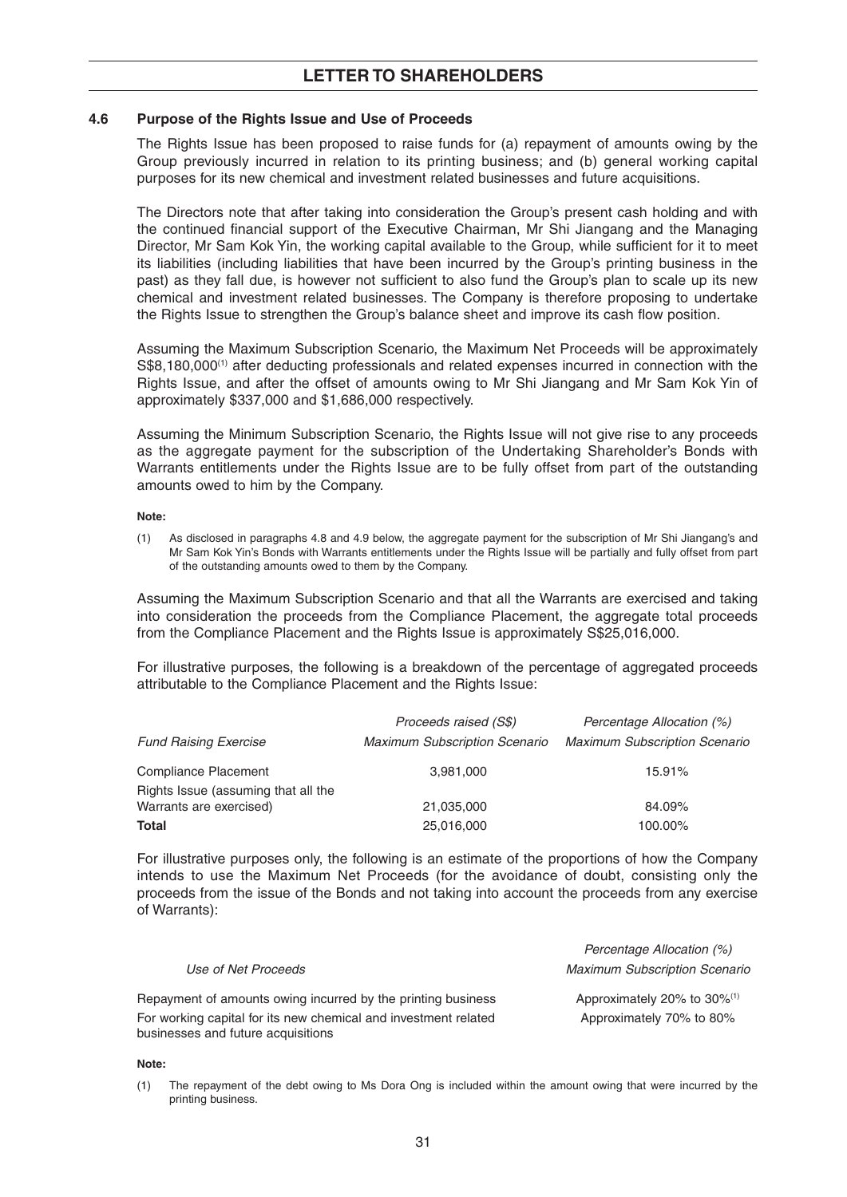### 4.6 Purpose of the Rights Issue and Use of Proceeds

The Rights Issue has been proposed to raise funds for (a) repayment of amounts owing by the Group previously incurred in relation to its printing business; and (b) general working capital purposes for its new chemical and investment related businesses and future acquisitions.

The Directors note that after taking into consideration the Group's present cash holding and with the continued financial support of the Executive Chairman, Mr Shi Jiangang and the Managing Director, Mr Sam Kok Yin, the working capital available to the Group, while sufficient for it to meet its liabilities (including liabilities that have been incurred by the Group's printing business in the past) as they fall due, is however not sufficient to also fund the Group's plan to scale up its new chemical and investment related businesses. The Company is therefore proposing to undertake the Rights Issue to strengthen the Group's balance sheet and improve its cash flow position.

Assuming the Maximum Subscription Scenario, the Maximum Net Proceeds will be approximately S$8,180,000[(1)] after deducting professionals and related expenses incurred in connection with the Rights Issue, and after the offset of amounts owing to Mr Shi Jiangang and Mr Sam Kok Yin of approximately $337,000 and $1,686,000 respectively.

Assuming the Minimum Subscription Scenario, the Rights Issue will not give rise to any proceeds as the aggregate payment for the subscription of the Undertaking Shareholder's Bonds with Warrants entitlements under the Rights Issue are to be fully offset from part of the outstanding amounts owed to him by the Company.

**Note:**

(1) As disclosed in paragraphs 4.8 and 4.9 below, the aggregate payment for the subscription of Mr Shi Jiangang's and Mr Sam Kok Yin's Bonds with Warrants entitlements under the Rights Issue will be partially and fully offset from part of the outstanding amounts owed to them by the Company.

Assuming the Maximum Subscription Scenario and that all the Warrants are exercised and taking into consideration the proceeds from the Compliance Placement, the aggregate total proceeds from the Compliance Placement and the Rights Issue is approximately S$25,016,000.

For illustrative purposes, the following is a breakdown of the percentage of aggregated proceeds attributable to the Compliance Placement and the Rights Issue:

| | *Proceeds raised (S$)* | *Percentage Allocation (%)* |
|---|---|---|
| *Fund Raising Exercise* | *Maximum Subscription Scenario* | *Maximum Subscription Scenario* |
| Compliance Placement | 3,981,000 | 15.91% |
| Rights Issue (assuming that all the Warrants are exercised) | 21,035,000 | 84.09% |
| **Total** | 25,016,000 | 100.00% |

For illustrative purposes only, the following is an estimate of the proportions of how the Company intends to use the Maximum Net Proceeds (for the avoidance of doubt, consisting only the proceeds from the issue of the Bonds and not taking into account the proceeds from any exercise of Warrants):

| *Use of Net Proceeds* | *Percentage Allocation (%) Maximum Subscription Scenario* |
|---|---|
| Repayment of amounts owing incurred by the printing business | Approximately 20% to 30%[(1)] |
| For working capital for its new chemical and investment related businesses and future acquisitions | Approximately 70% to 80% |

**Note:**

(1) The repayment of the debt owing to Ms Dora Ong is included within the amount owing that were incurred by the printing business.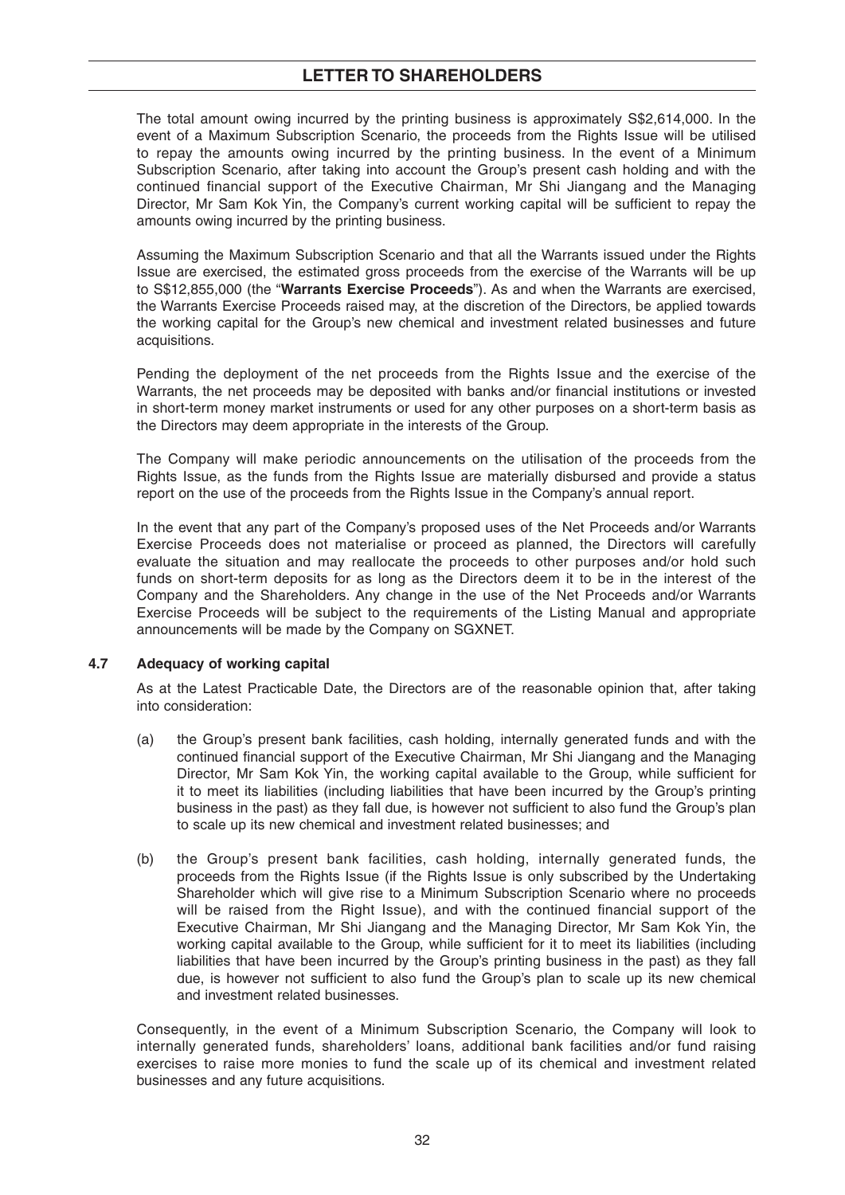The total amount owing incurred by the printing business is approximately S$2,614,000. In the event of a Maximum Subscription Scenario, the proceeds from the Rights Issue will be utilised to repay the amounts owing incurred by the printing business. In the event of a Minimum Subscription Scenario, after taking into account the Group's present cash holding and with the continued financial support of the Executive Chairman, Mr Shi Jiangang and the Managing Director, Mr Sam Kok Yin, the Company's current working capital will be sufficient to repay the amounts owing incurred by the printing business.

Assuming the Maximum Subscription Scenario and that all the Warrants issued under the Rights Issue are exercised, the estimated gross proceeds from the exercise of the Warrants will be up to S$12,855,000 (the "**Warrants Exercise Proceeds**"). As and when the Warrants are exercised, the Warrants Exercise Proceeds raised may, at the discretion of the Directors, be applied towards the working capital for the Group's new chemical and investment related businesses and future acquisitions.

Pending the deployment of the net proceeds from the Rights Issue and the exercise of the Warrants, the net proceeds may be deposited with banks and/or financial institutions or invested in short-term money market instruments or used for any other purposes on a short-term basis as the Directors may deem appropriate in the interests of the Group.

The Company will make periodic announcements on the utilisation of the proceeds from the Rights Issue, as the funds from the Rights Issue are materially disbursed and provide a status report on the use of the proceeds from the Rights Issue in the Company's annual report.

In the event that any part of the Company's proposed uses of the Net Proceeds and/or Warrants Exercise Proceeds does not materialise or proceed as planned, the Directors will carefully evaluate the situation and may reallocate the proceeds to other purposes and/or hold such funds on short-term deposits for as long as the Directors deem it to be in the interest of the Company and the Shareholders. Any change in the use of the Net Proceeds and/or Warrants Exercise Proceeds will be subject to the requirements of the Listing Manual and appropriate announcements will be made by the Company on SGXNET.

### 4.7 Adequacy of working capital

As at the Latest Practicable Date, the Directors are of the reasonable opinion that, after taking into consideration:

(a) the Group's present bank facilities, cash holding, internally generated funds and with the continued financial support of the Executive Chairman, Mr Shi Jiangang and the Managing Director, Mr Sam Kok Yin, the working capital available to the Group, while sufficient for it to meet its liabilities (including liabilities that have been incurred by the Group's printing business in the past) as they fall due, is however not sufficient to also fund the Group's plan to scale up its new chemical and investment related businesses; and

(b) the Group's present bank facilities, cash holding, internally generated funds, the proceeds from the Rights Issue (if the Rights Issue is only subscribed by the Undertaking Shareholder which will give rise to a Minimum Subscription Scenario where no proceeds will be raised from the Right Issue), and with the continued financial support of the Executive Chairman, Mr Shi Jiangang and the Managing Director, Mr Sam Kok Yin, the working capital available to the Group, while sufficient for it to meet its liabilities (including liabilities that have been incurred by the Group's printing business in the past) as they fall due, is however not sufficient to also fund the Group's plan to scale up its new chemical and investment related businesses.

Consequently, in the event of a Minimum Subscription Scenario, the Company will look to internally generated funds, shareholders' loans, additional bank facilities and/or fund raising exercises to raise more monies to fund the scale up of its chemical and investment related businesses and any future acquisitions.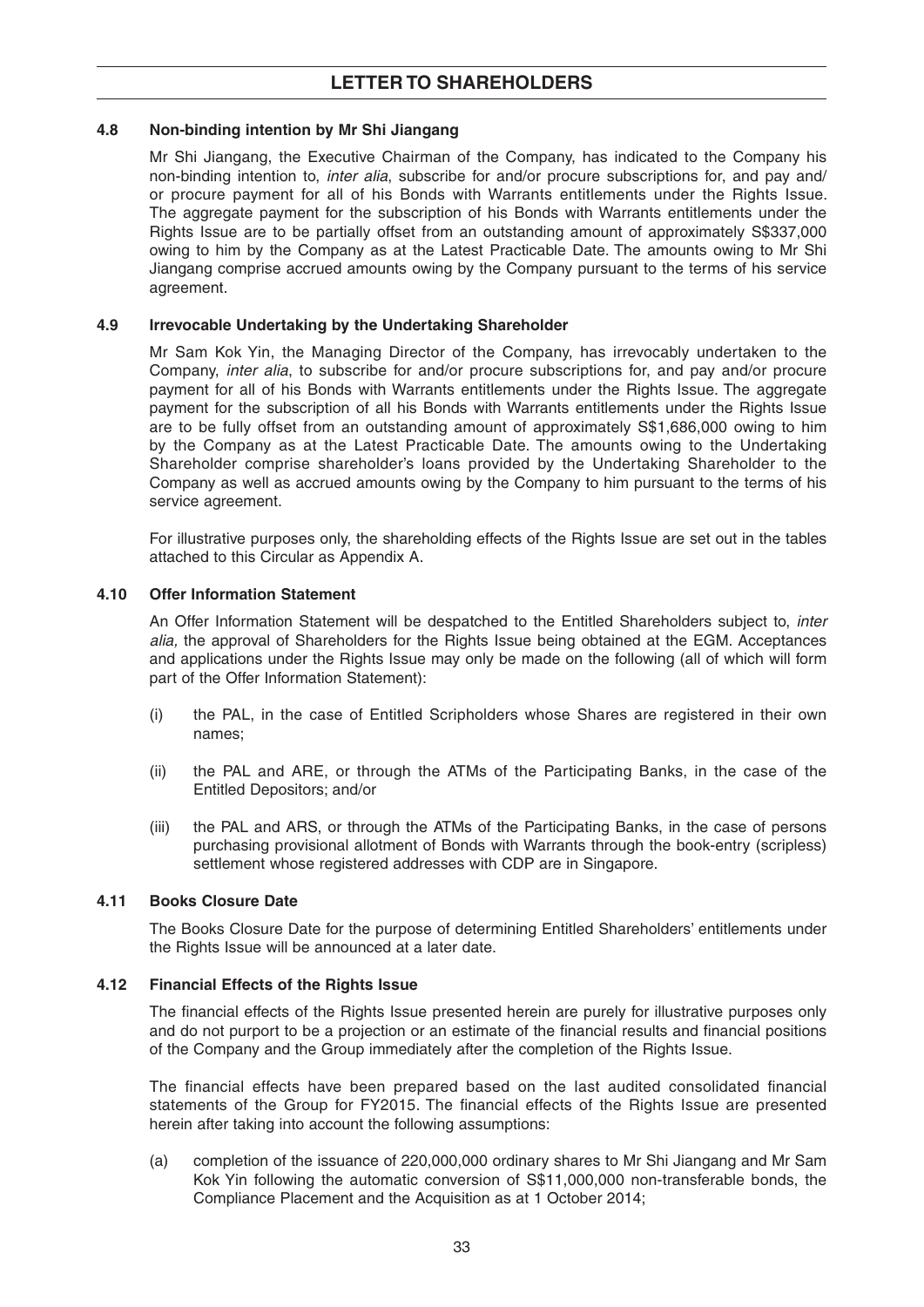### 4.8 Non-binding intention by Mr Shi Jiangang

Mr Shi Jiangang, the Executive Chairman of the Company, has indicated to the Company his non-binding intention to, *inter alia*, subscribe for and/or procure subscriptions for, and pay and/or procure payment for all of his Bonds with Warrants entitlements under the Rights Issue. The aggregate payment for the subscription of his Bonds with Warrants entitlements under the Rights Issue are to be partially offset from an outstanding amount of approximately S$337,000 owing to him by the Company as at the Latest Practicable Date. The amounts owing to Mr Shi Jiangang comprise accrued amounts owing by the Company pursuant to the terms of his service agreement.

### 4.9 Irrevocable Undertaking by the Undertaking Shareholder

Mr Sam Kok Yin, the Managing Director of the Company, has irrevocably undertaken to the Company, *inter alia*, to subscribe for and/or procure subscriptions for, and pay and/or procure payment for all of his Bonds with Warrants entitlements under the Rights Issue. The aggregate payment for the subscription of all his Bonds with Warrants entitlements under the Rights Issue are to be fully offset from an outstanding amount of approximately S$1,686,000 owing to him by the Company as at the Latest Practicable Date. The amounts owing to the Undertaking Shareholder comprise shareholder's loans provided by the Undertaking Shareholder to the Company as well as accrued amounts owing by the Company to him pursuant to the terms of his service agreement.

For illustrative purposes only, the shareholding effects of the Rights Issue are set out in the tables attached to this Circular as Appendix A.

### 4.10 Offer Information Statement

An Offer Information Statement will be despatched to the Entitled Shareholders subject to, *inter alia,* the approval of Shareholders for the Rights Issue being obtained at the EGM. Acceptances and applications under the Rights Issue may only be made on the following (all of which will form part of the Offer Information Statement):

(i) the PAL, in the case of Entitled Scripholders whose Shares are registered in their own names;

(ii) the PAL and ARE, or through the ATMs of the Participating Banks, in the case of the Entitled Depositors; and/or

(iii) the PAL and ARS, or through the ATMs of the Participating Banks, in the case of persons purchasing provisional allotment of Bonds with Warrants through the book-entry (scripless) settlement whose registered addresses with CDP are in Singapore.

### 4.11 Books Closure Date

The Books Closure Date for the purpose of determining Entitled Shareholders' entitlements under the Rights Issue will be announced at a later date.

### 4.12 Financial Effects of the Rights Issue

The financial effects of the Rights Issue presented herein are purely for illustrative purposes only and do not purport to be a projection or an estimate of the financial results and financial positions of the Company and the Group immediately after the completion of the Rights Issue.

The financial effects have been prepared based on the last audited consolidated financial statements of the Group for FY2015. The financial effects of the Rights Issue are presented herein after taking into account the following assumptions:

(a) completion of the issuance of 220,000,000 ordinary shares to Mr Shi Jiangang and Mr Sam Kok Yin following the automatic conversion of S$11,000,000 non-transferable bonds, the Compliance Placement and the Acquisition as at 1 October 2014;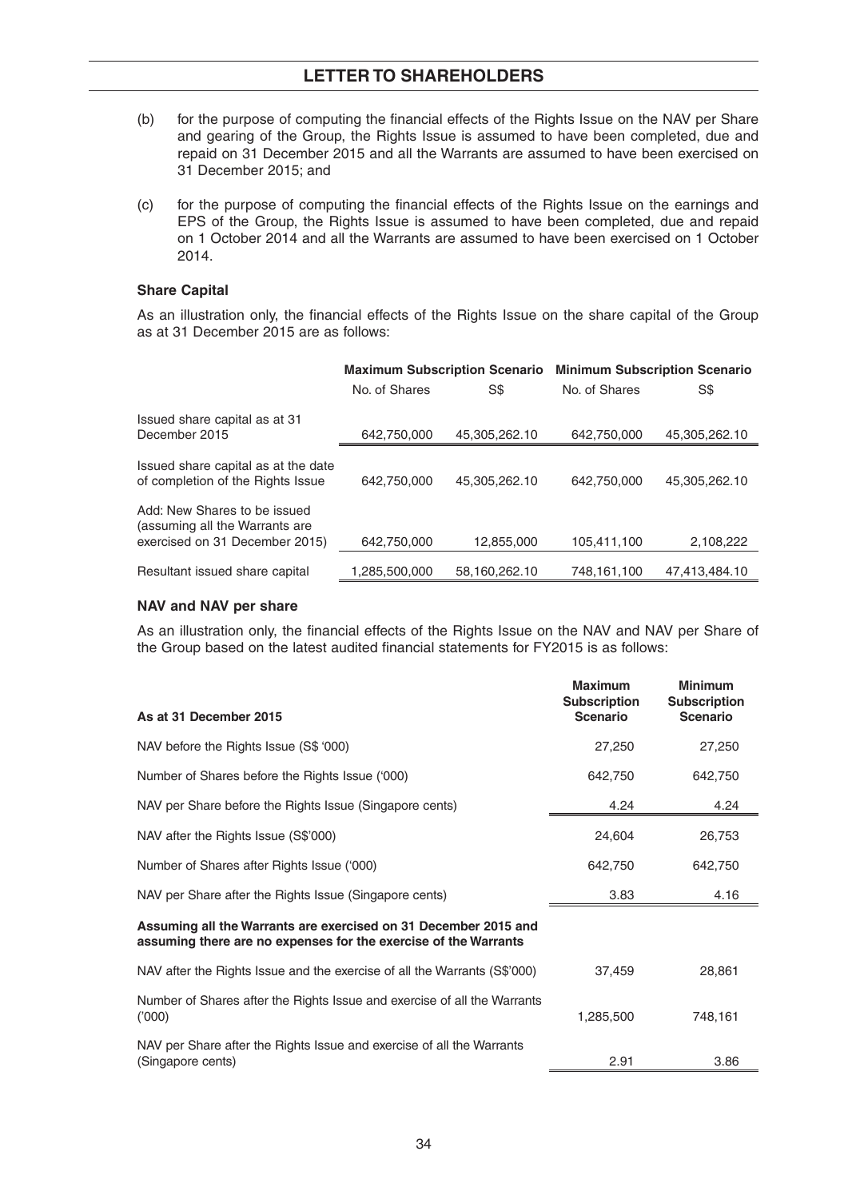(b) for the purpose of computing the financial effects of the Rights Issue on the NAV per Share and gearing of the Group, the Rights Issue is assumed to have been completed, due and repaid on 31 December 2015 and all the Warrants are assumed to have been exercised on 31 December 2015; and

(c) for the purpose of computing the financial effects of the Rights Issue on the earnings and EPS of the Group, the Rights Issue is assumed to have been completed, due and repaid on 1 October 2014 and all the Warrants are assumed to have been exercised on 1 October 2014.

### Share Capital

As an illustration only, the financial effects of the Rights Issue on the share capital of the Group as at 31 December 2015 are as follows:

| | Maximum Subscription Scenario | | Minimum Subscription Scenario | |
|---|---|---|---|---|
| | No. of Shares | S$ | No. of Shares | S$ |
| Issued share capital as at 31 December 2015 | 642,750,000 | 45,305,262.10 | 642,750,000 | 45,305,262.10 |
| Issued share capital as at the date of completion of the Rights Issue | 642,750,000 | 45,305,262.10 | 642,750,000 | 45,305,262.10 |
| Add: New Shares to be issued (assuming all the Warrants are exercised on 31 December 2015) | 642,750,000 | 12,855,000 | 105,411,100 | 2,108,222 |
| Resultant issued share capital | 1,285,500,000 | 58,160,262.10 | 748,161,100 | 47,413,484.10 |

### NAV and NAV per share

As an illustration only, the financial effects of the Rights Issue on the NAV and NAV per Share of the Group based on the latest audited financial statements for FY2015 is as follows:

| As at 31 December 2015 | Maximum Subscription Scenario | Minimum Subscription Scenario |
|---|---|---|
| NAV before the Rights Issue (S$ '000) | 27,250 | 27,250 |
| Number of Shares before the Rights Issue ('000) | 642,750 | 642,750 |
| NAV per Share before the Rights Issue (Singapore cents) | 4.24 | 4.24 |
| NAV after the Rights Issue (S$'000) | 24,604 | 26,753 |
| Number of Shares after Rights Issue ('000) | 642,750 | 642,750 |
| NAV per Share after the Rights Issue (Singapore cents) | 3.83 | 4.16 |
| **Assuming all the Warrants are exercised on 31 December 2015 and assuming there are no expenses for the exercise of the Warrants** | | |
| NAV after the Rights Issue and the exercise of all the Warrants (S$'000) | 37,459 | 28,861 |
| Number of Shares after the Rights Issue and exercise of all the Warrants ('000) | 1,285,500 | 748,161 |
| NAV per Share after the Rights Issue and exercise of all the Warrants (Singapore cents) | 2.91 | 3.86 |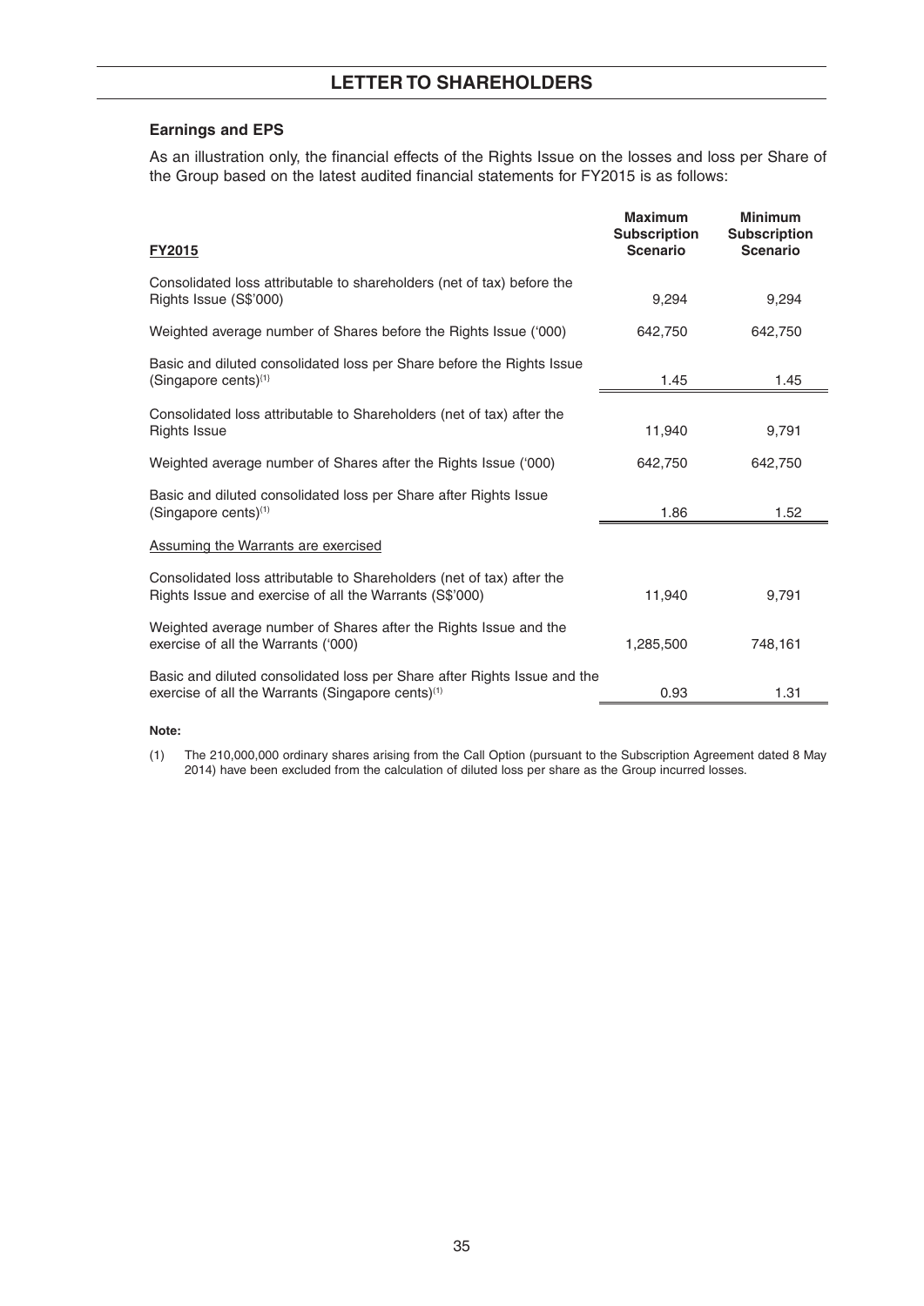### Earnings and EPS

As an illustration only, the financial effects of the Rights Issue on the losses and loss per Share of the Group based on the latest audited financial statements for FY2015 is as follows:

| FY2015 | Maximum Subscription Scenario | Minimum Subscription Scenario |
|---|---|---|
| Consolidated loss attributable to shareholders (net of tax) before the Rights Issue (S$'000) | 9,294 | 9,294 |
| Weighted average number of Shares before the Rights Issue ('000) | 642,750 | 642,750 |
| Basic and diluted consolidated loss per Share before the Rights Issue (Singapore cents)[(1)] | 1.45 | 1.45 |
| Consolidated loss attributable to Shareholders (net of tax) after the Rights Issue | 11,940 | 9,791 |
| Weighted average number of Shares after the Rights Issue ('000) | 642,750 | 642,750 |
| Basic and diluted consolidated loss per Share after Rights Issue (Singapore cents)[(1)] | 1.86 | 1.52 |
| Assuming the Warrants are exercised | | |
| Consolidated loss attributable to Shareholders (net of tax) after the Rights Issue and exercise of all the Warrants (S$'000) | 11,940 | 9,791 |
| Weighted average number of Shares after the Rights Issue and the exercise of all the Warrants ('000) | 1,285,500 | 748,161 |
| Basic and diluted consolidated loss per Share after Rights Issue and the exercise of all the Warrants (Singapore cents)[(1)] | 0.93 | 1.31 |

**Note:**

(1) The 210,000,000 ordinary shares arising from the Call Option (pursuant to the Subscription Agreement dated 8 May 2014) have been excluded from the calculation of diluted loss per share as the Group incurred losses.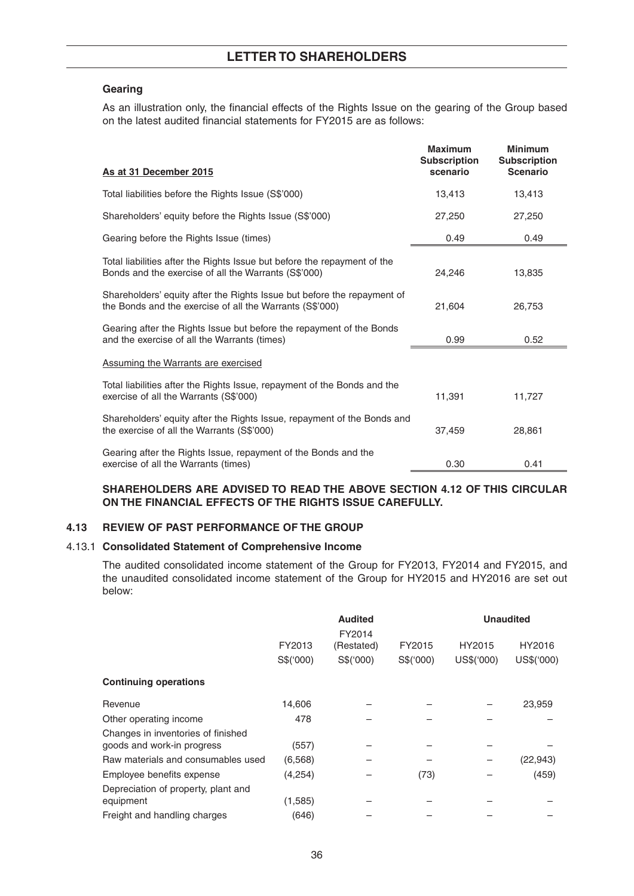# LETTER TO SHAREHOLDERS

**Gearing**

As an illustration only, the financial effects of the Rights Issue on the gearing of the Group based on the latest audited financial statements for FY2015 are as follows:

| As at 31 December 2015 | Maximum Subscription scenario | Minimum Subscription Scenario |
|---|---|---|
| Total liabilities before the Rights Issue (S$'000) | 13,413 | 13,413 |
| Shareholders' equity before the Rights Issue (S$'000) | 27,250 | 27,250 |
| Gearing before the Rights Issue (times) | 0.49 | 0.49 |
| Total liabilities after the Rights Issue but before the repayment of the Bonds and the exercise of all the Warrants (S$'000) | 24,246 | 13,835 |
| Shareholders' equity after the Rights Issue but before the repayment of the Bonds and the exercise of all the Warrants (S$'000) | 21,604 | 26,753 |
| Gearing after the Rights Issue but before the repayment of the Bonds and the exercise of all the Warrants (times) | 0.99 | 0.52 |
| Assuming the Warrants are exercised | | |
| Total liabilities after the Rights Issue, repayment of the Bonds and the exercise of all the Warrants (S$'000) | 11,391 | 11,727 |
| Shareholders' equity after the Rights Issue, repayment of the Bonds and the exercise of all the Warrants (S$'000) | 37,459 | 28,861 |
| Gearing after the Rights Issue, repayment of the Bonds and the exercise of all the Warrants (times) | 0.30 | 0.41 |

**SHAREHOLDERS ARE ADVISED TO READ THE ABOVE SECTION 4.12 OF THIS CIRCULAR ON THE FINANCIAL EFFECTS OF THE RIGHTS ISSUE CAREFULLY.**

## 4.13 REVIEW OF PAST PERFORMANCE OF THE GROUP

### 4.13.1 Consolidated Statement of Comprehensive Income

The audited consolidated income statement of the Group for FY2013, FY2014 and FY2015, and the unaudited consolidated income statement of the Group for HY2015 and HY2016 are set out below:

| | Audited | | | Unaudited | |
|---|---|---|---|---|---|
| | FY2013 | FY2014 (Restated) | FY2015 | HY2015 | HY2016 |
| | S$('000) | S$('000) | S$('000) | US$('000) | US$('000) |
| **Continuing operations** | | | | | |
| Revenue | 14,606 | – | – | – | 23,959 |
| Other operating income | 478 | – | – | – | – |
| Changes in inventories of finished goods and work-in progress | (557) | – | – | – | – |
| Raw materials and consumables used | (6,568) | – | – | – | (22,943) |
| Employee benefits expense | (4,254) | – | (73) | – | (459) |
| Depreciation of property, plant and equipment | (1,585) | – | – | – | – |
| Freight and handling charges | (646) | – | – | – | – |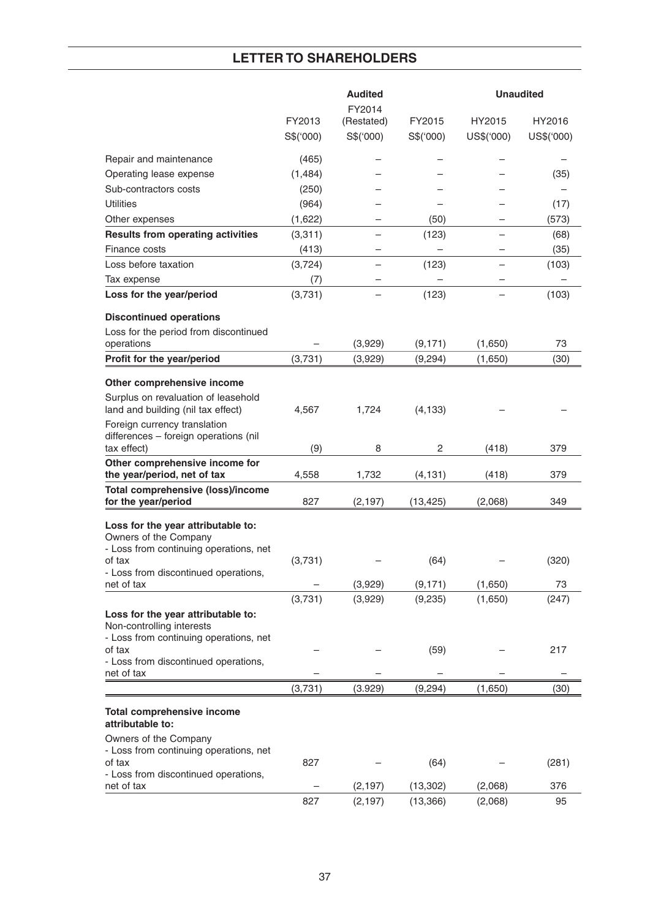## LETTER TO SHAREHOLDERS

| | Audited | | | Unaudited | |
|---|---|---|---|---|---|
| | FY2013 | FY2014 (Restated) | FY2015 | HY2015 | HY2016 |
| | S$('000) | S$('000) | S$('000) | US$('000) | US$('000) |
| Repair and maintenance | (465) | – | – | – | – |
| Operating lease expense | (1,484) | – | – | – | (35) |
| Sub-contractors costs | (250) | – | – | – | – |
| Utilities | (964) | – | – | – | (17) |
| Other expenses | (1,622) | – | (50) | – | (573) |
| **Results from operating activities** | (3,311) | – | (123) | – | (68) |
| Finance costs | (413) | – | – | – | (35) |
| Loss before taxation | (3,724) | – | (123) | – | (103) |
| Tax expense | (7) | – | – | – | – |
| **Loss for the year/period** | (3,731) | – | (123) | – | (103) |
| **Discontinued operations** | | | | | |
| Loss for the period from discontinued operations | – | (3,929) | (9,171) | (1,650) | 73 |
| **Profit for the year/period** | (3,731) | (3,929) | (9,294) | (1,650) | (30) |
| **Other comprehensive income** | | | | | |
| Surplus on revaluation of leasehold land and building (nil tax effect) | 4,567 | 1,724 | (4,133) | – | – |
| Foreign currency translation differences – foreign operations (nil tax effect) | (9) | 8 | 2 | (418) | 379 |
| **Other comprehensive income for the year/period, net of tax** | 4,558 | 1,732 | (4,131) | (418) | 379 |
| **Total comprehensive (loss)/income for the year/period** | 827 | (2,197) | (13,425) | (2,068) | 349 |
| **Loss for the year attributable to:** | | | | | |
| Owners of the Company | | | | | |
| - Loss from continuing operations, net of tax | (3,731) | – | (64) | – | (320) |
| - Loss from discontinued operations, net of tax | – | (3,929) | (9,171) | (1,650) | 73 |
| | (3,731) | (3,929) | (9,235) | (1,650) | (247) |
| **Loss for the year attributable to:** | | | | | |
| Non-controlling interests | | | | | |
| - Loss from continuing operations, net of tax | – | – | (59) | – | 217 |
| - Loss from discontinued operations, net of tax | – | – | – | – | – |
| | (3,731) | (3.929) | (9,294) | (1,650) | (30) |
| **Total comprehensive income attributable to:** | | | | | |
| Owners of the Company | | | | | |
| - Loss from continuing operations, net of tax | 827 | – | (64) | – | (281) |
| - Loss from discontinued operations, net of tax | – | (2,197) | (13,302) | (2,068) | 376 |
| | 827 | (2,197) | (13,366) | (2,068) | 95 |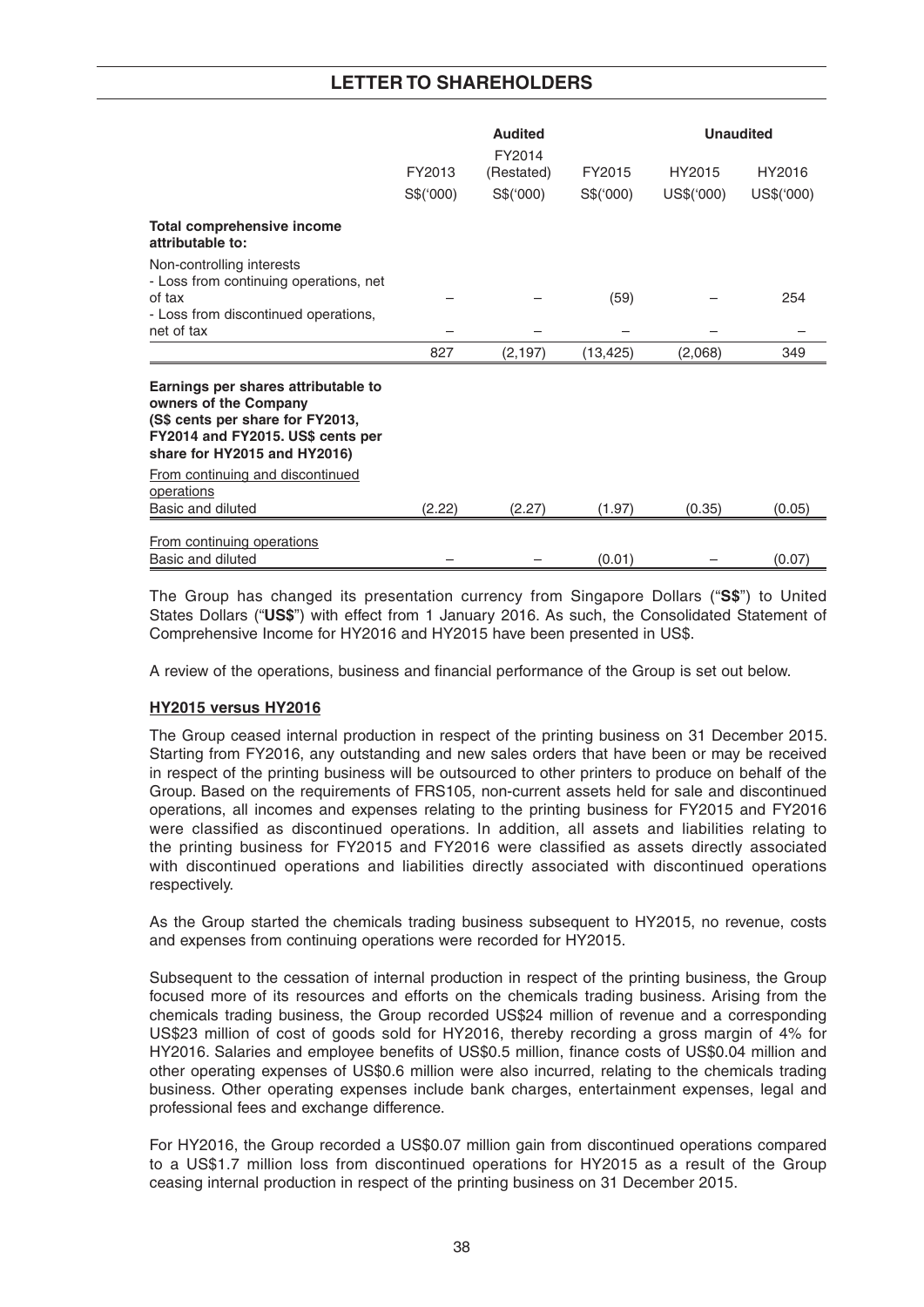|  | Audited |  |  | Unaudited |  |
|---|---|---|---|---|---|
|  | FY2013 | FY2014 (Restated) | FY2015 | HY2015 | HY2016 |
|  | S$('000) | S$('000) | S$('000) | US$('000) | US$('000) |
| **Total comprehensive income attributable to:** |  |  |  |  |  |
| Non-controlling interests |  |  |  |  |  |
| - Loss from continuing operations, net of tax | – | – | (59) | – | 254 |
| - Loss from discontinued operations, net of tax | – | – | – | – | – |
|  | 827 | (2,197) | (13,425) | (2,068) | 349 |
| **Earnings per shares attributable to owners of the Company (S$ cents per share for FY2013, FY2014 and FY2015. US$ cents per share for HY2015 and HY2016)** |  |  |  |  |  |
| From continuing and discontinued operations |  |  |  |  |  |
| Basic and diluted | (2.22) | (2.27) | (1.97) | (0.35) | (0.05) |
| From continuing operations |  |  |  |  |  |
| Basic and diluted | – | – | (0.01) | – | (0.07) |

The Group has changed its presentation currency from Singapore Dollars ("**S$**") to United States Dollars ("**US$**") with effect from 1 January 2016. As such, the Consolidated Statement of Comprehensive Income for HY2016 and HY2015 have been presented in US$.

A review of the operations, business and financial performance of the Group is set out below.

**HY2015 versus HY2016**

The Group ceased internal production in respect of the printing business on 31 December 2015. Starting from FY2016, any outstanding and new sales orders that have been or may be received in respect of the printing business will be outsourced to other printers to produce on behalf of the Group. Based on the requirements of FRS105, non-current assets held for sale and discontinued operations, all incomes and expenses relating to the printing business for FY2015 and FY2016 were classified as discontinued operations. In addition, all assets and liabilities relating to the printing business for FY2015 and FY2016 were classified as assets directly associated with discontinued operations and liabilities directly associated with discontinued operations respectively.

As the Group started the chemicals trading business subsequent to HY2015, no revenue, costs and expenses from continuing operations were recorded for HY2015.

Subsequent to the cessation of internal production in respect of the printing business, the Group focused more of its resources and efforts on the chemicals trading business. Arising from the chemicals trading business, the Group recorded US$24 million of revenue and a corresponding US$23 million of cost of goods sold for HY2016, thereby recording a gross margin of 4% for HY2016. Salaries and employee benefits of US$0.5 million, finance costs of US$0.04 million and other operating expenses of US$0.6 million were also incurred, relating to the chemicals trading business. Other operating expenses include bank charges, entertainment expenses, legal and professional fees and exchange difference.

For HY2016, the Group recorded a US$0.07 million gain from discontinued operations compared to a US$1.7 million loss from discontinued operations for HY2015 as a result of the Group ceasing internal production in respect of the printing business on 31 December 2015.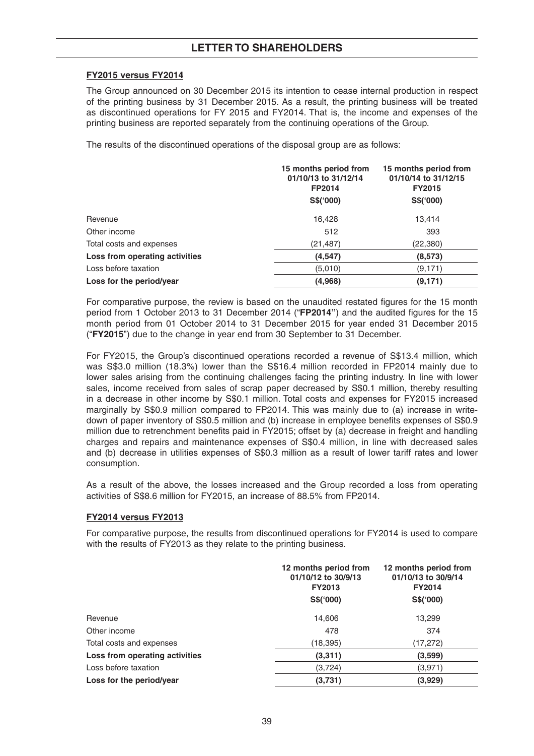### FY2015 versus FY2014

The Group announced on 30 December 2015 its intention to cease internal production in respect of the printing business by 31 December 2015. As a result, the printing business will be treated as discontinued operations for FY 2015 and FY2014. That is, the income and expenses of the printing business are reported separately from the continuing operations of the Group.

The results of the discontinued operations of the disposal group are as follows:

| | 15 months period from 01/10/13 to 31/12/14 FP2014 S$('000) | 15 months period from 01/10/14 to 31/12/15 FY2015 S$('000) |
|---|---|---|
| Revenue | 16,428 | 13,414 |
| Other income | 512 | 393 |
| Total costs and expenses | (21,487) | (22,380) |
| **Loss from operating activities** | **(4,547)** | **(8,573)** |
| Loss before taxation | (5,010) | (9,171) |
| **Loss for the period/year** | **(4,968)** | **(9,171)** |

For comparative purpose, the review is based on the unaudited restated figures for the 15 month period from 1 October 2013 to 31 December 2014 ("**FP2014**") and the audited figures for the 15 month period from 01 October 2014 to 31 December 2015 for year ended 31 December 2015 ("**FY2015**") due to the change in year end from 30 September to 31 December.

For FY2015, the Group's discontinued operations recorded a revenue of S$13.4 million, which was S$3.0 million (18.3%) lower than the S$16.4 million recorded in FP2014 mainly due to lower sales arising from the continuing challenges facing the printing industry. In line with lower sales, income received from sales of scrap paper decreased by S$0.1 million, thereby resulting in a decrease in other income by S$0.1 million. Total costs and expenses for FY2015 increased marginally by S$0.9 million compared to FP2014. This was mainly due to (a) increase in write-down of paper inventory of S$0.5 million and (b) increase in employee benefits expenses of S$0.9 million due to retrenchment benefits paid in FY2015; offset by (a) decrease in freight and handling charges and repairs and maintenance expenses of S$0.4 million, in line with decreased sales and (b) decrease in utilities expenses of S$0.3 million as a result of lower tariff rates and lower consumption.

As a result of the above, the losses increased and the Group recorded a loss from operating activities of S$8.6 million for FY2015, an increase of 88.5% from FP2014.

### FY2014 versus FY2013

For comparative purpose, the results from discontinued operations for FY2014 is used to compare with the results of FY2013 as they relate to the printing business.

| | 12 months period from 01/10/12 to 30/9/13 FY2013 S$('000) | 12 months period from 01/10/13 to 30/9/14 FY2014 S$('000) |
|---|---|---|
| Revenue | 14,606 | 13,299 |
| Other income | 478 | 374 |
| Total costs and expenses | (18,395) | (17,272) |
| **Loss from operating activities** | **(3,311)** | **(3,599)** |
| Loss before taxation | (3,724) | (3,971) |
| **Loss for the period/year** | **(3,731)** | **(3,929)** |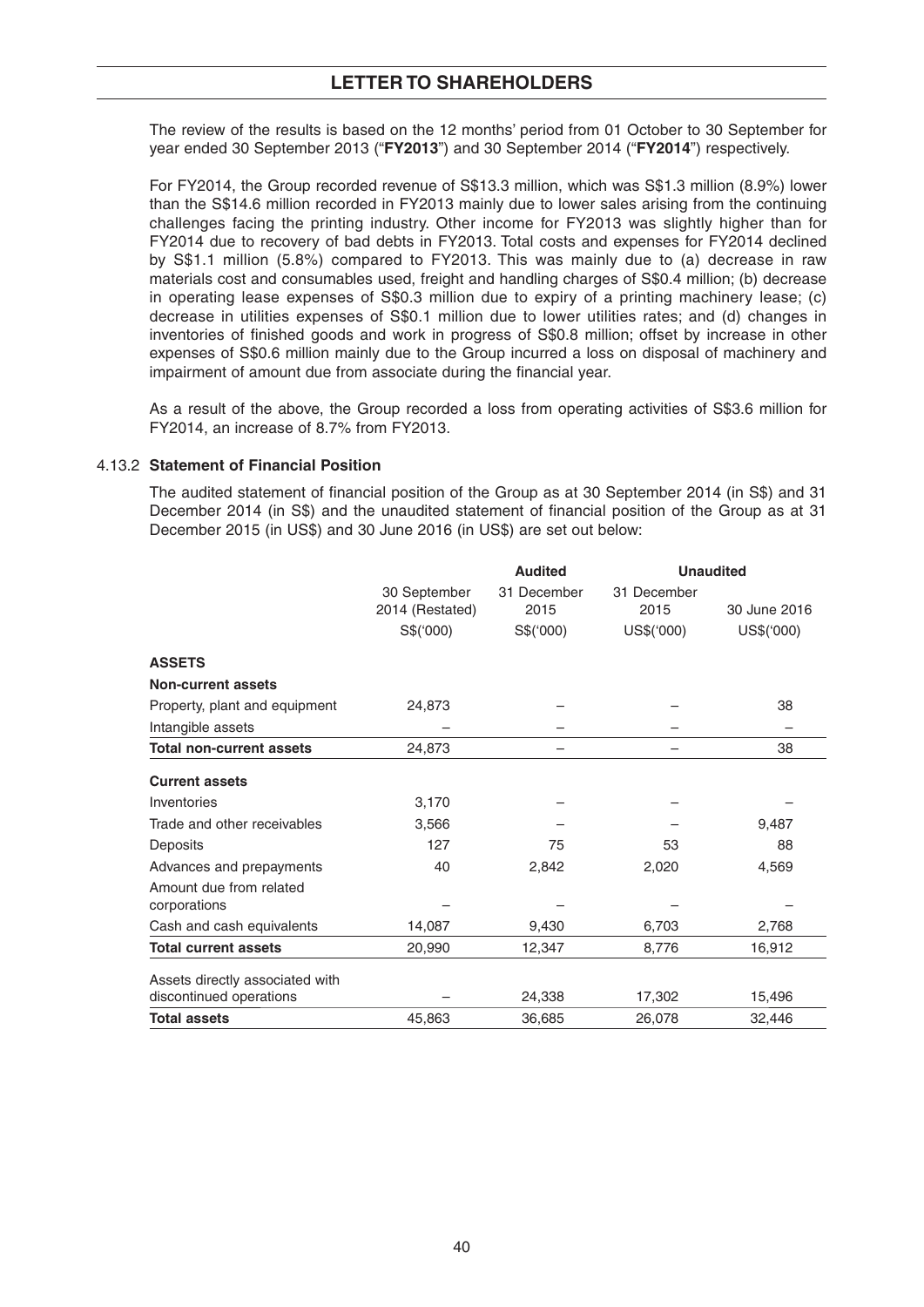The review of the results is based on the 12 months' period from 01 October to 30 September for year ended 30 September 2013 ("**FY2013**") and 30 September 2014 ("**FY2014**") respectively.

For FY2014, the Group recorded revenue of S$13.3 million, which was S$1.3 million (8.9%) lower than the S$14.6 million recorded in FY2013 mainly due to lower sales arising from the continuing challenges facing the printing industry. Other income for FY2013 was slightly higher than for FY2014 due to recovery of bad debts in FY2013. Total costs and expenses for FY2014 declined by S$1.1 million (5.8%) compared to FY2013. This was mainly due to (a) decrease in raw materials cost and consumables used, freight and handling charges of S$0.4 million; (b) decrease in operating lease expenses of S$0.3 million due to expiry of a printing machinery lease; (c) decrease in utilities expenses of S$0.1 million due to lower utilities rates; and (d) changes in inventories of finished goods and work in progress of S$0.8 million; offset by increase in other expenses of S$0.6 million mainly due to the Group incurred a loss on disposal of machinery and impairment of amount due from associate during the financial year.

As a result of the above, the Group recorded a loss from operating activities of S$3.6 million for FY2014, an increase of 8.7% from FY2013.

### 4.13.2 Statement of Financial Position

The audited statement of financial position of the Group as at 30 September 2014 (in S$) and 31 December 2014 (in S$) and the unaudited statement of financial position of the Group as at 31 December 2015 (in US$) and 30 June 2016 (in US$) are set out below:

| | Audited | | Unaudited | |
|---|---|---|---|---|
| | 30 September 2014 (Restated) | 31 December 2015 | 31 December 2015 | 30 June 2016 |
| | S$('000) | S$('000) | US$('000) | US$('000) |
| **ASSETS** | | | | |
| **Non-current assets** | | | | |
| Property, plant and equipment | 24,873 | – | – | 38 |
| Intangible assets | – | – | – | – |
| **Total non-current assets** | 24,873 | – | – | 38 |
| **Current assets** | | | | |
| Inventories | 3,170 | – | – | – |
| Trade and other receivables | 3,566 | – | – | 9,487 |
| Deposits | 127 | 75 | 53 | 88 |
| Advances and prepayments | 40 | 2,842 | 2,020 | 4,569 |
| Amount due from related corporations | – | – | – | – |
| Cash and cash equivalents | 14,087 | 9,430 | 6,703 | 2,768 |
| **Total current assets** | 20,990 | 12,347 | 8,776 | 16,912 |
| Assets directly associated with discontinued operations | – | 24,338 | 17,302 | 15,496 |
| **Total assets** | 45,863 | 36,685 | 26,078 | 32,446 |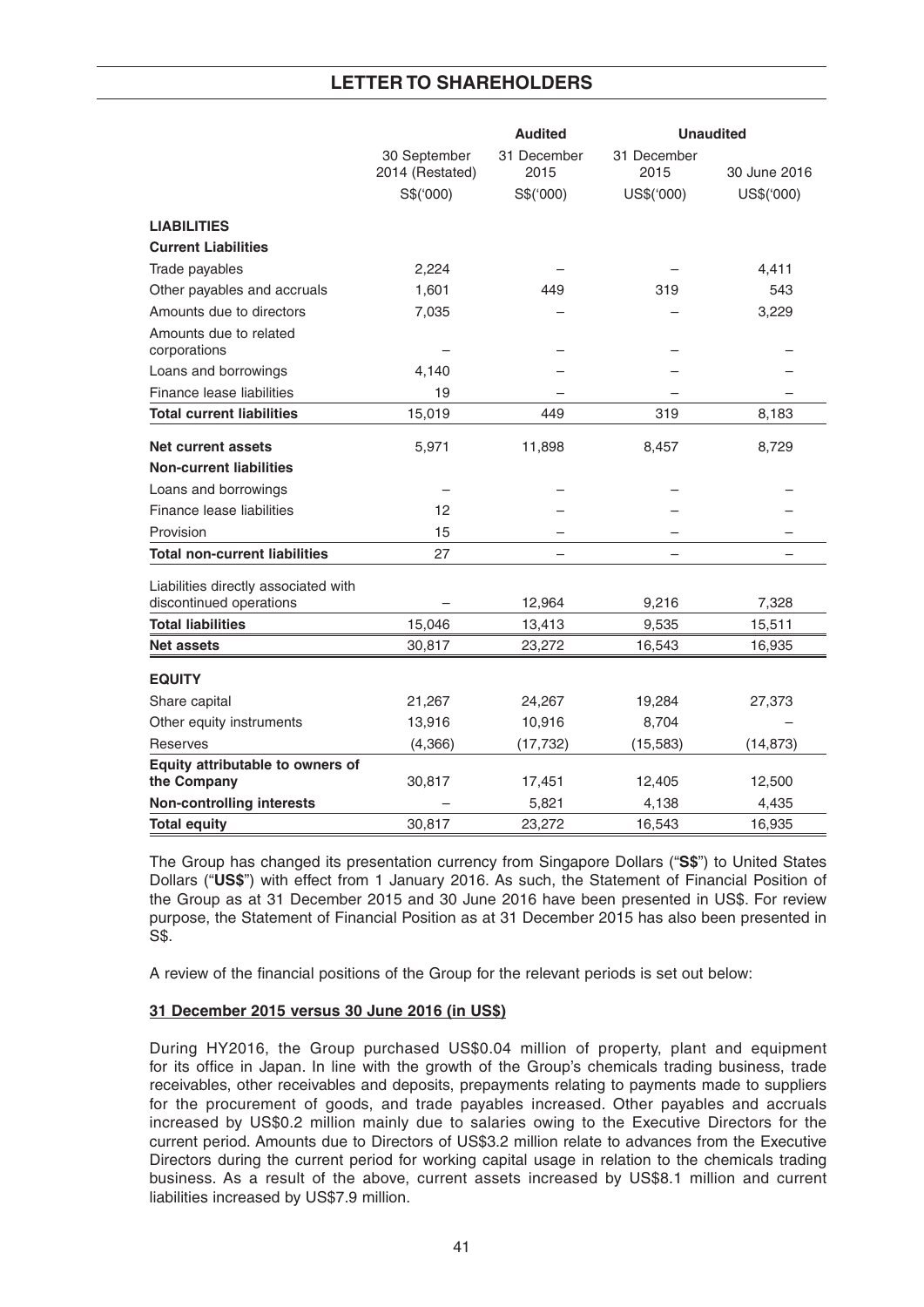| | | Audited | Unaudited | |
|---|---|---|---|---|
| | 30 September 2014 (Restated) | 31 December 2015 | 31 December 2015 | 30 June 2016 |
| | S$('000) | S$('000) | US$('000) | US$('000) |
| **LIABILITIES** | | | | |
| **Current Liabilities** | | | | |
| Trade payables | 2,224 | – | – | 4,411 |
| Other payables and accruals | 1,601 | 449 | 319 | 543 |
| Amounts due to directors | 7,035 | – | – | 3,229 |
| Amounts due to related corporations | – | – | – | – |
| Loans and borrowings | 4,140 | – | – | – |
| Finance lease liabilities | 19 | – | – | – |
| **Total current liabilities** | 15,019 | 449 | 319 | 8,183 |
| **Net current assets** | 5,971 | 11,898 | 8,457 | 8,729 |
| **Non-current liabilities** | | | | |
| Loans and borrowings | – | – | – | – |
| Finance lease liabilities | 12 | – | – | – |
| Provision | 15 | – | – | – |
| **Total non-current liabilities** | 27 | – | – | – |
| Liabilities directly associated with discontinued operations | – | 12,964 | 9,216 | 7,328 |
| **Total liabilities** | 15,046 | 13,413 | 9,535 | 15,511 |
| **Net assets** | 30,817 | 23,272 | 16,543 | 16,935 |
| **EQUITY** | | | | |
| Share capital | 21,267 | 24,267 | 19,284 | 27,373 |
| Other equity instruments | 13,916 | 10,916 | 8,704 | – |
| Reserves | (4,366) | (17,732) | (15,583) | (14,873) |
| **Equity attributable to owners of the Company** | 30,817 | 17,451 | 12,405 | 12,500 |
| **Non-controlling interests** | – | 5,821 | 4,138 | 4,435 |
| **Total equity** | 30,817 | 23,272 | 16,543 | 16,935 |

The Group has changed its presentation currency from Singapore Dollars ("**S$**") to United States Dollars ("**US$**") with effect from 1 January 2016. As such, the Statement of Financial Position of the Group as at 31 December 2015 and 30 June 2016 have been presented in US$. For review purpose, the Statement of Financial Position as at 31 December 2015 has also been presented in S$.

A review of the financial positions of the Group for the relevant periods is set out below:

**31 December 2015 versus 30 June 2016 (in US$)**

During HY2016, the Group purchased US$0.04 million of property, plant and equipment for its office in Japan. In line with the growth of the Group's chemicals trading business, trade receivables, other receivables and deposits, prepayments relating to payments made to suppliers for the procurement of goods, and trade payables increased. Other payables and accruals increased by US$0.2 million mainly due to salaries owing to the Executive Directors for the current period. Amounts due to Directors of US$3.2 million relate to advances from the Executive Directors during the current period for working capital usage in relation to the chemicals trading business. As a result of the above, current assets increased by US$8.1 million and current liabilities increased by US$7.9 million.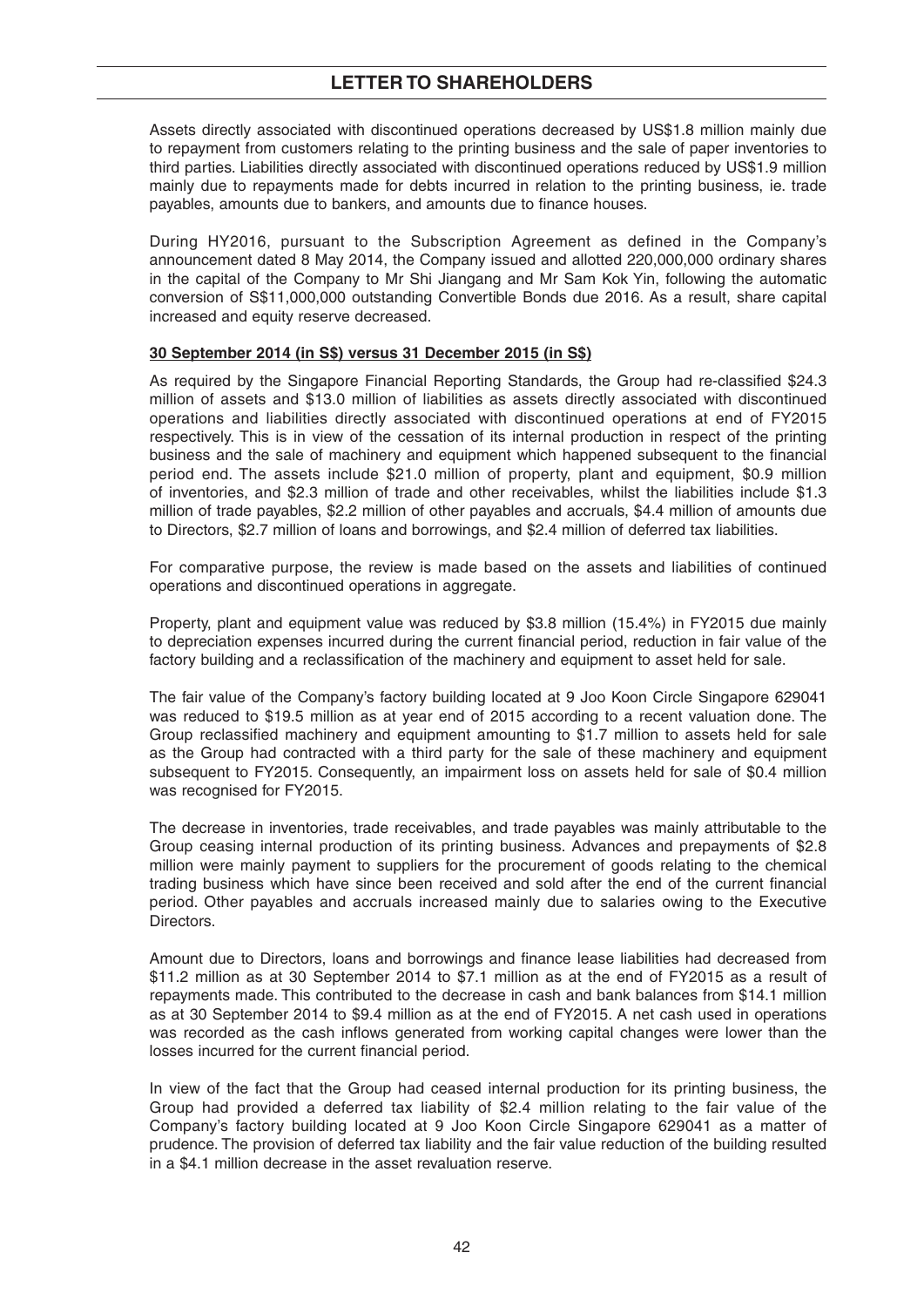Assets directly associated with discontinued operations decreased by US$1.8 million mainly due to repayment from customers relating to the printing business and the sale of paper inventories to third parties. Liabilities directly associated with discontinued operations reduced by US$1.9 million mainly due to repayments made for debts incurred in relation to the printing business, ie. trade payables, amounts due to bankers, and amounts due to finance houses.

During HY2016, pursuant to the Subscription Agreement as defined in the Company's announcement dated 8 May 2014, the Company issued and allotted 220,000,000 ordinary shares in the capital of the Company to Mr Shi Jiangang and Mr Sam Kok Yin, following the automatic conversion of S$11,000,000 outstanding Convertible Bonds due 2016. As a result, share capital increased and equity reserve decreased.

**30 September 2014 (in S$) versus 31 December 2015 (in S$)**

As required by the Singapore Financial Reporting Standards, the Group had re-classified $24.3 million of assets and $13.0 million of liabilities as assets directly associated with discontinued operations and liabilities directly associated with discontinued operations at end of FY2015 respectively. This is in view of the cessation of its internal production in respect of the printing business and the sale of machinery and equipment which happened subsequent to the financial period end. The assets include $21.0 million of property, plant and equipment, $0.9 million of inventories, and $2.3 million of trade and other receivables, whilst the liabilities include $1.3 million of trade payables, $2.2 million of other payables and accruals, $4.4 million of amounts due to Directors, $2.7 million of loans and borrowings, and $2.4 million of deferred tax liabilities.

For comparative purpose, the review is made based on the assets and liabilities of continued operations and discontinued operations in aggregate.

Property, plant and equipment value was reduced by $3.8 million (15.4%) in FY2015 due mainly to depreciation expenses incurred during the current financial period, reduction in fair value of the factory building and a reclassification of the machinery and equipment to asset held for sale.

The fair value of the Company's factory building located at 9 Joo Koon Circle Singapore 629041 was reduced to $19.5 million as at year end of 2015 according to a recent valuation done. The Group reclassified machinery and equipment amounting to $1.7 million to assets held for sale as the Group had contracted with a third party for the sale of these machinery and equipment subsequent to FY2015. Consequently, an impairment loss on assets held for sale of $0.4 million was recognised for FY2015.

The decrease in inventories, trade receivables, and trade payables was mainly attributable to the Group ceasing internal production of its printing business. Advances and prepayments of $2.8 million were mainly payment to suppliers for the procurement of goods relating to the chemical trading business which have since been received and sold after the end of the current financial period. Other payables and accruals increased mainly due to salaries owing to the Executive Directors.

Amount due to Directors, loans and borrowings and finance lease liabilities had decreased from $11.2 million as at 30 September 2014 to $7.1 million as at the end of FY2015 as a result of repayments made. This contributed to the decrease in cash and bank balances from $14.1 million as at 30 September 2014 to $9.4 million as at the end of FY2015. A net cash used in operations was recorded as the cash inflows generated from working capital changes were lower than the losses incurred for the current financial period.

In view of the fact that the Group had ceased internal production for its printing business, the Group had provided a deferred tax liability of $2.4 million relating to the fair value of the Company's factory building located at 9 Joo Koon Circle Singapore 629041 as a matter of prudence. The provision of deferred tax liability and the fair value reduction of the building resulted in a $4.1 million decrease in the asset revaluation reserve.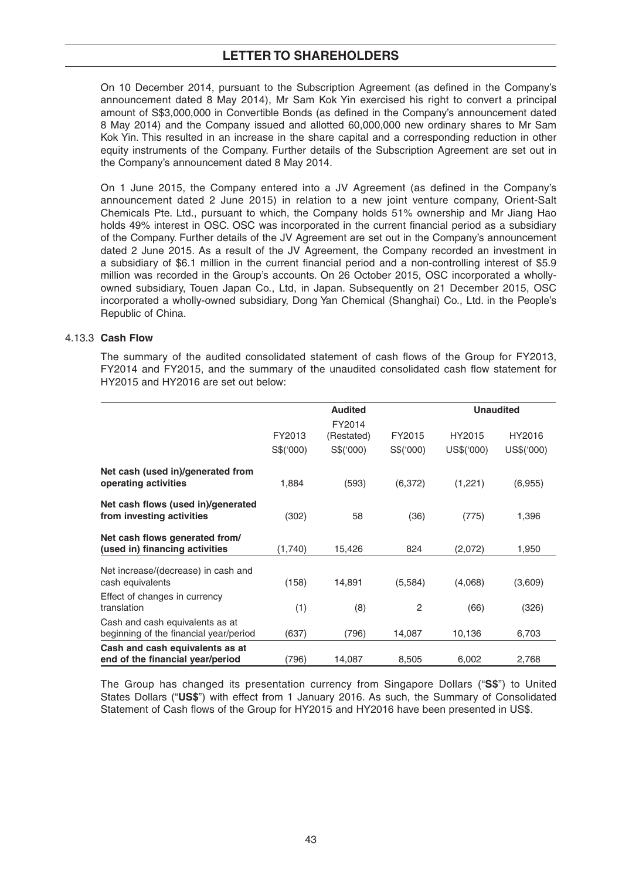On 10 December 2014, pursuant to the Subscription Agreement (as defined in the Company's announcement dated 8 May 2014), Mr Sam Kok Yin exercised his right to convert a principal amount of S$3,000,000 in Convertible Bonds (as defined in the Company's announcement dated 8 May 2014) and the Company issued and allotted 60,000,000 new ordinary shares to Mr Sam Kok Yin. This resulted in an increase in the share capital and a corresponding reduction in other equity instruments of the Company. Further details of the Subscription Agreement are set out in the Company's announcement dated 8 May 2014.

On 1 June 2015, the Company entered into a JV Agreement (as defined in the Company's announcement dated 2 June 2015) in relation to a new joint venture company, Orient-Salt Chemicals Pte. Ltd., pursuant to which, the Company holds 51% ownership and Mr Jiang Hao holds 49% interest in OSC. OSC was incorporated in the current financial period as a subsidiary of the Company. Further details of the JV Agreement are set out in the Company's announcement dated 2 June 2015. As a result of the JV Agreement, the Company recorded an investment in a subsidiary of $6.1 million in the current financial period and a non-controlling interest of $5.9 million was recorded in the Group's accounts. On 26 October 2015, OSC incorporated a wholly-owned subsidiary, Touen Japan Co., Ltd, in Japan. Subsequently on 21 December 2015, OSC incorporated a wholly-owned subsidiary, Dong Yan Chemical (Shanghai) Co., Ltd. in the People's Republic of China.

### 4.13.3 Cash Flow

The summary of the audited consolidated statement of cash flows of the Group for FY2013, FY2014 and FY2015, and the summary of the unaudited consolidated cash flow statement for HY2015 and HY2016 are set out below:

| | Audited | | | Unaudited | |
|---|---|---|---|---|---|
| | FY2013 | FY2014 (Restated) | FY2015 | HY2015 | HY2016 |
| | S$('000) | S$('000) | S$('000) | US$('000) | US$('000) |
| **Net cash (used in)/generated from operating activities** | 1,884 | (593) | (6,372) | (1,221) | (6,955) |
| **Net cash flows (used in)/generated from investing activities** | (302) | 58 | (36) | (775) | 1,396 |
| **Net cash flows generated from/ (used in) financing activities** | (1,740) | 15,426 | 824 | (2,072) | 1,950 |
| Net increase/(decrease) in cash and cash equivalents | (158) | 14,891 | (5,584) | (4,068) | (3,609) |
| Effect of changes in currency translation | (1) | (8) | 2 | (66) | (326) |
| Cash and cash equivalents as at beginning of the financial year/period | (637) | (796) | 14,087 | 10,136 | 6,703 |
| **Cash and cash equivalents as at end of the financial year/period** | (796) | 14,087 | 8,505 | 6,002 | 2,768 |

The Group has changed its presentation currency from Singapore Dollars ("**S$**") to United States Dollars ("**US$**") with effect from 1 January 2016. As such, the Summary of Consolidated Statement of Cash flows of the Group for HY2015 and HY2016 have been presented in US$.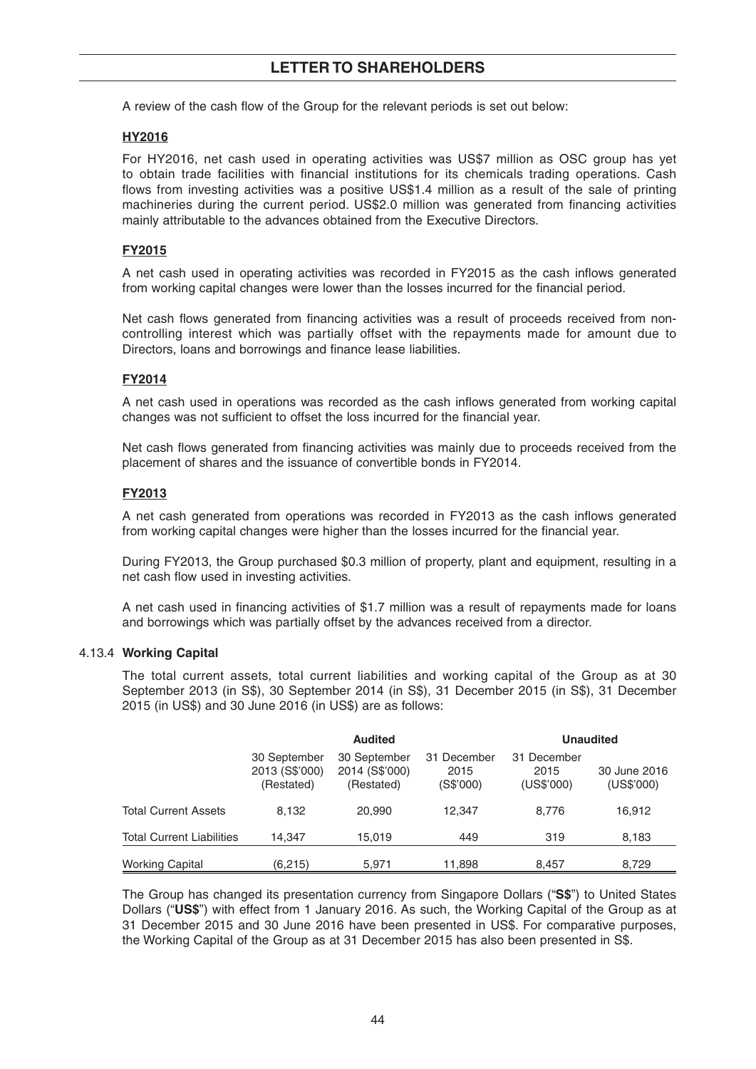A review of the cash flow of the Group for the relevant periods is set out below:

**HY2016**

For HY2016, net cash used in operating activities was US$7 million as OSC group has yet to obtain trade facilities with financial institutions for its chemicals trading operations. Cash flows from investing activities was a positive US$1.4 million as a result of the sale of printing machineries during the current period. US$2.0 million was generated from financing activities mainly attributable to the advances obtained from the Executive Directors.

**FY2015**

A net cash used in operating activities was recorded in FY2015 as the cash inflows generated from working capital changes were lower than the losses incurred for the financial period.

Net cash flows generated from financing activities was a result of proceeds received from non-controlling interest which was partially offset with the repayments made for amount due to Directors, loans and borrowings and finance lease liabilities.

**FY2014**

A net cash used in operations was recorded as the cash inflows generated from working capital changes was not sufficient to offset the loss incurred for the financial year.

Net cash flows generated from financing activities was mainly due to proceeds received from the placement of shares and the issuance of convertible bonds in FY2014.

**FY2013**

A net cash generated from operations was recorded in FY2013 as the cash inflows generated from working capital changes were higher than the losses incurred for the financial year.

During FY2013, the Group purchased $0.3 million of property, plant and equipment, resulting in a net cash flow used in investing activities.

A net cash used in financing activities of $1.7 million was a result of repayments made for loans and borrowings which was partially offset by the advances received from a director.

#### 4.13.4 Working Capital

The total current assets, total current liabilities and working capital of the Group as at 30 September 2013 (in S$), 30 September 2014 (in S$), 31 December 2015 (in S$), 31 December 2015 (in US$) and 30 June 2016 (in US$) are as follows:

| | Audited | | | Unaudited | |
|---|---|---|---|---|---|
| | 30 September 2013 (S$'000) (Restated) | 30 September 2014 (S$'000) (Restated) | 31 December 2015 (S$'000) | 31 December 2015 (US$'000) | 30 June 2016 (US$'000) |
| Total Current Assets | 8,132 | 20,990 | 12,347 | 8,776 | 16,912 |
| Total Current Liabilities | 14,347 | 15,019 | 449 | 319 | 8,183 |
| Working Capital | (6,215) | 5,971 | 11,898 | 8,457 | 8,729 |

The Group has changed its presentation currency from Singapore Dollars ("**S$**") to United States Dollars ("**US$**") with effect from 1 January 2016. As such, the Working Capital of the Group as at 31 December 2015 and 30 June 2016 have been presented in US$. For comparative purposes, the Working Capital of the Group as at 31 December 2015 has also been presented in S$.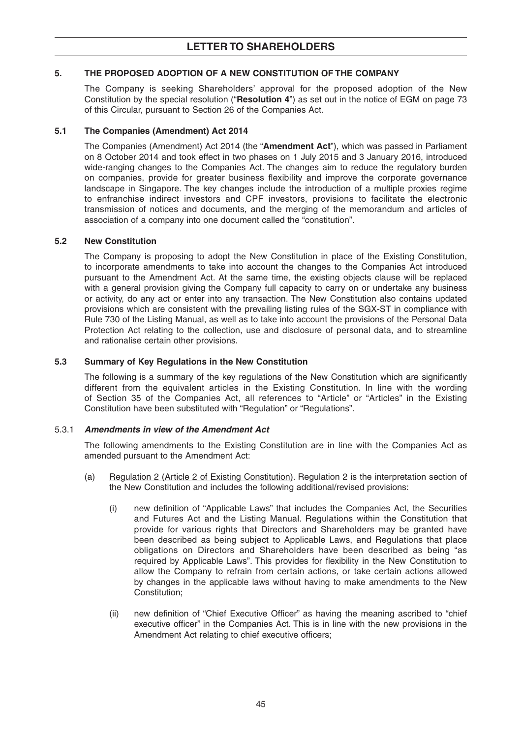## 5. THE PROPOSED ADOPTION OF A NEW CONSTITUTION OF THE COMPANY

The Company is seeking Shareholders' approval for the proposed adoption of the New Constitution by the special resolution ("**Resolution 4**") as set out in the notice of EGM on page 73 of this Circular, pursuant to Section 26 of the Companies Act.

### 5.1 The Companies (Amendment) Act 2014

The Companies (Amendment) Act 2014 (the "**Amendment Act**"), which was passed in Parliament on 8 October 2014 and took effect in two phases on 1 July 2015 and 3 January 2016, introduced wide-ranging changes to the Companies Act. The changes aim to reduce the regulatory burden on companies, provide for greater business flexibility and improve the corporate governance landscape in Singapore. The key changes include the introduction of a multiple proxies regime to enfranchise indirect investors and CPF investors, provisions to facilitate the electronic transmission of notices and documents, and the merging of the memorandum and articles of association of a company into one document called the "constitution".

### 5.2 New Constitution

The Company is proposing to adopt the New Constitution in place of the Existing Constitution, to incorporate amendments to take into account the changes to the Companies Act introduced pursuant to the Amendment Act. At the same time, the existing objects clause will be replaced with a general provision giving the Company full capacity to carry on or undertake any business or activity, do any act or enter into any transaction. The New Constitution also contains updated provisions which are consistent with the prevailing listing rules of the SGX-ST in compliance with Rule 730 of the Listing Manual, as well as to take into account the provisions of the Personal Data Protection Act relating to the collection, use and disclosure of personal data, and to streamline and rationalise certain other provisions.

### 5.3 Summary of Key Regulations in the New Constitution

The following is a summary of the key regulations of the New Constitution which are significantly different from the equivalent articles in the Existing Constitution. In line with the wording of Section 35 of the Companies Act, all references to "Article" or "Articles" in the Existing Constitution have been substituted with "Regulation" or "Regulations".

#### 5.3.1 *Amendments in view of the Amendment Act*

The following amendments to the Existing Constitution are in line with the Companies Act as amended pursuant to the Amendment Act:

(a) Regulation 2 (Article 2 of Existing Constitution). Regulation 2 is the interpretation section of the New Constitution and includes the following additional/revised provisions:

(i) new definition of "Applicable Laws" that includes the Companies Act, the Securities and Futures Act and the Listing Manual. Regulations within the Constitution that provide for various rights that Directors and Shareholders may be granted have been described as being subject to Applicable Laws, and Regulations that place obligations on Directors and Shareholders have been described as being "as required by Applicable Laws". This provides for flexibility in the New Constitution to allow the Company to refrain from certain actions, or take certain actions allowed by changes in the applicable laws without having to make amendments to the New Constitution;

(ii) new definition of "Chief Executive Officer" as having the meaning ascribed to "chief executive officer" in the Companies Act. This is in line with the new provisions in the Amendment Act relating to chief executive officers;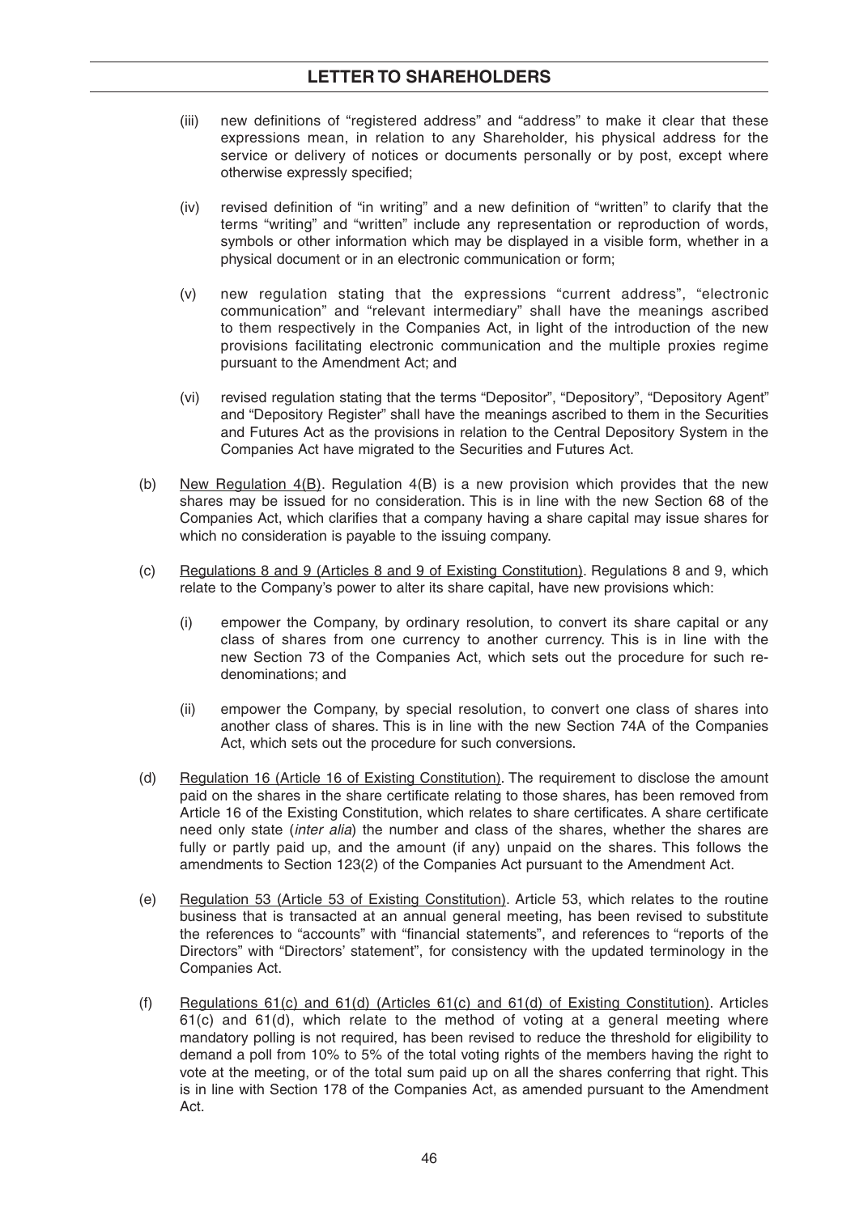## LETTER TO SHAREHOLDERS

(iii) new definitions of "registered address" and "address" to make it clear that these expressions mean, in relation to any Shareholder, his physical address for the service or delivery of notices or documents personally or by post, except where otherwise expressly specified;

(iv) revised definition of "in writing" and a new definition of "written" to clarify that the terms "writing" and "written" include any representation or reproduction of words, symbols or other information which may be displayed in a visible form, whether in a physical document or in an electronic communication or form;

(v) new regulation stating that the expressions "current address", "electronic communication" and "relevant intermediary" shall have the meanings ascribed to them respectively in the Companies Act, in light of the introduction of the new provisions facilitating electronic communication and the multiple proxies regime pursuant to the Amendment Act; and

(vi) revised regulation stating that the terms "Depositor", "Depository", "Depository Agent" and "Depository Register" shall have the meanings ascribed to them in the Securities and Futures Act as the provisions in relation to the Central Depository System in the Companies Act have migrated to the Securities and Futures Act.

(b) <u>New Regulation 4(B)</u>. Regulation 4(B) is a new provision which provides that the new shares may be issued for no consideration. This is in line with the new Section 68 of the Companies Act, which clarifies that a company having a share capital may issue shares for which no consideration is payable to the issuing company.

(c) <u>Regulations 8 and 9 (Articles 8 and 9 of Existing Constitution)</u>. Regulations 8 and 9, which relate to the Company's power to alter its share capital, have new provisions which:

(i) empower the Company, by ordinary resolution, to convert its share capital or any class of shares from one currency to another currency. This is in line with the new Section 73 of the Companies Act, which sets out the procedure for such re-denominations; and

(ii) empower the Company, by special resolution, to convert one class of shares into another class of shares. This is in line with the new Section 74A of the Companies Act, which sets out the procedure for such conversions.

(d) <u>Regulation 16 (Article 16 of Existing Constitution)</u>. The requirement to disclose the amount paid on the shares in the share certificate relating to those shares, has been removed from Article 16 of the Existing Constitution, which relates to share certificates. A share certificate need only state (*inter alia*) the number and class of the shares, whether the shares are fully or partly paid up, and the amount (if any) unpaid on the shares. This follows the amendments to Section 123(2) of the Companies Act pursuant to the Amendment Act.

(e) <u>Regulation 53 (Article 53 of Existing Constitution)</u>. Article 53, which relates to the routine business that is transacted at an annual general meeting, has been revised to substitute the references to "accounts" with "financial statements", and references to "reports of the Directors" with "Directors' statement", for consistency with the updated terminology in the Companies Act.

(f) <u>Regulations 61(c) and 61(d) (Articles 61(c) and 61(d) of Existing Constitution)</u>. Articles 61(c) and 61(d), which relate to the method of voting at a general meeting where mandatory polling is not required, has been revised to reduce the threshold for eligibility to demand a poll from 10% to 5% of the total voting rights of the members having the right to vote at the meeting, or of the total sum paid up on all the shares conferring that right. This is in line with Section 178 of the Companies Act, as amended pursuant to the Amendment Act.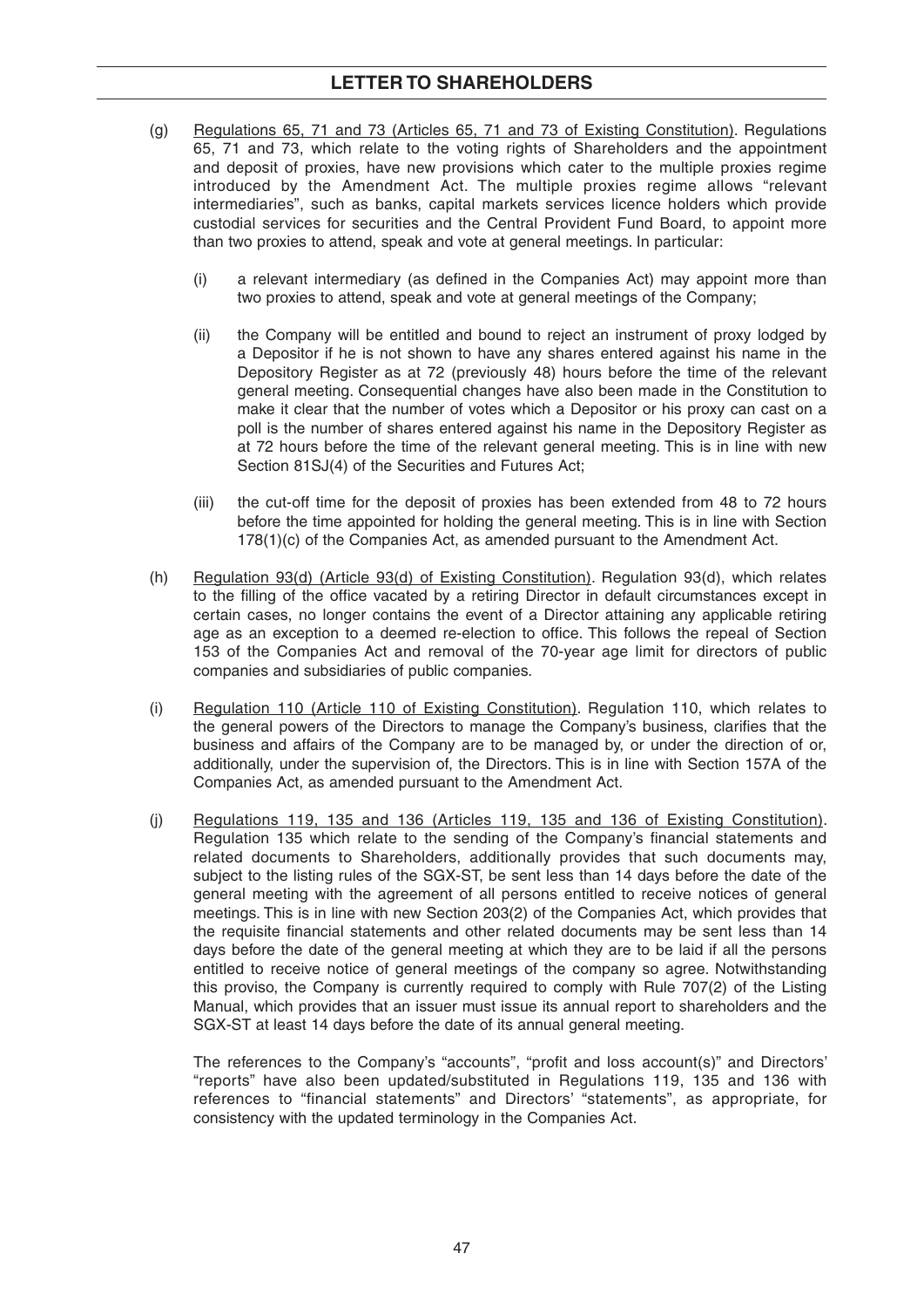(g) Regulations 65, 71 and 73 (Articles 65, 71 and 73 of Existing Constitution). Regulations 65, 71 and 73, which relate to the voting rights of Shareholders and the appointment and deposit of proxies, have new provisions which cater to the multiple proxies regime introduced by the Amendment Act. The multiple proxies regime allows "relevant intermediaries", such as banks, capital markets services licence holders which provide custodial services for securities and the Central Provident Fund Board, to appoint more than two proxies to attend, speak and vote at general meetings. In particular:

   (i) a relevant intermediary (as defined in the Companies Act) may appoint more than two proxies to attend, speak and vote at general meetings of the Company;

   (ii) the Company will be entitled and bound to reject an instrument of proxy lodged by a Depositor if he is not shown to have any shares entered against his name in the Depository Register as at 72 (previously 48) hours before the time of the relevant general meeting. Consequential changes have also been made in the Constitution to make it clear that the number of votes which a Depositor or his proxy can cast on a poll is the number of shares entered against his name in the Depository Register as at 72 hours before the time of the relevant general meeting. This is in line with new Section 81SJ(4) of the Securities and Futures Act;

   (iii) the cut-off time for the deposit of proxies has been extended from 48 to 72 hours before the time appointed for holding the general meeting. This is in line with Section 178(1)(c) of the Companies Act, as amended pursuant to the Amendment Act.

(h) Regulation 93(d) (Article 93(d) of Existing Constitution). Regulation 93(d), which relates to the filling of the office vacated by a retiring Director in default circumstances except in certain cases, no longer contains the event of a Director attaining any applicable retiring age as an exception to a deemed re-election to office. This follows the repeal of Section 153 of the Companies Act and removal of the 70-year age limit for directors of public companies and subsidiaries of public companies.

(i) Regulation 110 (Article 110 of Existing Constitution). Regulation 110, which relates to the general powers of the Directors to manage the Company's business, clarifies that the business and affairs of the Company are to be managed by, or under the direction of or, additionally, under the supervision of, the Directors. This is in line with Section 157A of the Companies Act, as amended pursuant to the Amendment Act.

(j) Regulations 119, 135 and 136 (Articles 119, 135 and 136 of Existing Constitution). Regulation 135 which relate to the sending of the Company's financial statements and related documents to Shareholders, additionally provides that such documents may, subject to the listing rules of the SGX-ST, be sent less than 14 days before the date of the general meeting with the agreement of all persons entitled to receive notices of general meetings. This is in line with new Section 203(2) of the Companies Act, which provides that the requisite financial statements and other related documents may be sent less than 14 days before the date of the general meeting at which they are to be laid if all the persons entitled to receive notice of general meetings of the company so agree. Notwithstanding this proviso, the Company is currently required to comply with Rule 707(2) of the Listing Manual, which provides that an issuer must issue its annual report to shareholders and the SGX-ST at least 14 days before the date of its annual general meeting.

   The references to the Company's "accounts", "profit and loss account(s)" and Directors' "reports" have also been updated/substituted in Regulations 119, 135 and 136 with references to "financial statements" and Directors' "statements", as appropriate, for consistency with the updated terminology in the Companies Act.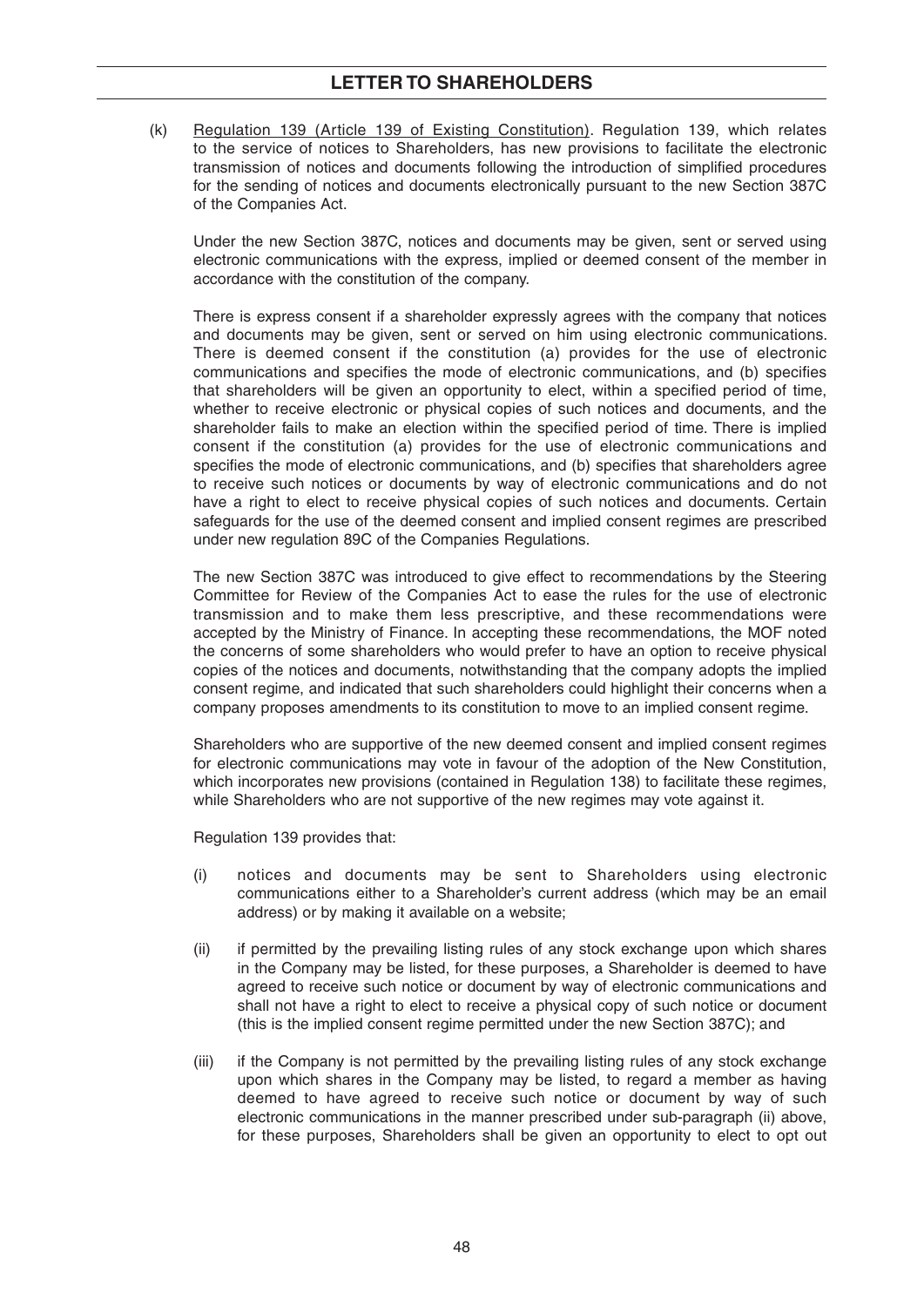(k) Regulation 139 (Article 139 of Existing Constitution). Regulation 139, which relates to the service of notices to Shareholders, has new provisions to facilitate the electronic transmission of notices and documents following the introduction of simplified procedures for the sending of notices and documents electronically pursuant to the new Section 387C of the Companies Act.

Under the new Section 387C, notices and documents may be given, sent or served using electronic communications with the express, implied or deemed consent of the member in accordance with the constitution of the company.

There is express consent if a shareholder expressly agrees with the company that notices and documents may be given, sent or served on him using electronic communications. There is deemed consent if the constitution (a) provides for the use of electronic communications and specifies the mode of electronic communications, and (b) specifies that shareholders will be given an opportunity to elect, within a specified period of time, whether to receive electronic or physical copies of such notices and documents, and the shareholder fails to make an election within the specified period of time. There is implied consent if the constitution (a) provides for the use of electronic communications and specifies the mode of electronic communications, and (b) specifies that shareholders agree to receive such notices or documents by way of electronic communications and do not have a right to elect to receive physical copies of such notices and documents. Certain safeguards for the use of the deemed consent and implied consent regimes are prescribed under new regulation 89C of the Companies Regulations.

The new Section 387C was introduced to give effect to recommendations by the Steering Committee for Review of the Companies Act to ease the rules for the use of electronic transmission and to make them less prescriptive, and these recommendations were accepted by the Ministry of Finance. In accepting these recommendations, the MOF noted the concerns of some shareholders who would prefer to have an option to receive physical copies of the notices and documents, notwithstanding that the company adopts the implied consent regime, and indicated that such shareholders could highlight their concerns when a company proposes amendments to its constitution to move to an implied consent regime.

Shareholders who are supportive of the new deemed consent and implied consent regimes for electronic communications may vote in favour of the adoption of the New Constitution, which incorporates new provisions (contained in Regulation 138) to facilitate these regimes, while Shareholders who are not supportive of the new regimes may vote against it.

Regulation 139 provides that:

(i) notices and documents may be sent to Shareholders using electronic communications either to a Shareholder's current address (which may be an email address) or by making it available on a website;

(ii) if permitted by the prevailing listing rules of any stock exchange upon which shares in the Company may be listed, for these purposes, a Shareholder is deemed to have agreed to receive such notice or document by way of electronic communications and shall not have a right to elect to receive a physical copy of such notice or document (this is the implied consent regime permitted under the new Section 387C); and

(iii) if the Company is not permitted by the prevailing listing rules of any stock exchange upon which shares in the Company may be listed, to regard a member as having deemed to have agreed to receive such notice or document by way of such electronic communications in the manner prescribed under sub-paragraph (ii) above, for these purposes, Shareholders shall be given an opportunity to elect to opt out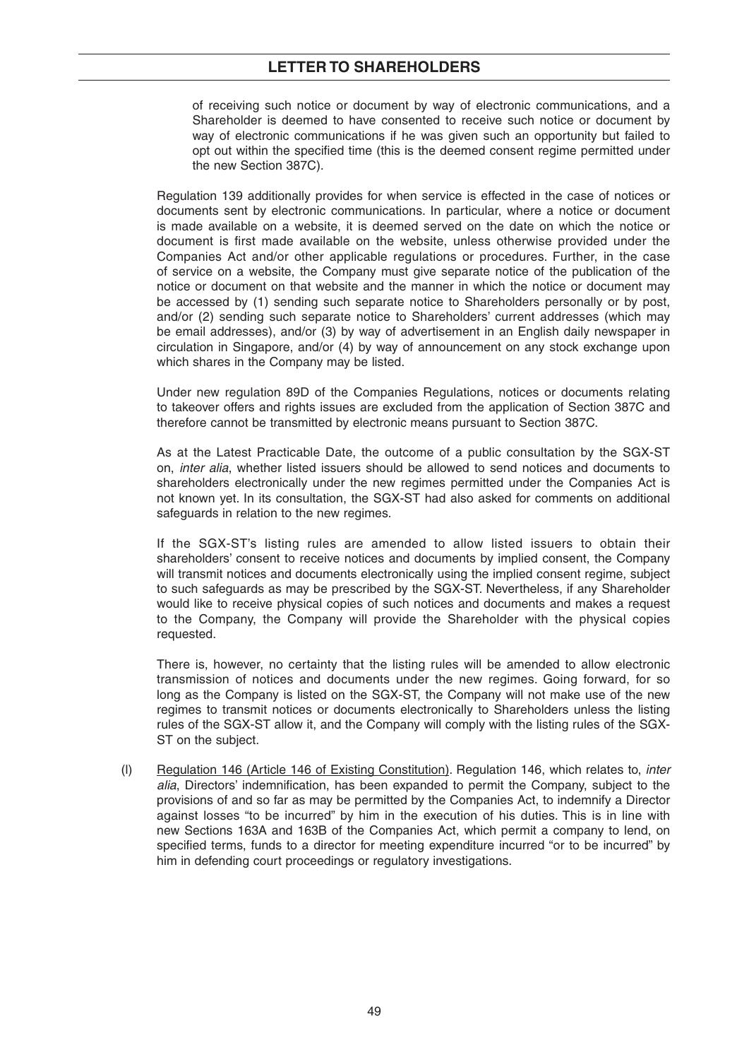of receiving such notice or document by way of electronic communications, and a Shareholder is deemed to have consented to receive such notice or document by way of electronic communications if he was given such an opportunity but failed to opt out within the specified time (this is the deemed consent regime permitted under the new Section 387C).

Regulation 139 additionally provides for when service is effected in the case of notices or documents sent by electronic communications. In particular, where a notice or document is made available on a website, it is deemed served on the date on which the notice or document is first made available on the website, unless otherwise provided under the Companies Act and/or other applicable regulations or procedures. Further, in the case of service on a website, the Company must give separate notice of the publication of the notice or document on that website and the manner in which the notice or document may be accessed by (1) sending such separate notice to Shareholders personally or by post, and/or (2) sending such separate notice to Shareholders' current addresses (which may be email addresses), and/or (3) by way of advertisement in an English daily newspaper in circulation in Singapore, and/or (4) by way of announcement on any stock exchange upon which shares in the Company may be listed.

Under new regulation 89D of the Companies Regulations, notices or documents relating to takeover offers and rights issues are excluded from the application of Section 387C and therefore cannot be transmitted by electronic means pursuant to Section 387C.

As at the Latest Practicable Date, the outcome of a public consultation by the SGX-ST on, *inter alia*, whether listed issuers should be allowed to send notices and documents to shareholders electronically under the new regimes permitted under the Companies Act is not known yet. In its consultation, the SGX-ST had also asked for comments on additional safeguards in relation to the new regimes.

If the SGX-ST's listing rules are amended to allow listed issuers to obtain their shareholders' consent to receive notices and documents by implied consent, the Company will transmit notices and documents electronically using the implied consent regime, subject to such safeguards as may be prescribed by the SGX-ST. Nevertheless, if any Shareholder would like to receive physical copies of such notices and documents and makes a request to the Company, the Company will provide the Shareholder with the physical copies requested.

There is, however, no certainty that the listing rules will be amended to allow electronic transmission of notices and documents under the new regimes. Going forward, for so long as the Company is listed on the SGX-ST, the Company will not make use of the new regimes to transmit notices or documents electronically to Shareholders unless the listing rules of the SGX-ST allow it, and the Company will comply with the listing rules of the SGX-ST on the subject.

(l) Regulation 146 (Article 146 of Existing Constitution). Regulation 146, which relates to, *inter alia*, Directors' indemnification, has been expanded to permit the Company, subject to the provisions of and so far as may be permitted by the Companies Act, to indemnify a Director against losses "to be incurred" by him in the execution of his duties. This is in line with new Sections 163A and 163B of the Companies Act, which permit a company to lend, on specified terms, funds to a director for meeting expenditure incurred "or to be incurred" by him in defending court proceedings or regulatory investigations.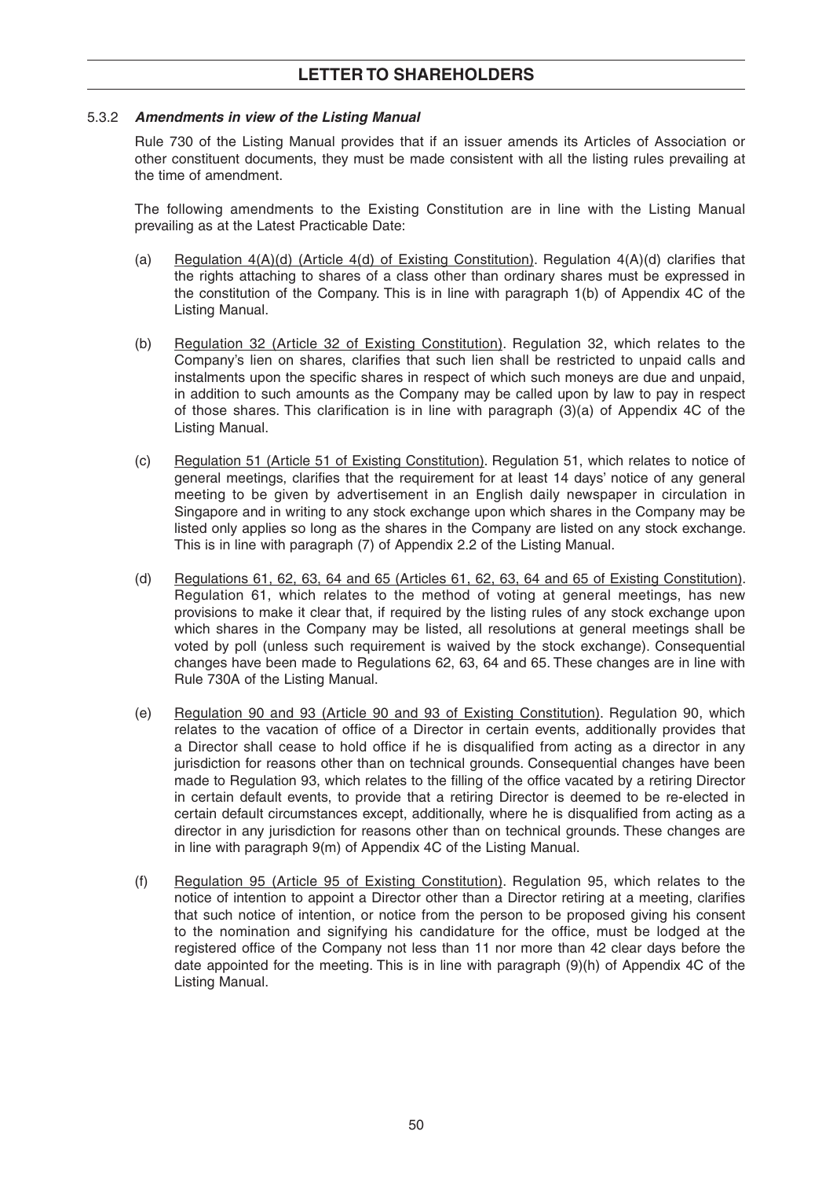## LETTER TO SHAREHOLDERS

### 5.3.2 ***Amendments in view of the Listing Manual***

Rule 730 of the Listing Manual provides that if an issuer amends its Articles of Association or other constituent documents, they must be made consistent with all the listing rules prevailing at the time of amendment.

The following amendments to the Existing Constitution are in line with the Listing Manual prevailing as at the Latest Practicable Date:

(a) Regulation 4(A)(d) (Article 4(d) of Existing Constitution). Regulation 4(A)(d) clarifies that the rights attaching to shares of a class other than ordinary shares must be expressed in the constitution of the Company. This is in line with paragraph 1(b) of Appendix 4C of the Listing Manual.

(b) Regulation 32 (Article 32 of Existing Constitution). Regulation 32, which relates to the Company's lien on shares, clarifies that such lien shall be restricted to unpaid calls and instalments upon the specific shares in respect of which such moneys are due and unpaid, in addition to such amounts as the Company may be called upon by law to pay in respect of those shares. This clarification is in line with paragraph (3)(a) of Appendix 4C of the Listing Manual.

(c) Regulation 51 (Article 51 of Existing Constitution). Regulation 51, which relates to notice of general meetings, clarifies that the requirement for at least 14 days' notice of any general meeting to be given by advertisement in an English daily newspaper in circulation in Singapore and in writing to any stock exchange upon which shares in the Company may be listed only applies so long as the shares in the Company are listed on any stock exchange. This is in line with paragraph (7) of Appendix 2.2 of the Listing Manual.

(d) Regulations 61, 62, 63, 64 and 65 (Articles 61, 62, 63, 64 and 65 of Existing Constitution). Regulation 61, which relates to the method of voting at general meetings, has new provisions to make it clear that, if required by the listing rules of any stock exchange upon which shares in the Company may be listed, all resolutions at general meetings shall be voted by poll (unless such requirement is waived by the stock exchange). Consequential changes have been made to Regulations 62, 63, 64 and 65. These changes are in line with Rule 730A of the Listing Manual.

(e) Regulation 90 and 93 (Article 90 and 93 of Existing Constitution). Regulation 90, which relates to the vacation of office of a Director in certain events, additionally provides that a Director shall cease to hold office if he is disqualified from acting as a director in any jurisdiction for reasons other than on technical grounds. Consequential changes have been made to Regulation 93, which relates to the filling of the office vacated by a retiring Director in certain default events, to provide that a retiring Director is deemed to be re-elected in certain default circumstances except, additionally, where he is disqualified from acting as a director in any jurisdiction for reasons other than on technical grounds. These changes are in line with paragraph 9(m) of Appendix 4C of the Listing Manual.

(f) Regulation 95 (Article 95 of Existing Constitution). Regulation 95, which relates to the notice of intention to appoint a Director other than a Director retiring at a meeting, clarifies that such notice of intention, or notice from the person to be proposed giving his consent to the nomination and signifying his candidature for the office, must be lodged at the registered office of the Company not less than 11 nor more than 42 clear days before the date appointed for the meeting. This is in line with paragraph (9)(h) of Appendix 4C of the Listing Manual.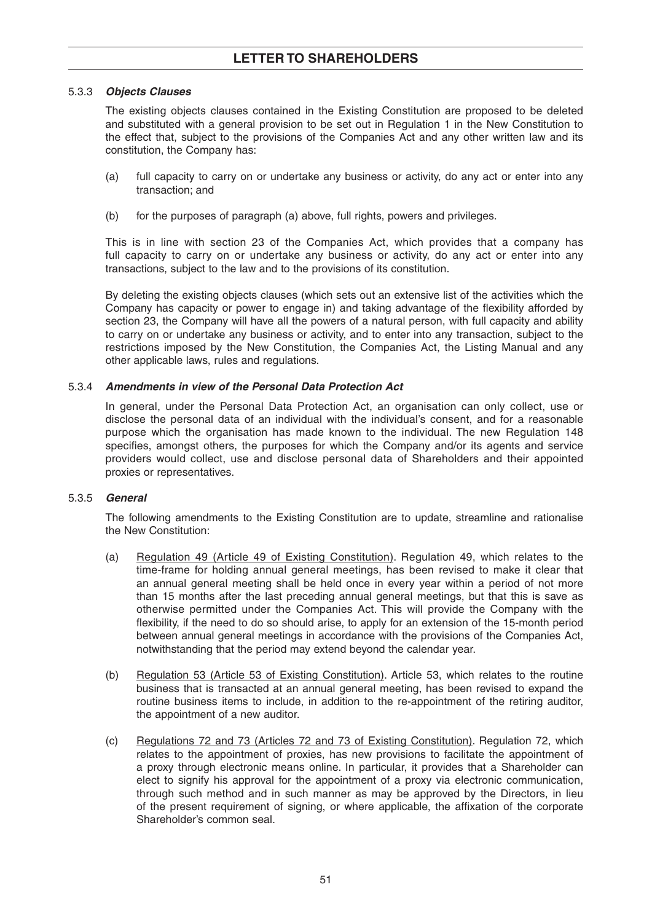#### 5.3.3 *Objects Clauses*

The existing objects clauses contained in the Existing Constitution are proposed to be deleted and substituted with a general provision to be set out in Regulation 1 in the New Constitution to the effect that, subject to the provisions of the Companies Act and any other written law and its constitution, the Company has:

(a) full capacity to carry on or undertake any business or activity, do any act or enter into any transaction; and

(b) for the purposes of paragraph (a) above, full rights, powers and privileges.

This is in line with section 23 of the Companies Act, which provides that a company has full capacity to carry on or undertake any business or activity, do any act or enter into any transactions, subject to the law and to the provisions of its constitution.

By deleting the existing objects clauses (which sets out an extensive list of the activities which the Company has capacity or power to engage in) and taking advantage of the flexibility afforded by section 23, the Company will have all the powers of a natural person, with full capacity and ability to carry on or undertake any business or activity, and to enter into any transaction, subject to the restrictions imposed by the New Constitution, the Companies Act, the Listing Manual and any other applicable laws, rules and regulations.

#### 5.3.4 *Amendments in view of the Personal Data Protection Act*

In general, under the Personal Data Protection Act, an organisation can only collect, use or disclose the personal data of an individual with the individual's consent, and for a reasonable purpose which the organisation has made known to the individual. The new Regulation 148 specifies, amongst others, the purposes for which the Company and/or its agents and service providers would collect, use and disclose personal data of Shareholders and their appointed proxies or representatives.

#### 5.3.5 *General*

The following amendments to the Existing Constitution are to update, streamline and rationalise the New Constitution:

(a) Regulation 49 (Article 49 of Existing Constitution). Regulation 49, which relates to the time-frame for holding annual general meetings, has been revised to make it clear that an annual general meeting shall be held once in every year within a period of not more than 15 months after the last preceding annual general meetings, but that this is save as otherwise permitted under the Companies Act. This will provide the Company with the flexibility, if the need to do so should arise, to apply for an extension of the 15-month period between annual general meetings in accordance with the provisions of the Companies Act, notwithstanding that the period may extend beyond the calendar year.

(b) Regulation 53 (Article 53 of Existing Constitution). Article 53, which relates to the routine business that is transacted at an annual general meeting, has been revised to expand the routine business items to include, in addition to the re-appointment of the retiring auditor, the appointment of a new auditor.

(c) Regulations 72 and 73 (Articles 72 and 73 of Existing Constitution). Regulation 72, which relates to the appointment of proxies, has new provisions to facilitate the appointment of a proxy through electronic means online. In particular, it provides that a Shareholder can elect to signify his approval for the appointment of a proxy via electronic communication, through such method and in such manner as may be approved by the Directors, in lieu of the present requirement of signing, or where applicable, the affixation of the corporate Shareholder's common seal.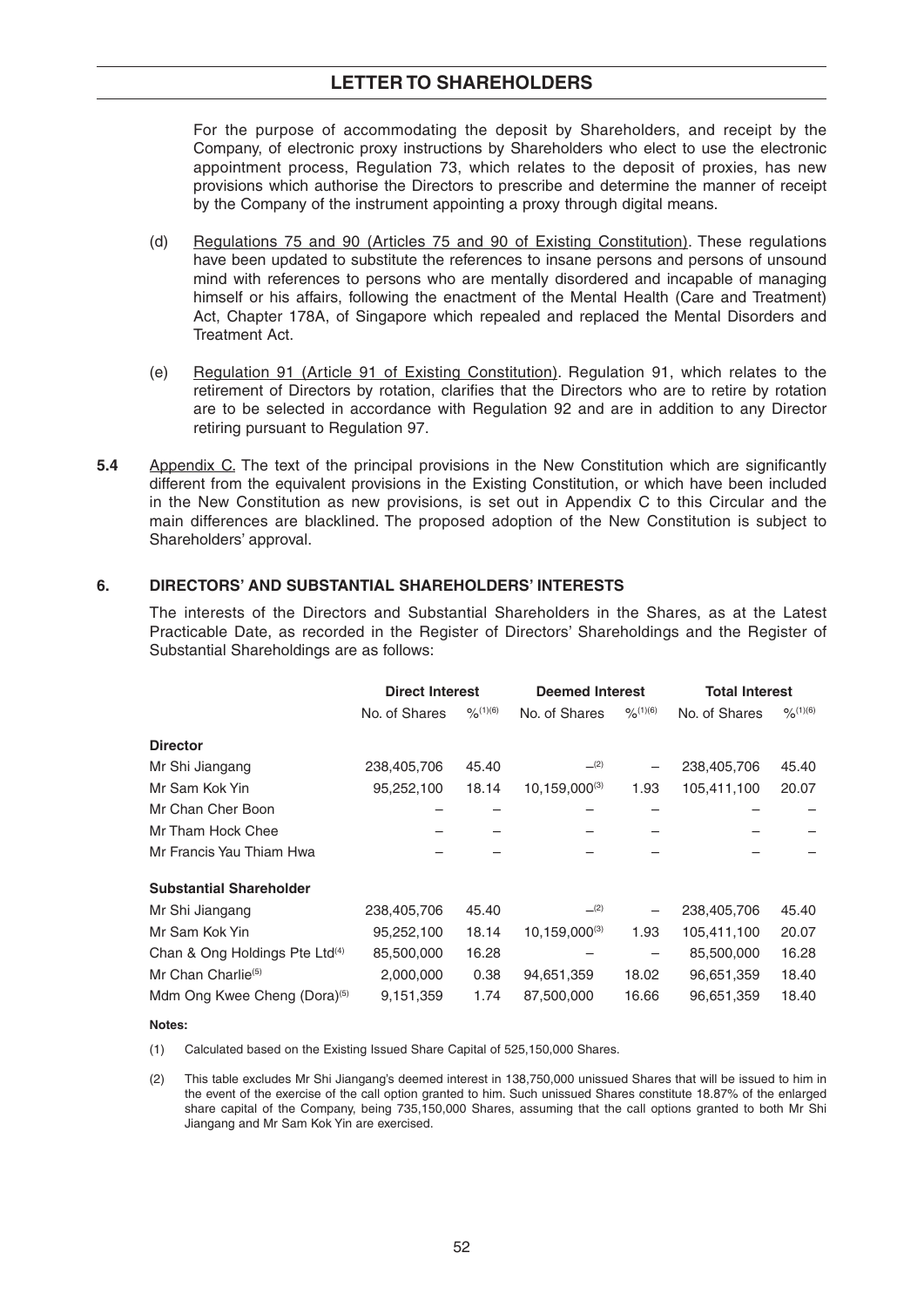For the purpose of accommodating the deposit by Shareholders, and receipt by the Company, of electronic proxy instructions by Shareholders who elect to use the electronic appointment process, Regulation 73, which relates to the deposit of proxies, has new provisions which authorise the Directors to prescribe and determine the manner of receipt by the Company of the instrument appointing a proxy through digital means.

(d) Regulations 75 and 90 (Articles 75 and 90 of Existing Constitution). These regulations have been updated to substitute the references to insane persons and persons of unsound mind with references to persons who are mentally disordered and incapable of managing himself or his affairs, following the enactment of the Mental Health (Care and Treatment) Act, Chapter 178A, of Singapore which repealed and replaced the Mental Disorders and Treatment Act.

(e) Regulation 91 (Article 91 of Existing Constitution). Regulation 91, which relates to the retirement of Directors by rotation, clarifies that the Directors who are to retire by rotation are to be selected in accordance with Regulation 92 and are in addition to any Director retiring pursuant to Regulation 97.

**5.4** Appendix C. The text of the principal provisions in the New Constitution which are significantly different from the equivalent provisions in the Existing Constitution, or which have been included in the New Constitution as new provisions, is set out in Appendix C to this Circular and the main differences are blacklined. The proposed adoption of the New Constitution is subject to Shareholders' approval.

## 6. DIRECTORS' AND SUBSTANTIAL SHAREHOLDERS' INTERESTS

The interests of the Directors and Substantial Shareholders in the Shares, as at the Latest Practicable Date, as recorded in the Register of Directors' Shareholdings and the Register of Substantial Shareholdings are as follows:

| | Direct Interest | | Deemed Interest | | Total Interest | |
|---|---|---|---|---|---|---|
| | No. of Shares | %(1)(6) | No. of Shares | %(1)(6) | No. of Shares | %(1)(6) |
| **Director** | | | | | | |
| Mr Shi Jiangang | 238,405,706 | 45.40 | –(2) | – | 238,405,706 | 45.40 |
| Mr Sam Kok Yin | 95,252,100 | 18.14 | 10,159,000(3) | 1.93 | 105,411,100 | 20.07 |
| Mr Chan Cher Boon | – | – | – | – | – | – |
| Mr Tham Hock Chee | – | – | – | – | – | – |
| Mr Francis Yau Thiam Hwa | – | – | – | – | – | – |
| **Substantial Shareholder** | | | | | | |
| Mr Shi Jiangang | 238,405,706 | 45.40 | –(2) | – | 238,405,706 | 45.40 |
| Mr Sam Kok Yin | 95,252,100 | 18.14 | 10,159,000(3) | 1.93 | 105,411,100 | 20.07 |
| Chan & Ong Holdings Pte Ltd(4) | 85,500,000 | 16.28 | – | – | 85,500,000 | 16.28 |
| Mr Chan Charlie(5) | 2,000,000 | 0.38 | 94,651,359 | 18.02 | 96,651,359 | 18.40 |
| Mdm Ong Kwee Cheng (Dora)(5) | 9,151,359 | 1.74 | 87,500,000 | 16.66 | 96,651,359 | 18.40 |

**Notes:**

(1) Calculated based on the Existing Issued Share Capital of 525,150,000 Shares.

(2) This table excludes Mr Shi Jiangang's deemed interest in 138,750,000 unissued Shares that will be issued to him in the event of the exercise of the call option granted to him. Such unissued Shares constitute 18.87% of the enlarged share capital of the Company, being 735,150,000 Shares, assuming that the call options granted to both Mr Shi Jiangang and Mr Sam Kok Yin are exercised.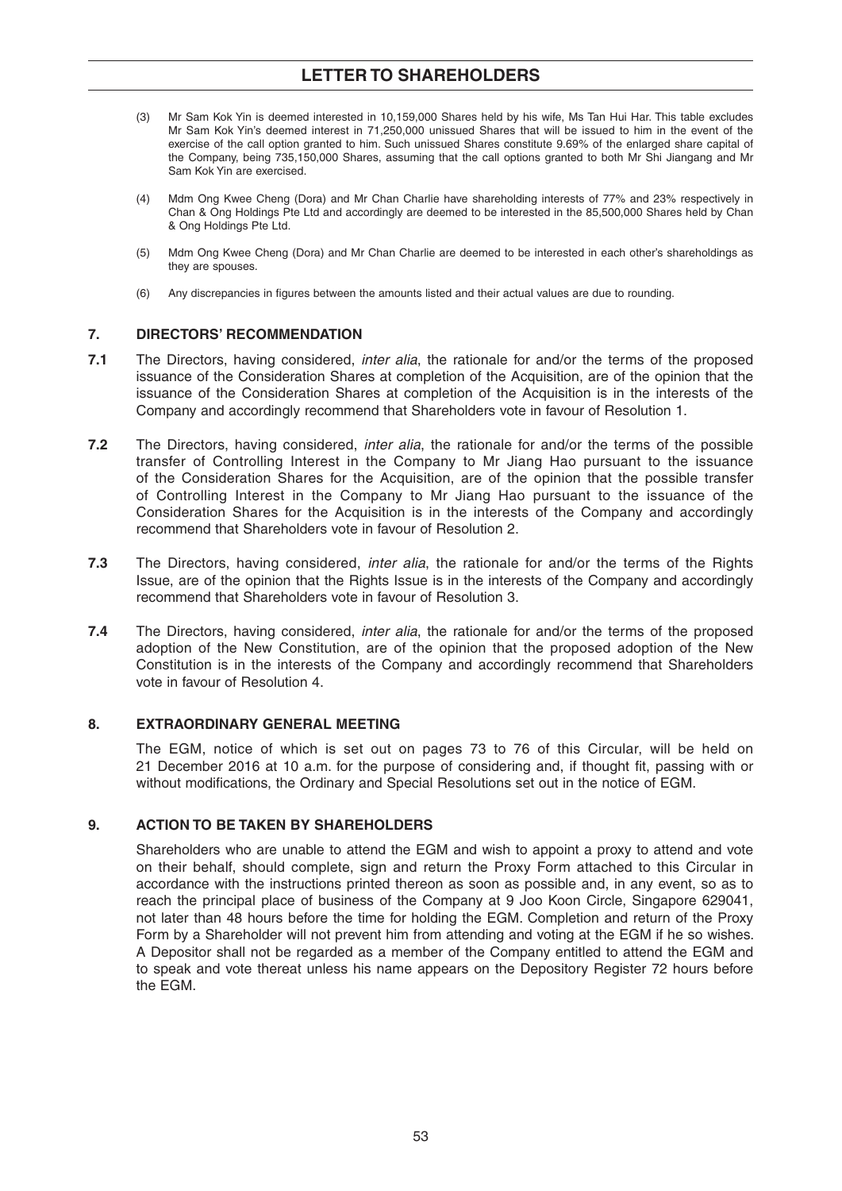(3) Mr Sam Kok Yin is deemed interested in 10,159,000 Shares held by his wife, Ms Tan Hui Har. This table excludes Mr Sam Kok Yin's deemed interest in 71,250,000 unissued Shares that will be issued to him in the event of the exercise of the call option granted to him. Such unissued Shares constitute 9.69% of the enlarged share capital of the Company, being 735,150,000 Shares, assuming that the call options granted to both Mr Shi Jiangang and Mr Sam Kok Yin are exercised.

(4) Mdm Ong Kwee Cheng (Dora) and Mr Chan Charlie have shareholding interests of 77% and 23% respectively in Chan & Ong Holdings Pte Ltd and accordingly are deemed to be interested in the 85,500,000 Shares held by Chan & Ong Holdings Pte Ltd.

(5) Mdm Ong Kwee Cheng (Dora) and Mr Chan Charlie are deemed to be interested in each other's shareholdings as they are spouses.

(6) Any discrepancies in figures between the amounts listed and their actual values are due to rounding.

## 7. DIRECTORS' RECOMMENDATION

**7.1** The Directors, having considered, *inter alia*, the rationale for and/or the terms of the proposed issuance of the Consideration Shares at completion of the Acquisition, are of the opinion that the issuance of the Consideration Shares at completion of the Acquisition is in the interests of the Company and accordingly recommend that Shareholders vote in favour of Resolution 1.

**7.2** The Directors, having considered, *inter alia*, the rationale for and/or the terms of the possible transfer of Controlling Interest in the Company to Mr Jiang Hao pursuant to the issuance of the Consideration Shares for the Acquisition, are of the opinion that the possible transfer of Controlling Interest in the Company to Mr Jiang Hao pursuant to the issuance of the Consideration Shares for the Acquisition is in the interests of the Company and accordingly recommend that Shareholders vote in favour of Resolution 2.

**7.3** The Directors, having considered, *inter alia*, the rationale for and/or the terms of the Rights Issue, are of the opinion that the Rights Issue is in the interests of the Company and accordingly recommend that Shareholders vote in favour of Resolution 3.

**7.4** The Directors, having considered, *inter alia*, the rationale for and/or the terms of the proposed adoption of the New Constitution, are of the opinion that the proposed adoption of the New Constitution is in the interests of the Company and accordingly recommend that Shareholders vote in favour of Resolution 4.

## 8. EXTRAORDINARY GENERAL MEETING

The EGM, notice of which is set out on pages 73 to 76 of this Circular, will be held on 21 December 2016 at 10 a.m. for the purpose of considering and, if thought fit, passing with or without modifications, the Ordinary and Special Resolutions set out in the notice of EGM.

## 9. ACTION TO BE TAKEN BY SHAREHOLDERS

Shareholders who are unable to attend the EGM and wish to appoint a proxy to attend and vote on their behalf, should complete, sign and return the Proxy Form attached to this Circular in accordance with the instructions printed thereon as soon as possible and, in any event, so as to reach the principal place of business of the Company at 9 Joo Koon Circle, Singapore 629041, not later than 48 hours before the time for holding the EGM. Completion and return of the Proxy Form by a Shareholder will not prevent him from attending and voting at the EGM if he so wishes. A Depositor shall not be regarded as a member of the Company entitled to attend the EGM and to speak and vote thereat unless his name appears on the Depository Register 72 hours before the EGM.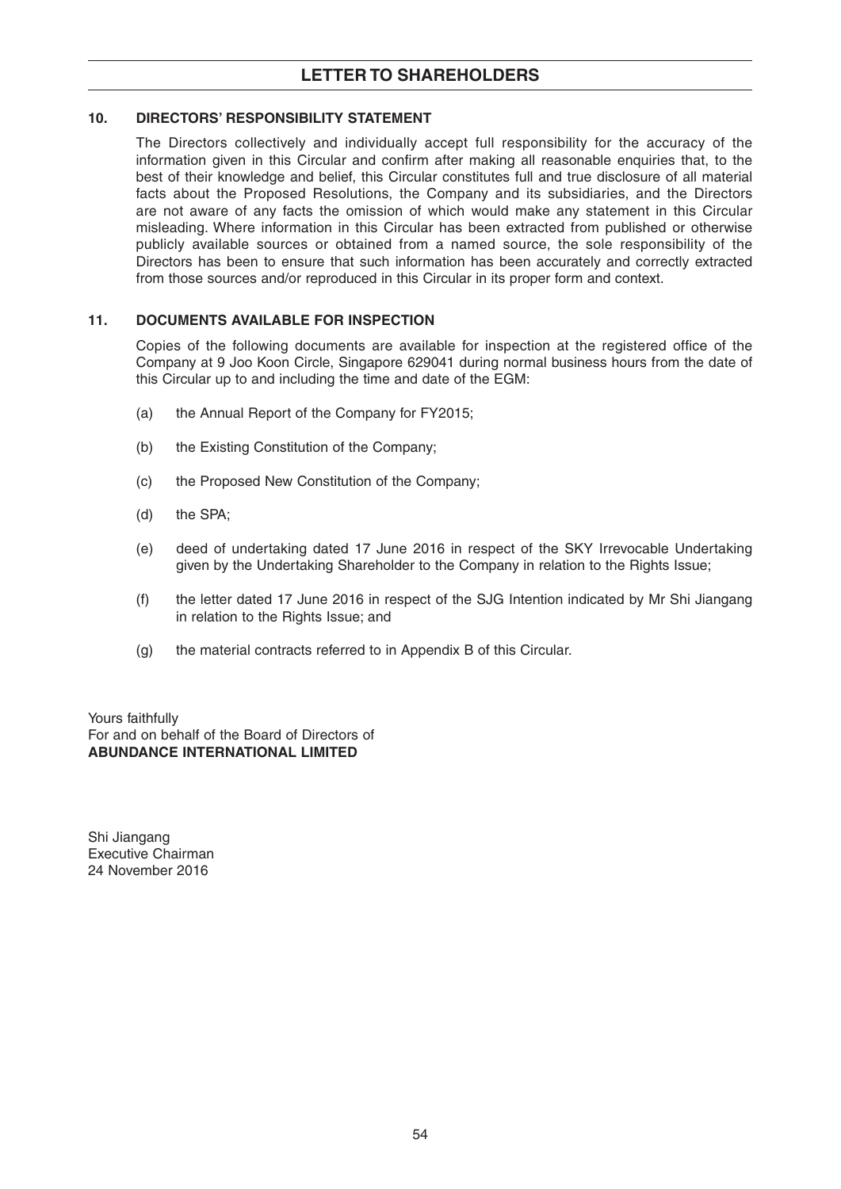## 10. DIRECTORS' RESPONSIBILITY STATEMENT

The Directors collectively and individually accept full responsibility for the accuracy of the information given in this Circular and confirm after making all reasonable enquiries that, to the best of their knowledge and belief, this Circular constitutes full and true disclosure of all material facts about the Proposed Resolutions, the Company and its subsidiaries, and the Directors are not aware of any facts the omission of which would make any statement in this Circular misleading. Where information in this Circular has been extracted from published or otherwise publicly available sources or obtained from a named source, the sole responsibility of the Directors has been to ensure that such information has been accurately and correctly extracted from those sources and/or reproduced in this Circular in its proper form and context.

## 11. DOCUMENTS AVAILABLE FOR INSPECTION

Copies of the following documents are available for inspection at the registered office of the Company at 9 Joo Koon Circle, Singapore 629041 during normal business hours from the date of this Circular up to and including the time and date of the EGM:

(a) the Annual Report of the Company for FY2015;

(b) the Existing Constitution of the Company;

(c) the Proposed New Constitution of the Company;

(d) the SPA;

(e) deed of undertaking dated 17 June 2016 in respect of the SKY Irrevocable Undertaking given by the Undertaking Shareholder to the Company in relation to the Rights Issue;

(f) the letter dated 17 June 2016 in respect of the SJG Intention indicated by Mr Shi Jiangang in relation to the Rights Issue; and

(g) the material contracts referred to in Appendix B of this Circular.

Yours faithfully
For and on behalf of the Board of Directors of
**ABUNDANCE INTERNATIONAL LIMITED**

Shi Jiangang
Executive Chairman
24 November 2016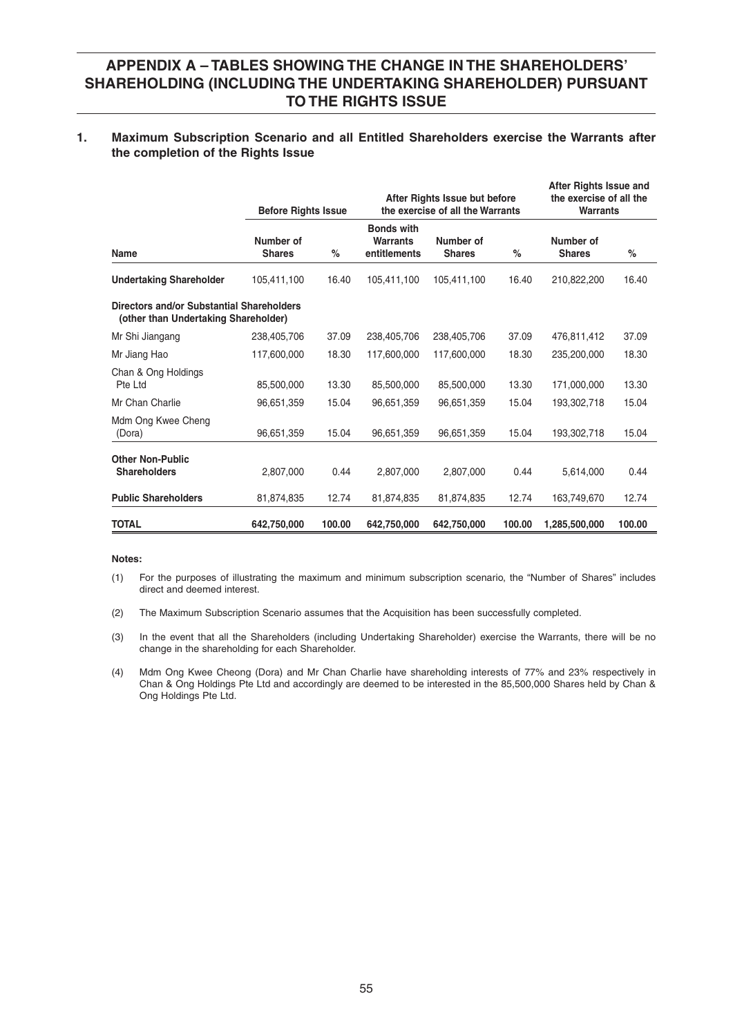## APPENDIX A – TABLES SHOWING THE CHANGE IN THE SHAREHOLDERS' SHAREHOLDING (INCLUDING THE UNDERTAKING SHAREHOLDER) PURSUANT TO THE RIGHTS ISSUE

### 1. Maximum Subscription Scenario and all Entitled Shareholders exercise the Warrants after the completion of the Rights Issue

| | Before Rights Issue | | After Rights Issue but before the exercise of all the Warrants | | | After Rights Issue and the exercise of all the Warrants | |
|---|---|---|---|---|---|---|---|
| **Name** | **Number of Shares** | **%** | **Bonds with Warrants entitlements** | **Number of Shares** | **%** | **Number of Shares** | **%** |
| **Undertaking Shareholder** | 105,411,100 | 16.40 | 105,411,100 | 105,411,100 | 16.40 | 210,822,200 | 16.40 |
| **Directors and/or Substantial Shareholders (other than Undertaking Shareholder)** | | | | | | | |
| Mr Shi Jiangang | 238,405,706 | 37.09 | 238,405,706 | 238,405,706 | 37.09 | 476,811,412 | 37.09 |
| Mr Jiang Hao | 117,600,000 | 18.30 | 117,600,000 | 117,600,000 | 18.30 | 235,200,000 | 18.30 |
| Chan & Ong Holdings Pte Ltd | 85,500,000 | 13.30 | 85,500,000 | 85,500,000 | 13.30 | 171,000,000 | 13.30 |
| Mr Chan Charlie | 96,651,359 | 15.04 | 96,651,359 | 96,651,359 | 15.04 | 193,302,718 | 15.04 |
| Mdm Ong Kwee Cheng (Dora) | 96,651,359 | 15.04 | 96,651,359 | 96,651,359 | 15.04 | 193,302,718 | 15.04 |
| **Other Non-Public Shareholders** | 2,807,000 | 0.44 | 2,807,000 | 2,807,000 | 0.44 | 5,614,000 | 0.44 |
| **Public Shareholders** | 81,874,835 | 12.74 | 81,874,835 | 81,874,835 | 12.74 | 163,749,670 | 12.74 |
| **TOTAL** | **642,750,000** | **100.00** | **642,750,000** | **642,750,000** | **100.00** | **1,285,500,000** | **100.00** |

**Notes:**

(1) For the purposes of illustrating the maximum and minimum subscription scenario, the "Number of Shares" includes direct and deemed interest.

(2) The Maximum Subscription Scenario assumes that the Acquisition has been successfully completed.

(3) In the event that all the Shareholders (including Undertaking Shareholder) exercise the Warrants, there will be no change in the shareholding for each Shareholder.

(4) Mdm Ong Kwee Cheong (Dora) and Mr Chan Charlie have shareholding interests of 77% and 23% respectively in Chan & Ong Holdings Pte Ltd and accordingly are deemed to be interested in the 85,500,000 Shares held by Chan & Ong Holdings Pte Ltd.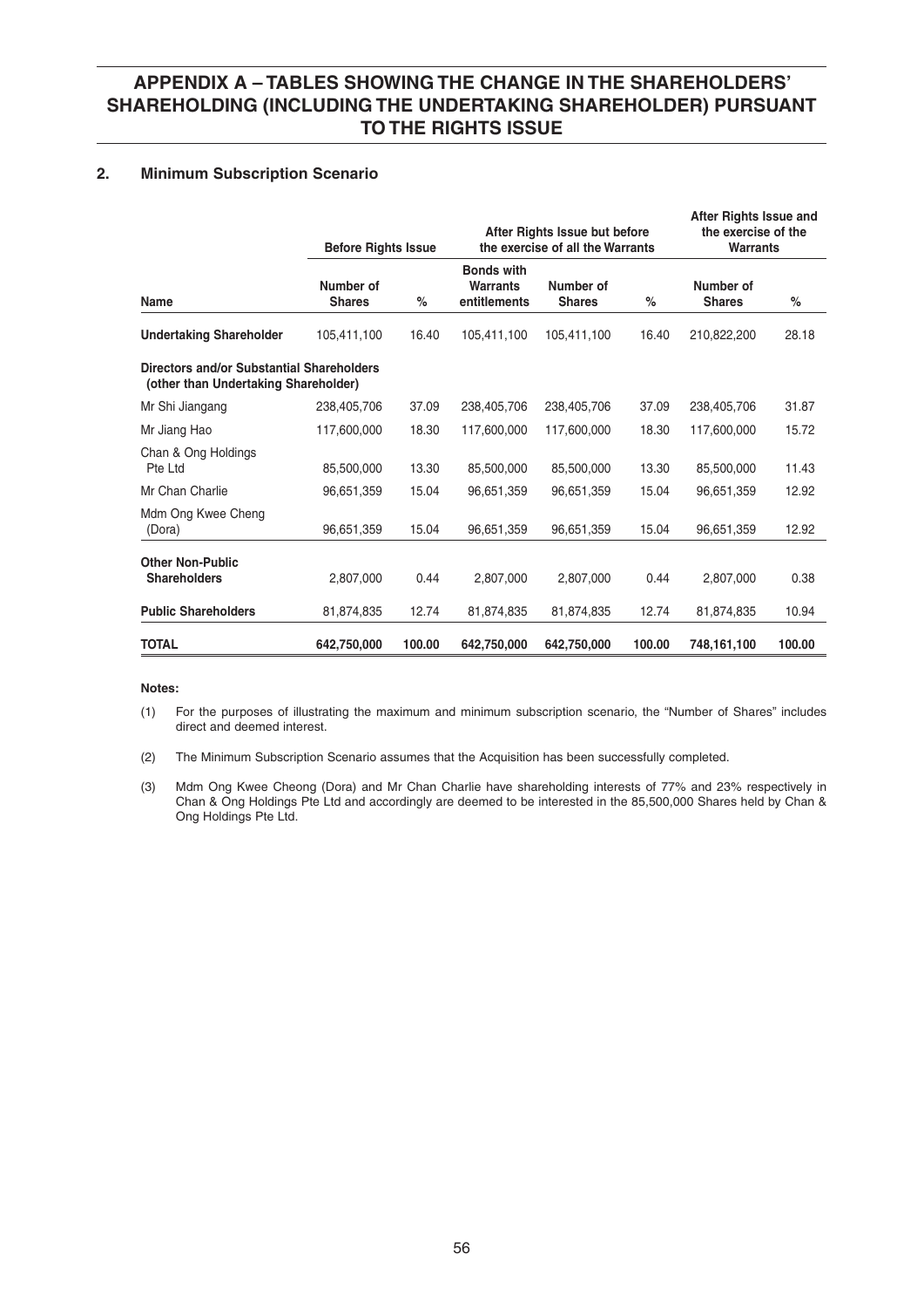# APPENDIX A – TABLES SHOWING THE CHANGE IN THE SHAREHOLDERS' SHAREHOLDING (INCLUDING THE UNDERTAKING SHAREHOLDER) PURSUANT TO THE RIGHTS ISSUE

## 2. Minimum Subscription Scenario

| | Before Rights Issue | | After Rights Issue but before the exercise of all the Warrants | | | After Rights Issue and the exercise of the Warrants | |
|---|---|---|---|---|---|---|---|
| **Name** | **Number of Shares** | **%** | **Bonds with Warrants entitlements** | **Number of Shares** | **%** | **Number of Shares** | **%** |
| **Undertaking Shareholder** | 105,411,100 | 16.40 | 105,411,100 | 105,411,100 | 16.40 | 210,822,200 | 28.18 |
| **Directors and/or Substantial Shareholders (other than Undertaking Shareholder)** | | | | | | | |
| Mr Shi Jiangang | 238,405,706 | 37.09 | 238,405,706 | 238,405,706 | 37.09 | 238,405,706 | 31.87 |
| Mr Jiang Hao | 117,600,000 | 18.30 | 117,600,000 | 117,600,000 | 18.30 | 117,600,000 | 15.72 |
| Chan & Ong Holdings Pte Ltd | 85,500,000 | 13.30 | 85,500,000 | 85,500,000 | 13.30 | 85,500,000 | 11.43 |
| Mr Chan Charlie | 96,651,359 | 15.04 | 96,651,359 | 96,651,359 | 15.04 | 96,651,359 | 12.92 |
| Mdm Ong Kwee Cheng (Dora) | 96,651,359 | 15.04 | 96,651,359 | 96,651,359 | 15.04 | 96,651,359 | 12.92 |
| **Other Non-Public Shareholders** | 2,807,000 | 0.44 | 2,807,000 | 2,807,000 | 0.44 | 2,807,000 | 0.38 |
| **Public Shareholders** | 81,874,835 | 12.74 | 81,874,835 | 81,874,835 | 12.74 | 81,874,835 | 10.94 |
| **TOTAL** | **642,750,000** | **100.00** | **642,750,000** | **642,750,000** | **100.00** | **748,161,100** | **100.00** |

**Notes:**

(1) For the purposes of illustrating the maximum and minimum subscription scenario, the "Number of Shares" includes direct and deemed interest.

(2) The Minimum Subscription Scenario assumes that the Acquisition has been successfully completed.

(3) Mdm Ong Kwee Cheong (Dora) and Mr Chan Charlie have shareholding interests of 77% and 23% respectively in Chan & Ong Holdings Pte Ltd and accordingly are deemed to be interested in the 85,500,000 Shares held by Chan & Ong Holdings Pte Ltd.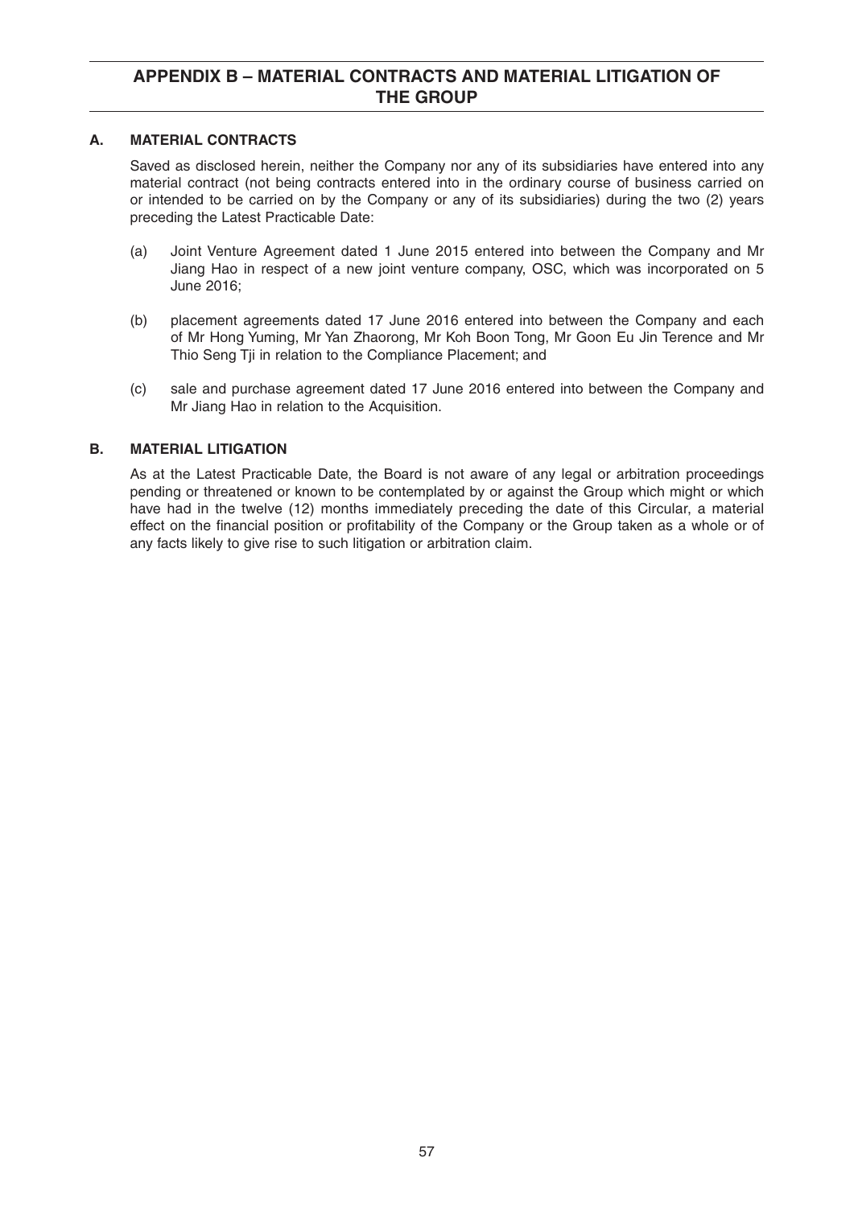# APPENDIX B – MATERIAL CONTRACTS AND MATERIAL LITIGATION OF THE GROUP

## A. MATERIAL CONTRACTS

Saved as disclosed herein, neither the Company nor any of its subsidiaries have entered into any material contract (not being contracts entered into in the ordinary course of business carried on or intended to be carried on by the Company or any of its subsidiaries) during the two (2) years preceding the Latest Practicable Date:

(a) Joint Venture Agreement dated 1 June 2015 entered into between the Company and Mr Jiang Hao in respect of a new joint venture company, OSC, which was incorporated on 5 June 2016;

(b) placement agreements dated 17 June 2016 entered into between the Company and each of Mr Hong Yuming, Mr Yan Zhaorong, Mr Koh Boon Tong, Mr Goon Eu Jin Terence and Mr Thio Seng Tji in relation to the Compliance Placement; and

(c) sale and purchase agreement dated 17 June 2016 entered into between the Company and Mr Jiang Hao in relation to the Acquisition.

## B. MATERIAL LITIGATION

As at the Latest Practicable Date, the Board is not aware of any legal or arbitration proceedings pending or threatened or known to be contemplated by or against the Group which might or which have had in the twelve (12) months immediately preceding the date of this Circular, a material effect on the financial position or profitability of the Company or the Group taken as a whole or of any facts likely to give rise to such litigation or arbitration claim.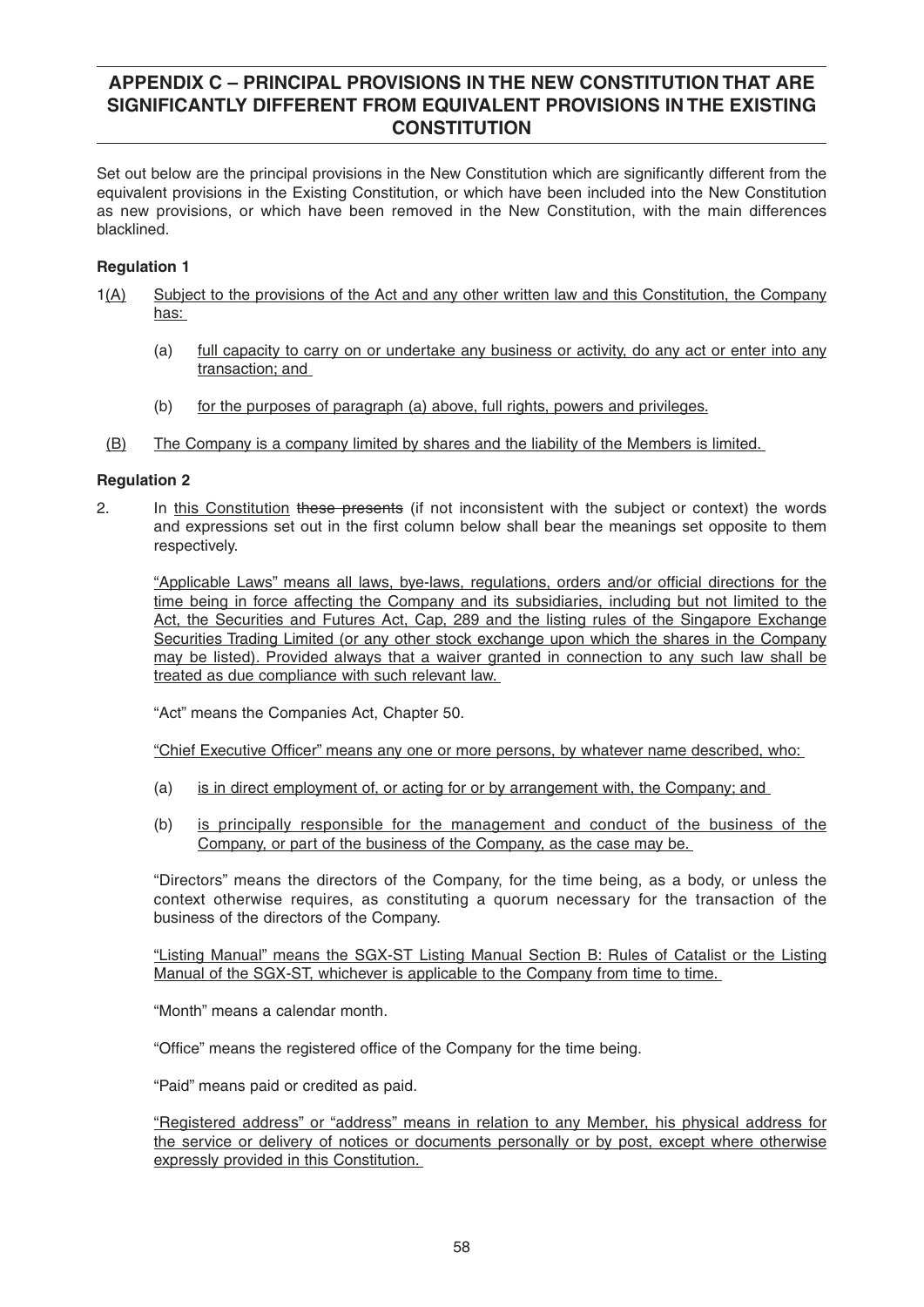# APPENDIX C – PRINCIPAL PROVISIONS IN THE NEW CONSTITUTION THAT ARE SIGNIFICANTLY DIFFERENT FROM EQUIVALENT PROVISIONS IN THE EXISTING CONSTITUTION

Set out below are the principal provisions in the New Constitution which are significantly different from the equivalent provisions in the Existing Constitution, or which have been included into the New Constitution as new provisions, or which have been removed in the New Constitution, with the main differences blacklined.

**Regulation 1**

1(A) Subject to the provisions of the Act and any other written law and this Constitution, the Company has:

(a) full capacity to carry on or undertake any business or activity, do any act or enter into any transaction; and

(b) for the purposes of paragraph (a) above, full rights, powers and privileges.

(B) The Company is a company limited by shares and the liability of the Members is limited.

**Regulation 2**

2. In this Constitution ~~these presents~~ (if not inconsistent with the subject or context) the words and expressions set out in the first column below shall bear the meanings set opposite to them respectively.

"Applicable Laws" means all laws, bye-laws, regulations, orders and/or official directions for the time being in force affecting the Company and its subsidiaries, including but not limited to the Act, the Securities and Futures Act, Cap, 289 and the listing rules of the Singapore Exchange Securities Trading Limited (or any other stock exchange upon which the shares in the Company may be listed). Provided always that a waiver granted in connection to any such law shall be treated as due compliance with such relevant law.

"Act" means the Companies Act, Chapter 50.

"Chief Executive Officer" means any one or more persons, by whatever name described, who:

(a) is in direct employment of, or acting for or by arrangement with, the Company; and

(b) is principally responsible for the management and conduct of the business of the Company, or part of the business of the Company, as the case may be.

"Directors" means the directors of the Company, for the time being, as a body, or unless the context otherwise requires, as constituting a quorum necessary for the transaction of the business of the directors of the Company.

"Listing Manual" means the SGX-ST Listing Manual Section B: Rules of Catalist or the Listing Manual of the SGX-ST, whichever is applicable to the Company from time to time.

"Month" means a calendar month.

"Office" means the registered office of the Company for the time being.

"Paid" means paid or credited as paid.

"Registered address" or "address" means in relation to any Member, his physical address for the service or delivery of notices or documents personally or by post, except where otherwise expressly provided in this Constitution.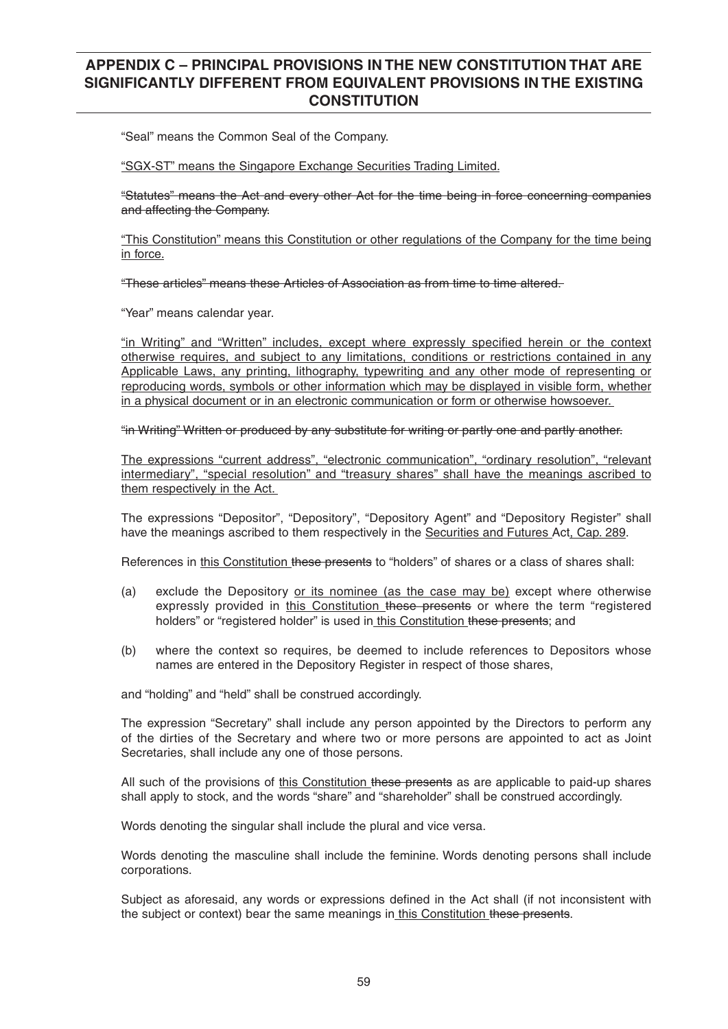"Seal" means the Common Seal of the Company.

<u>"SGX-ST" means the Singapore Exchange Securities Trading Limited.</u>

~~"Statutes" means the Act and every other Act for the time being in force concerning companies and affecting the Company.~~

<u>"This Constitution" means this Constitution or other regulations of the Company for the time being in force.</u>

~~"These articles" means these Articles of Association as from time to time altered.~~

"Year" means calendar year.

<u>"in Writing" and "Written" includes, except where expressly specified herein or the context otherwise requires, and subject to any limitations, conditions or restrictions contained in any Applicable Laws, any printing, lithography, typewriting and any other mode of representing or reproducing words, symbols or other information which may be displayed in visible form, whether in a physical document or in an electronic communication or form or otherwise howsoever.</u>

~~"in Writing" Written or produced by any substitute for writing or partly one and partly another.~~

<u>The expressions "current address", "electronic communication", "ordinary resolution", "relevant intermediary", "special resolution" and "treasury shares" shall have the meanings ascribed to them respectively in the Act.</u>

The expressions "Depositor", "Depository", "Depository Agent" and "Depository Register" shall have the meanings ascribed to them respectively in the <u>Securities and Futures</u> Act<u>, Cap. 289</u>.

References in <u>this Constitution</u> ~~these presents~~ to "holders" of shares or a class of shares shall:

(a) exclude the Depository <u>or its nominee (as the case may be)</u> except where otherwise expressly provided in <u>this Constitution</u> ~~these presents~~ or where the term "registered holders" or "registered holder" is used in <u>this Constitution</u> ~~these presents~~; and

(b) where the context so requires, be deemed to include references to Depositors whose names are entered in the Depository Register in respect of those shares,

and "holding" and "held" shall be construed accordingly.

The expression "Secretary" shall include any person appointed by the Directors to perform any of the dirties of the Secretary and where two or more persons are appointed to act as Joint Secretaries, shall include any one of those persons.

All such of the provisions of <u>this Constitution</u> ~~these presents~~ as are applicable to paid-up shares shall apply to stock, and the words "share" and "shareholder" shall be construed accordingly.

Words denoting the singular shall include the plural and vice versa.

Words denoting the masculine shall include the feminine. Words denoting persons shall include corporations.

Subject as aforesaid, any words or expressions defined in the Act shall (if not inconsistent with the subject or context) bear the same meanings in <u>this Constitution</u> ~~these presents~~.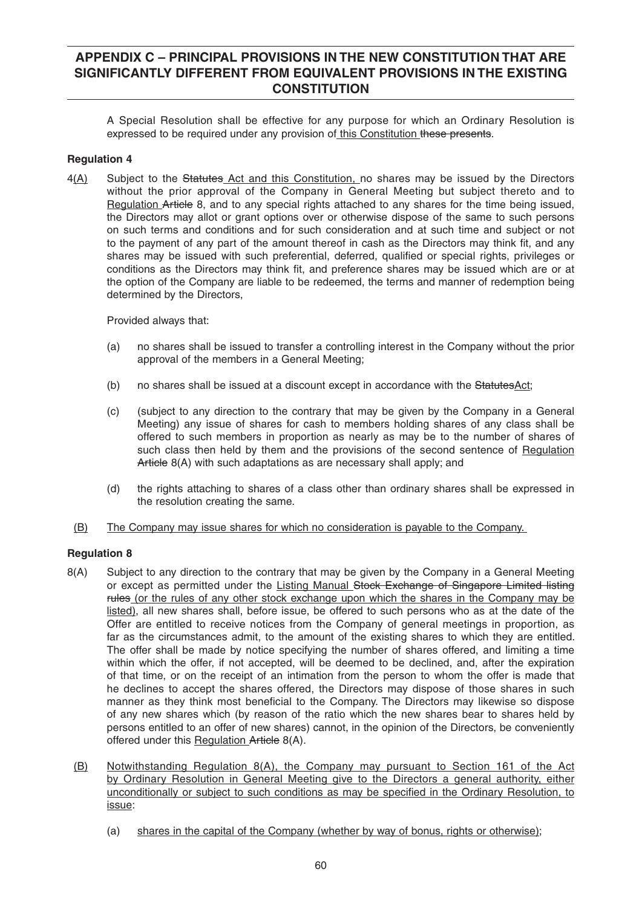A Special Resolution shall be effective for any purpose for which an Ordinary Resolution is expressed to be required under any provision of <u>this Constitution</u> ~~these presents~~.

**Regulation 4**

4<u>(A)</u> Subject to the ~~Statutes~~ <u>Act and this Constitution,</u> no shares may be issued by the Directors without the prior approval of the Company in General Meeting but subject thereto and to <u>Regulation</u> ~~Article~~ 8, and to any special rights attached to any shares for the time being issued, the Directors may allot or grant options over or otherwise dispose of the same to such persons on such terms and conditions and for such consideration and at such time and subject or not to the payment of any part of the amount thereof in cash as the Directors may think fit, and any shares may be issued with such preferential, deferred, qualified or special rights, privileges or conditions as the Directors may think fit, and preference shares may be issued which are or at the option of the Company are liable to be redeemed, the terms and manner of redemption being determined by the Directors,

Provided always that:

(a) no shares shall be issued to transfer a controlling interest in the Company without the prior approval of the members in a General Meeting;

(b) no shares shall be issued at a discount except in accordance with the ~~Statutes~~<u>Act</u>;

(c) (subject to any direction to the contrary that may be given by the Company in a General Meeting) any issue of shares for cash to members holding shares of any class shall be offered to such members in proportion as nearly as may be to the number of shares of such class then held by them and the provisions of the second sentence of <u>Regulation</u> ~~Article~~ 8(A) with such adaptations as are necessary shall apply; and

(d) the rights attaching to shares of a class other than ordinary shares shall be expressed in the resolution creating the same.

<u>(B)</u> <u>The Company may issue shares for which no consideration is payable to the Company.</u>

**Regulation 8**

8(A) Subject to any direction to the contrary that may be given by the Company in a General Meeting or except as permitted under the <u>Listing Manual</u> ~~Stock Exchange of Singapore Limited listing rules~~ <u>(or the rules of any other stock exchange upon which the shares in the Company may be listed)</u>, all new shares shall, before issue, be offered to such persons who as at the date of the Offer are entitled to receive notices from the Company of general meetings in proportion, as far as the circumstances admit, to the amount of the existing shares to which they are entitled. The offer shall be made by notice specifying the number of shares offered, and limiting a time within which the offer, if not accepted, will be deemed to be declined, and, after the expiration of that time, or on the receipt of an intimation from the person to whom the offer is made that he declines to accept the shares offered, the Directors may dispose of those shares in such manner as they think most beneficial to the Company. The Directors may likewise so dispose of any new shares which (by reason of the ratio which the new shares bear to shares held by persons entitled to an offer of new shares) cannot, in the opinion of the Directors, be conveniently offered under this <u>Regulation</u> ~~Article~~ 8(A).

<u>(B)</u> <u>Notwithstanding Regulation 8(A), the Company may pursuant to Section 161 of the Act by Ordinary Resolution in General Meeting give to the Directors a general authority, either unconditionally or subject to such conditions as may be specified in the Ordinary Resolution, to issue</u>:

(a) <u>shares in the capital of the Company (whether by way of bonus, rights or otherwise)</u>;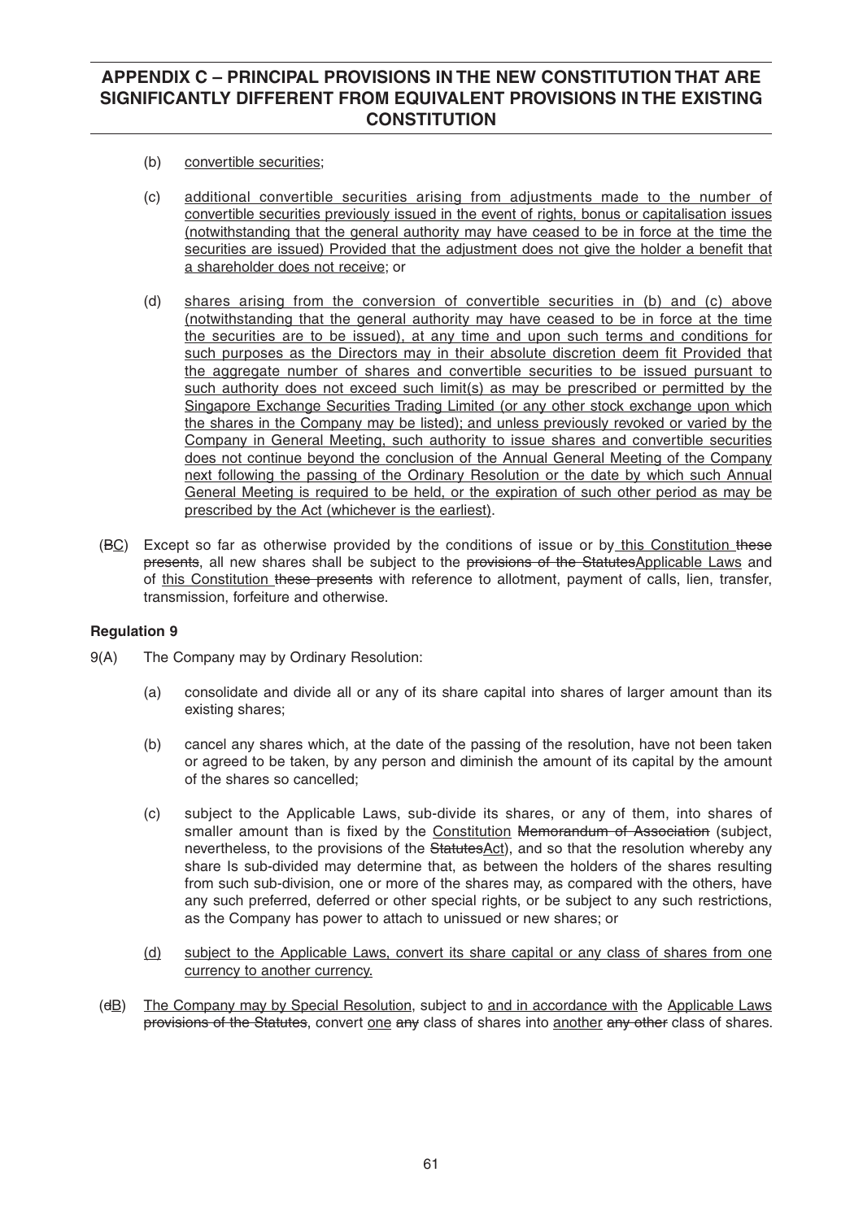(b) convertible securities;

(c) additional convertible securities arising from adjustments made to the number of convertible securities previously issued in the event of rights, bonus or capitalisation issues (notwithstanding that the general authority may have ceased to be in force at the time the securities are issued) Provided that the adjustment does not give the holder a benefit that a shareholder does not receive; or

(d) shares arising from the conversion of convertible securities in (b) and (c) above (notwithstanding that the general authority may have ceased to be in force at the time the securities are to be issued), at any time and upon such terms and conditions for such purposes as the Directors may in their absolute discretion deem fit Provided that the aggregate number of shares and convertible securities to be issued pursuant to such authority does not exceed such limit(s) as may be prescribed or permitted by the Singapore Exchange Securities Trading Limited (or any other stock exchange upon which the shares in the Company may be listed); and unless previously revoked or varied by the Company in General Meeting, such authority to issue shares and convertible securities does not continue beyond the conclusion of the Annual General Meeting of the Company next following the passing of the Ordinary Resolution or the date by which such Annual General Meeting is required to be held, or the expiration of such other period as may be prescribed by the Act (whichever is the earliest).

(~~B~~C) Except so far as otherwise provided by the conditions of issue or by this Constitution ~~these presents~~, all new shares shall be subject to the ~~provisions of the Statutes~~Applicable Laws and of this Constitution ~~these presents~~ with reference to allotment, payment of calls, lien, transfer, transmission, forfeiture and otherwise.

**Regulation 9**

9(A) The Company may by Ordinary Resolution:

(a) consolidate and divide all or any of its share capital into shares of larger amount than its existing shares;

(b) cancel any shares which, at the date of the passing of the resolution, have not been taken or agreed to be taken, by any person and diminish the amount of its capital by the amount of the shares so cancelled;

(c) subject to the Applicable Laws, sub-divide its shares, or any of them, into shares of smaller amount than is fixed by the Constitution ~~Memorandum of Association~~ (subject, nevertheless, to the provisions of the ~~Statutes~~Act), and so that the resolution whereby any share Is sub-divided may determine that, as between the holders of the shares resulting from such sub-division, one or more of the shares may, as compared with the others, have any such preferred, deferred or other special rights, or be subject to any such restrictions, as the Company has power to attach to unissued or new shares; or

(d) subject to the Applicable Laws, convert its share capital or any class of shares from one currency to another currency.

(~~d~~B) The Company may by Special Resolution, subject to and in accordance with the Applicable Laws ~~provisions of the Statutes~~, convert one ~~any~~ class of shares into another ~~any other~~ class of shares.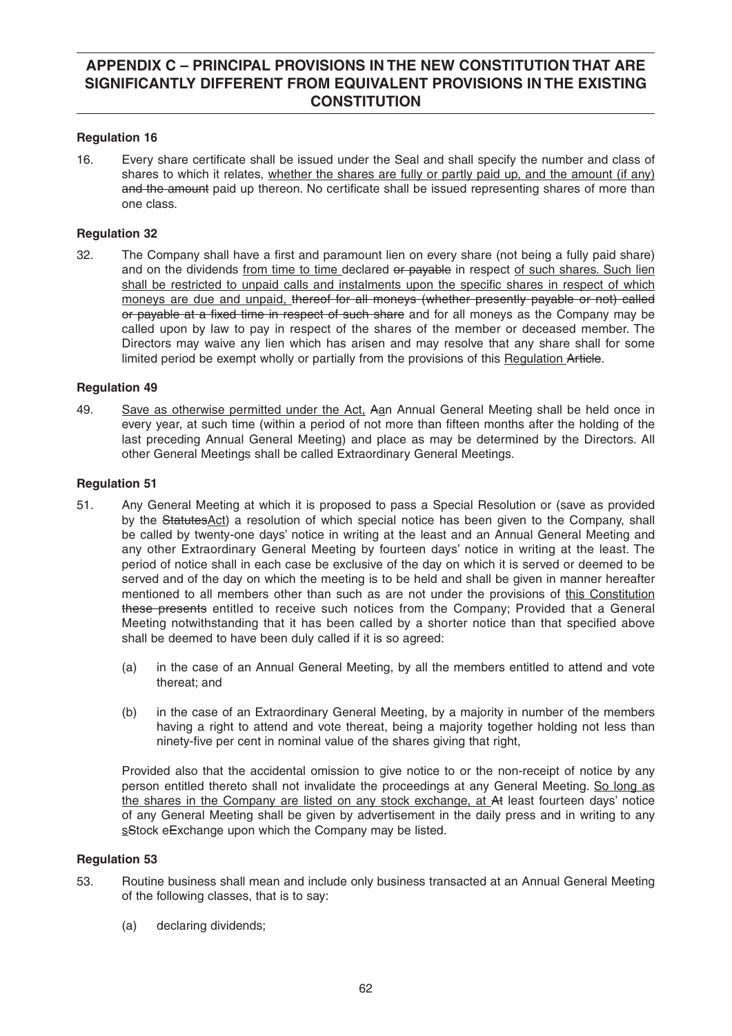# APPENDIX C – PRINCIPAL PROVISIONS IN THE NEW CONSTITUTION THAT ARE SIGNIFICANTLY DIFFERENT FROM EQUIVALENT PROVISIONS IN THE EXISTING CONSTITUTION

### Regulation 16

16. Every share certificate shall be issued under the Seal and shall specify the number and class of shares to which it relates, <u>whether the shares are fully or partly paid up, and the amount (if any)</u> ~~and the amount~~ paid up thereon. No certificate shall be issued representing shares of more than one class.

### Regulation 32

32. The Company shall have a first and paramount lien on every share (not being a fully paid share) and on the dividends <u>from time to time</u> declared ~~or payable~~ in respect <u>of such shares. Such lien shall be restricted to unpaid calls and instalments upon the specific shares in respect of which moneys are due and unpaid,</u> ~~thereof for all moneys (whether presently payable or not) called or payable at a fixed time in respect of such share~~ and for all moneys as the Company may be called upon by law to pay in respect of the shares of the member or deceased member. The Directors may waive any lien which has arisen and may resolve that any share shall for some limited period be exempt wholly or partially from the provisions of this <u>Regulation</u> ~~Article~~.

### Regulation 49

49. <u>Save as otherwise permitted under the Act,</u> ~~A~~<u>a</u>n Annual General Meeting shall be held once in every year, at such time (within a period of not more than fifteen months after the holding of the last preceding Annual General Meeting) and place as may be determined by the Directors. All other General Meetings shall be called Extraordinary General Meetings.

### Regulation 51

51. Any General Meeting at which it is proposed to pass a Special Resolution or (save as provided by the ~~Statutes~~<u>Act</u>) a resolution of which special notice has been given to the Company, shall be called by twenty-one days' notice in writing at the least and an Annual General Meeting and any other Extraordinary General Meeting by fourteen days' notice in writing at the least. The period of notice shall in each case be exclusive of the day on which it is served or deemed to be served and of the day on which the meeting is to be held and shall be given in manner hereafter mentioned to all members other than such as are not under the provisions of <u>this Constitution</u> ~~these presents~~ entitled to receive such notices from the Company; Provided that a General Meeting notwithstanding that it has been called by a shorter notice than that specified above shall be deemed to have been duly called if it is so agreed:

    (a) in the case of an Annual General Meeting, by all the members entitled to attend and vote thereat; and

    (b) in the case of an Extraordinary General Meeting, by a majority in number of the members having a right to attend and vote thereat, being a majority together holding not less than ninety-five per cent in nominal value of the shares giving that right,

    Provided also that the accidental omission to give notice to or the non-receipt of notice by any person entitled thereto shall not invalidate the proceedings at any General Meeting. <u>So long as the shares in the Company are listed on any stock exchange, at</u> ~~At~~ least fourteen days' notice of any General Meeting shall be given by advertisement in the daily press and in writing to any <u>s</u>~~S~~tock <u>e</u>~~E~~xchange upon which the Company may be listed.

### Regulation 53

53. Routine business shall mean and include only business transacted at an Annual General Meeting of the following classes, that is to say:

    (a) declaring dividends;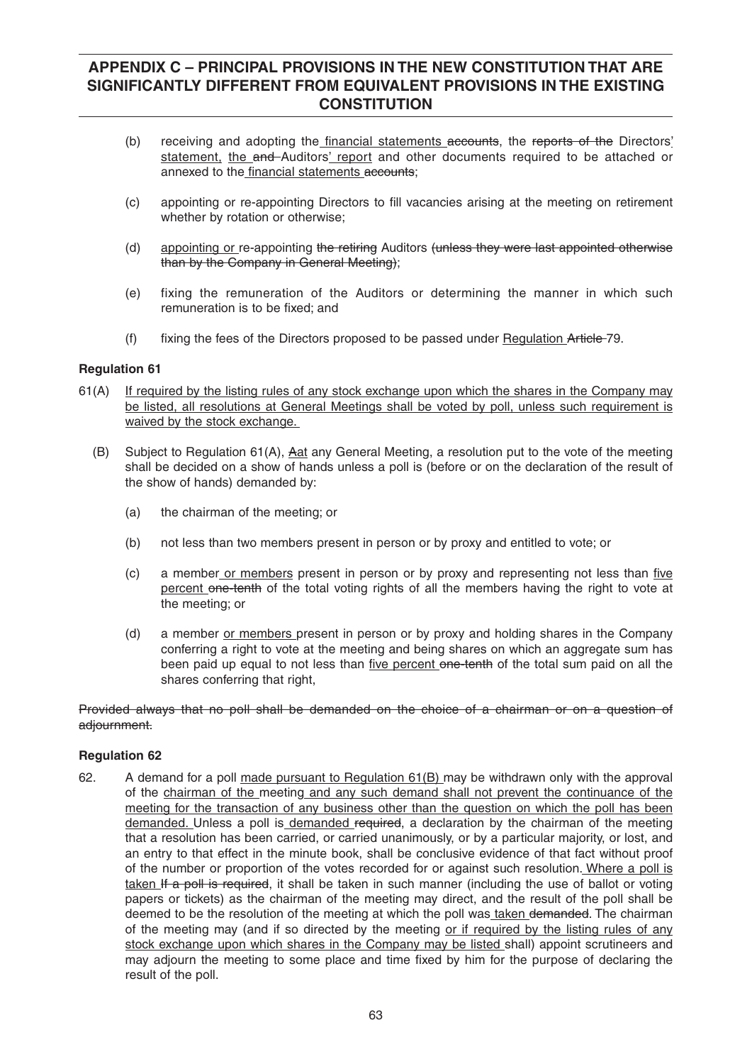(b) receiving and adopting the <u>financial statements</u> ~~accounts~~, the ~~reports of the~~ Directors<u>' statement,</u> <u>the</u> ~~and~~ Auditors<u>' report</u> and other documents required to be attached or annexed to the <u>financial statements</u> ~~accounts~~;

(c) appointing or re-appointing Directors to fill vacancies arising at the meeting on retirement whether by rotation or otherwise;

(d) <u>appointing or</u> re-appointing ~~the retiring~~ Auditors ~~(unless they were last appointed otherwise than by the Company in General Meeting)~~;

(e) fixing the remuneration of the Auditors or determining the manner in which such remuneration is to be fixed; and

(f) fixing the fees of the Directors proposed to be passed under <u>Regulation</u> ~~Article~~ 79.

**Regulation 61**

61(A) <u>If required by the listing rules of any stock exchange upon which the shares in the Company may be listed, all resolutions at General Meetings shall be voted by poll, unless such requirement is waived by the stock exchange.</u>

(B) Subject to Regulation 61(A), <u>a</u>~~A~~t any General Meeting, a resolution put to the vote of the meeting shall be decided on a show of hands unless a poll is (before or on the declaration of the result of the show of hands) demanded by:

(a) the chairman of the meeting; or

(b) not less than two members present in person or by proxy and entitled to vote; or

(c) a member <u>or members</u> present in person or by proxy and representing not less than <u>five percent</u> ~~one-tenth~~ of the total voting rights of all the members having the right to vote at the meeting; or

(d) a member <u>or members</u> present in person or by proxy and holding shares in the Company conferring a right to vote at the meeting and being shares on which an aggregate sum has been paid up equal to not less than <u>five percent</u> ~~one-tenth~~ of the total sum paid on all the shares conferring that right,

~~Provided always that no poll shall be demanded on the choice of a chairman or on a question of adjournment.~~

**Regulation 62**

62. A demand for a poll <u>made pursuant to Regulation 61(B)</u> may be withdrawn only with the approval of the <u>chairman of the</u> meeting <u>and any such demand shall not prevent the continuance of the meeting for the transaction of any business other than the question on which the poll has been demanded.</u> Unless a poll is <u>demanded</u> ~~required~~, a declaration by the chairman of the meeting that a resolution has been carried, or carried unanimously, or by a particular majority, or lost, and an entry to that effect in the minute book, shall be conclusive evidence of that fact without proof of the number or proportion of the votes recorded for or against such resolution. <u>Where a poll is taken</u> ~~If a poll is required~~, it shall be taken in such manner (including the use of ballot or voting papers or tickets) as the chairman of the meeting may direct, and the result of the poll shall be deemed to be the resolution of the meeting at which the poll was <u>taken</u> ~~demanded~~. The chairman of the meeting may (and if so directed by the meeting <u>or if required by the listing rules of any stock exchange upon which shares in the Company may be listed</u> shall) appoint scrutineers and may adjourn the meeting to some place and time fixed by him for the purpose of declaring the result of the poll.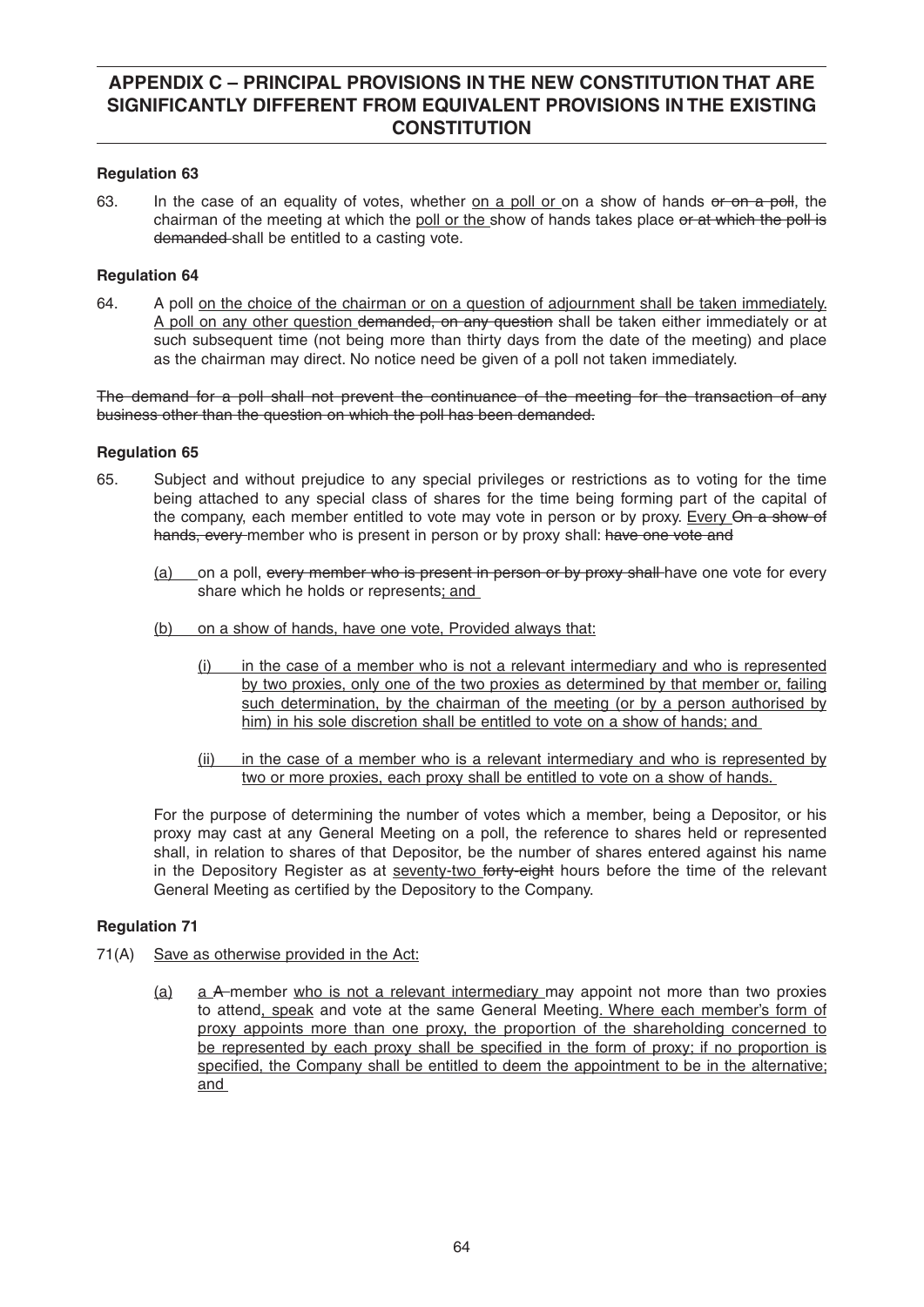## APPENDIX C – PRINCIPAL PROVISIONS IN THE NEW CONSTITUTION THAT ARE SIGNIFICANTLY DIFFERENT FROM EQUIVALENT PROVISIONS IN THE EXISTING CONSTITUTION

### Regulation 63

63. In the case of an equality of votes, whether <u>on a poll or</u> on a show of hands ~~or on a poll~~, the chairman of the meeting at which the <u>poll or the</u> show of hands takes place ~~or at which the poll is demanded~~ shall be entitled to a casting vote.

### Regulation 64

64. A poll <u>on the choice of the chairman or on a question of adjournment shall be taken immediately. A poll on any other question</u> ~~demanded, on any question~~ shall be taken either immediately or at such subsequent time (not being more than thirty days from the date of the meeting) and place as the chairman may direct. No notice need be given of a poll not taken immediately.

~~The demand for a poll shall not prevent the continuance of the meeting for the transaction of any business other than the question on which the poll has been demanded.~~

### Regulation 65

65. Subject and without prejudice to any special privileges or restrictions as to voting for the time being attached to any special class of shares for the time being forming part of the capital of the company, each member entitled to vote may vote in person or by proxy. <u>Every</u> ~~On a show of hands, every~~ member who is present in person or by proxy shall: ~~have one vote and~~

<u>(a)</u> on a poll, ~~every member who is present in person or by proxy shall~~ have one vote for every share which he holds or represents<u>; and</u>

<u>(b) on a show of hands, have one vote, Provided always that:</u>

<u>(i) in the case of a member who is not a relevant intermediary and who is represented by two proxies, only one of the two proxies as determined by that member or, failing such determination, by the chairman of the meeting (or by a person authorised by him) in his sole discretion shall be entitled to vote on a show of hands; and</u>

<u>(ii) in the case of a member who is a relevant intermediary and who is represented by two or more proxies, each proxy shall be entitled to vote on a show of hands.</u>

For the purpose of determining the number of votes which a member, being a Depositor, or his proxy may cast at any General Meeting on a poll, the reference to shares held or represented shall, in relation to shares of that Depositor, be the number of shares entered against his name in the Depository Register as at <u>seventy-two</u> ~~forty-eight~~ hours before the time of the relevant General Meeting as certified by the Depository to the Company.

### Regulation 71

71(A) <u>Save as otherwise provided in the Act:</u>

<u>(a)</u> <u>a</u> ~~A~~ member <u>who is not a relevant intermediary</u> may appoint not more than two proxies to attend<u>, speak</u> and vote at the same General Meeting<u>. Where each member's form of proxy appoints more than one proxy, the proportion of the shareholding concerned to be represented by each proxy shall be specified in the form of proxy; if no proportion is specified, the Company shall be entitled to deem the appointment to be in the alternative; and</u>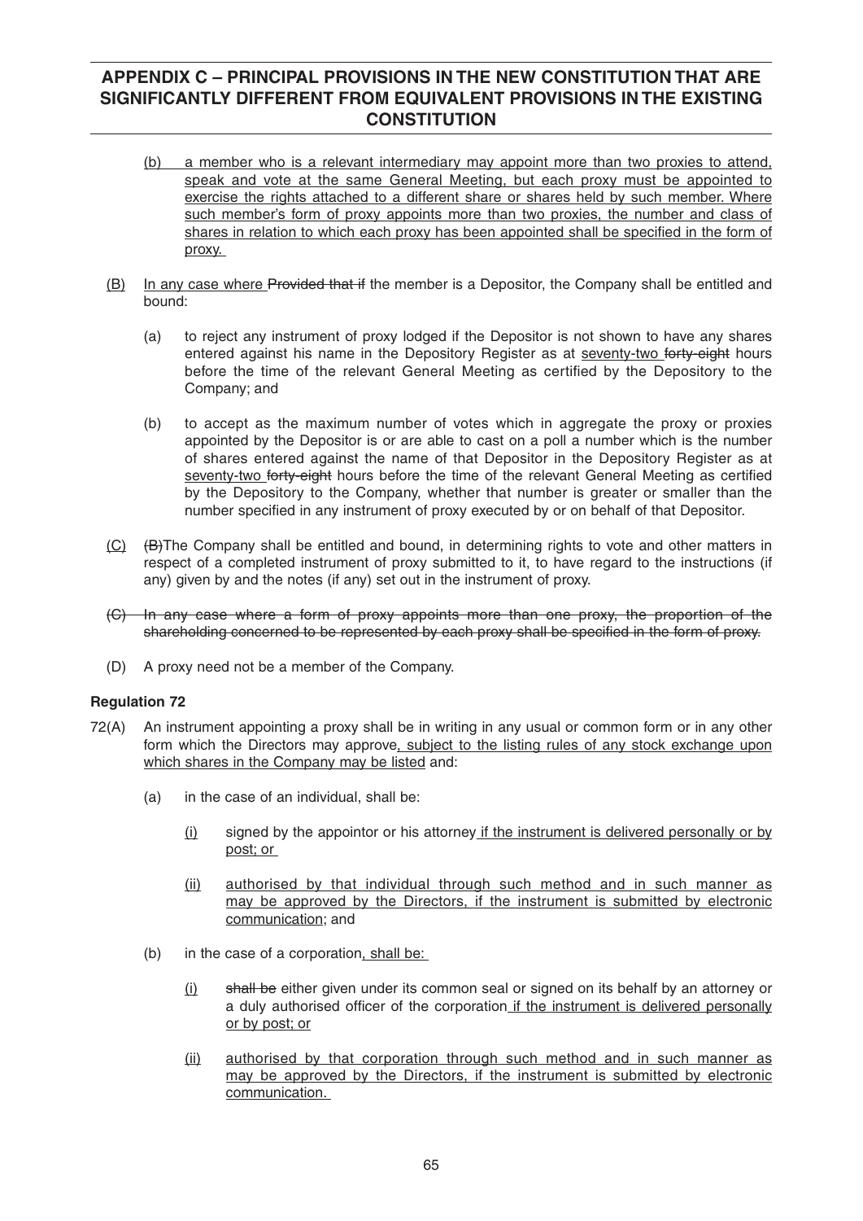(b) <u>a member who is a relevant intermediary may appoint more than two proxies to attend, speak and vote at the same General Meeting, but each proxy must be appointed to exercise the rights attached to a different share or shares held by such member. Where such member's form of proxy appoints more than two proxies, the number and class of shares in relation to which each proxy has been appointed shall be specified in the form of proxy.</u>

<u>(B)</u> <u>In any case where</u> ~~Provided that if~~ the member is a Depositor, the Company shall be entitled and bound:

(a) to reject any instrument of proxy lodged if the Depositor is not shown to have any shares entered against his name in the Depository Register as at <u>seventy-two</u> ~~forty-eight~~ hours before the time of the relevant General Meeting as certified by the Depository to the Company; and

(b) to accept as the maximum number of votes which in aggregate the proxy or proxies appointed by the Depositor is or are able to cast on a poll a number which is the number of shares entered against the name of that Depositor in the Depository Register as at <u>seventy-two</u> ~~forty-eight~~ hours before the time of the relevant General Meeting as certified by the Depository to the Company, whether that number is greater or smaller than the number specified in any instrument of proxy executed by or on behalf of that Depositor.

<u>(C)</u> ~~(B)~~The Company shall be entitled and bound, in determining rights to vote and other matters in respect of a completed instrument of proxy submitted to it, to have regard to the instructions (if any) given by and the notes (if any) set out in the instrument of proxy.

~~(C) In any case where a form of proxy appoints more than one proxy, the proportion of the shareholding concerned to be represented by each proxy shall be specified in the form of proxy.~~

(D) A proxy need not be a member of the Company.

**Regulation 72**

72(A) An instrument appointing a proxy shall be in writing in any usual or common form or in any other form which the Directors may approve<u>, subject to the listing rules of any stock exchange upon which shares in the Company may be listed</u> and:

(a) in the case of an individual, shall be:

<u>(i)</u> signed by the appointor or his attorney <u>if the instrument is delivered personally or by post; or</u>

<u>(ii)</u> <u>authorised by that individual through such method and in such manner as may be approved by the Directors, if the instrument is submitted by electronic communication</u>; and

(b) in the case of a corporation<u>, shall be:</u>

<u>(i)</u> ~~shall be~~ either given under its common seal or signed on its behalf by an attorney or a duly authorised officer of the corporation <u>if the instrument is delivered personally or by post; or</u>

<u>(ii)</u> <u>authorised by that corporation through such method and in such manner as may be approved by the Directors, if the instrument is submitted by electronic communication.</u>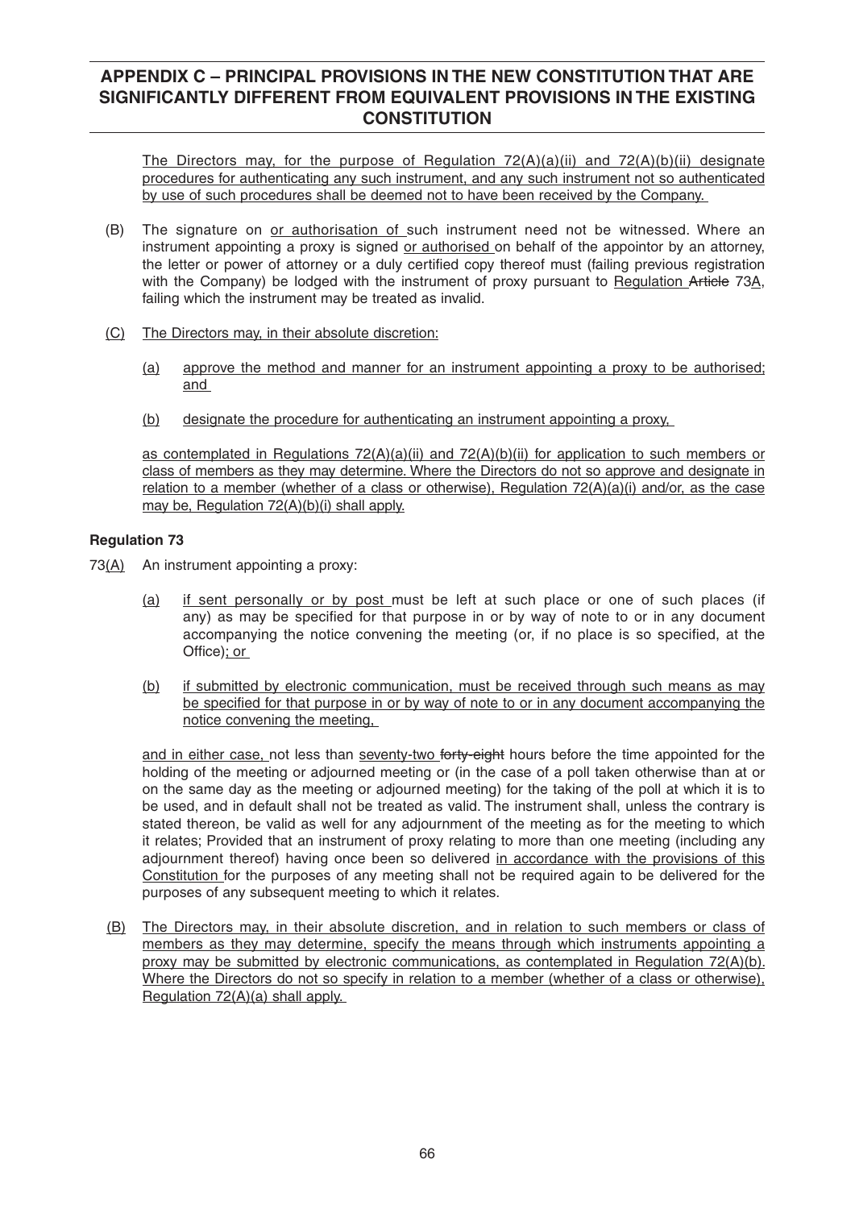## APPENDIX C – PRINCIPAL PROVISIONS IN THE NEW CONSTITUTION THAT ARE SIGNIFICANTLY DIFFERENT FROM EQUIVALENT PROVISIONS IN THE EXISTING CONSTITUTION

The Directors may, for the purpose of Regulation 72(A)(a)(ii) and 72(A)(b)(ii) designate procedures for authenticating any such instrument, and any such instrument not so authenticated by use of such procedures shall be deemed not to have been received by the Company.

(B) The signature on or authorisation of such instrument need not be witnessed. Where an instrument appointing a proxy is signed or authorised on behalf of the appointor by an attorney, the letter or power of attorney or a duly certified copy thereof must (failing previous registration with the Company) be lodged with the instrument of proxy pursuant to Regulation ~~Article~~ 73A, failing which the instrument may be treated as invalid.

(C) The Directors may, in their absolute discretion:

(a) approve the method and manner for an instrument appointing a proxy to be authorised; and

(b) designate the procedure for authenticating an instrument appointing a proxy,

as contemplated in Regulations 72(A)(a)(ii) and 72(A)(b)(ii) for application to such members or class of members as they may determine. Where the Directors do not so approve and designate in relation to a member (whether of a class or otherwise), Regulation 72(A)(a)(i) and/or, as the case may be, Regulation 72(A)(b)(i) shall apply.

**Regulation 73**

73(A) An instrument appointing a proxy:

(a) if sent personally or by post must be left at such place or one of such places (if any) as may be specified for that purpose in or by way of note to or in any document accompanying the notice convening the meeting (or, if no place is so specified, at the Office); or

(b) if submitted by electronic communication, must be received through such means as may be specified for that purpose in or by way of note to or in any document accompanying the notice convening the meeting,

and in either case, not less than seventy-two ~~forty-eight~~ hours before the time appointed for the holding of the meeting or adjourned meeting or (in the case of a poll taken otherwise than at or on the same day as the meeting or adjourned meeting) for the taking of the poll at which it is to be used, and in default shall not be treated as valid. The instrument shall, unless the contrary is stated thereon, be valid as well for any adjournment of the meeting as for the meeting to which it relates; Provided that an instrument of proxy relating to more than one meeting (including any adjournment thereof) having once been so delivered in accordance with the provisions of this Constitution for the purposes of any meeting shall not be required again to be delivered for the purposes of any subsequent meeting to which it relates.

(B) The Directors may, in their absolute discretion, and in relation to such members or class of members as they may determine, specify the means through which instruments appointing a proxy may be submitted by electronic communications, as contemplated in Regulation 72(A)(b). Where the Directors do not so specify in relation to a member (whether of a class or otherwise), Regulation 72(A)(a) shall apply.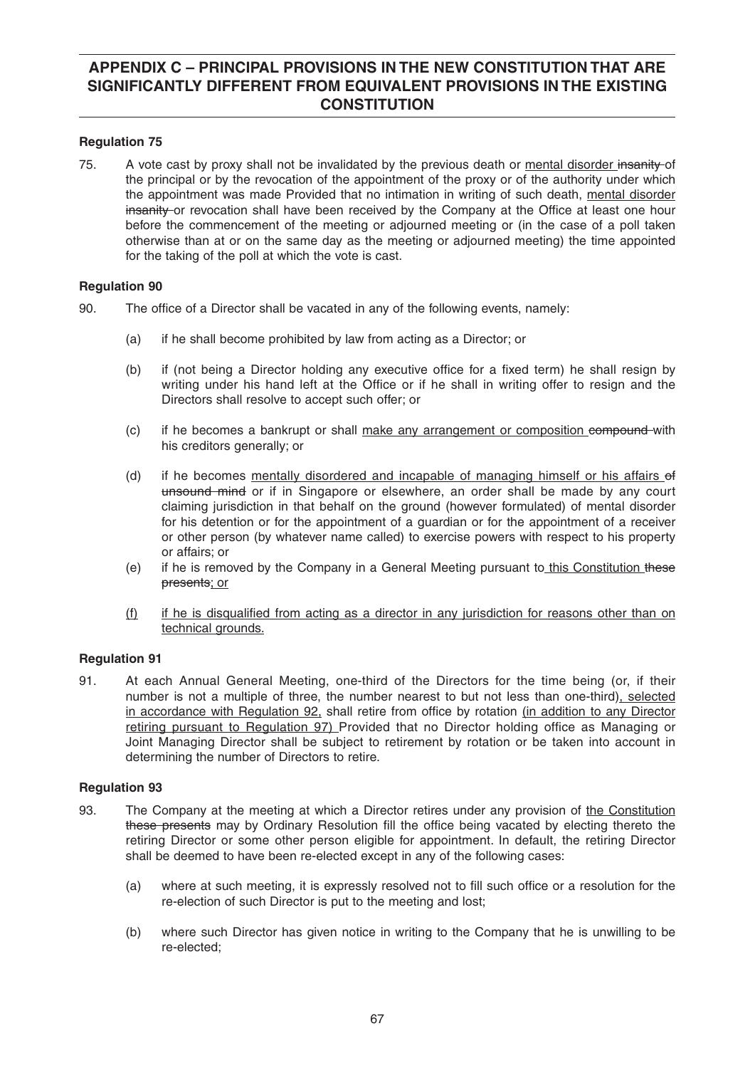# APPENDIX C – PRINCIPAL PROVISIONS IN THE NEW CONSTITUTION THAT ARE SIGNIFICANTLY DIFFERENT FROM EQUIVALENT PROVISIONS IN THE EXISTING CONSTITUTION

### Regulation 75

75. A vote cast by proxy shall not be invalidated by the previous death or <u>mental disorder</u> ~~insanity~~ of the principal or by the revocation of the appointment of the proxy or of the authority under which the appointment was made Provided that no intimation in writing of such death, <u>mental disorder</u> ~~insanity~~ or revocation shall have been received by the Company at the Office at least one hour before the commencement of the meeting or adjourned meeting or (in the case of a poll taken otherwise than at or on the same day as the meeting or adjourned meeting) the time appointed for the taking of the poll at which the vote is cast.

### Regulation 90

90. The office of a Director shall be vacated in any of the following events, namely:

 (a) if he shall become prohibited by law from acting as a Director; or

 (b) if (not being a Director holding any executive office for a fixed term) he shall resign by writing under his hand left at the Office or if he shall in writing offer to resign and the Directors shall resolve to accept such offer; or

 (c) if he becomes a bankrupt or shall <u>make any arrangement or composition</u> ~~compound~~ with his creditors generally; or

 (d) if he becomes <u>mentally disordered and incapable of managing himself or his affairs</u> ~~of unsound mind~~ or if in Singapore or elsewhere, an order shall be made by any court claiming jurisdiction in that behalf on the ground (however formulated) of mental disorder for his detention or for the appointment of a guardian or for the appointment of a receiver or other person (by whatever name called) to exercise powers with respect to his property or affairs; or

 (e) if he is removed by the Company in a General Meeting pursuant to <u>this Constitution</u> ~~these presents~~<u>; or</u>

 <u>(f) if he is disqualified from acting as a director in any jurisdiction for reasons other than on technical grounds.</u>

### Regulation 91

91. At each Annual General Meeting, one-third of the Directors for the time being (or, if their number is not a multiple of three, the number nearest to but not less than one-third)<u>, selected in accordance with Regulation 92,</u> shall retire from office by rotation <u>(in addition to any Director retiring pursuant to Regulation 97)</u> Provided that no Director holding office as Managing or Joint Managing Director shall be subject to retirement by rotation or be taken into account in determining the number of Directors to retire.

### Regulation 93

93. The Company at the meeting at which a Director retires under any provision of <u>the Constitution</u> ~~these presents~~ may by Ordinary Resolution fill the office being vacated by electing thereto the retiring Director or some other person eligible for appointment. In default, the retiring Director shall be deemed to have been re-elected except in any of the following cases:

 (a) where at such meeting, it is expressly resolved not to fill such office or a resolution for the re-election of such Director is put to the meeting and lost;

 (b) where such Director has given notice in writing to the Company that he is unwilling to be re-elected;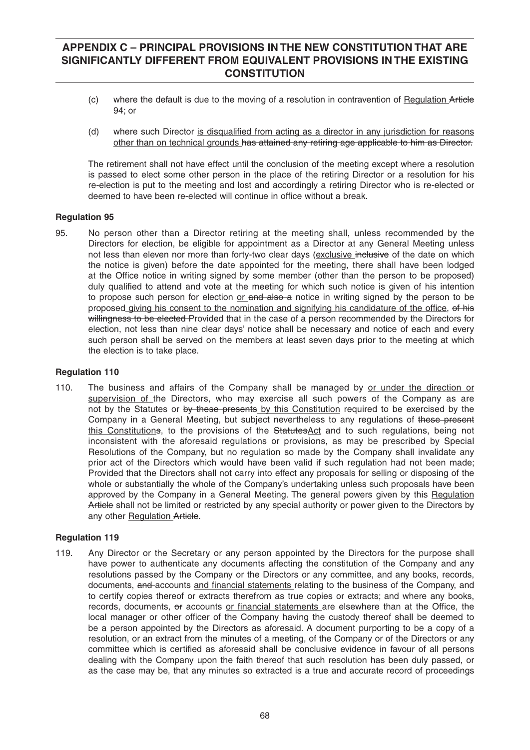## APPENDIX C – PRINCIPAL PROVISIONS IN THE NEW CONSTITUTION THAT ARE SIGNIFICANTLY DIFFERENT FROM EQUIVALENT PROVISIONS IN THE EXISTING CONSTITUTION

(c) where the default is due to the moving of a resolution in contravention of <u>Regulation</u> ~~Article~~ 94; or

(d) where such Director <u>is disqualified from acting as a director in any jurisdiction for reasons other than on technical grounds</u> ~~has attained any retiring age applicable to him as Director.~~

The retirement shall not have effect until the conclusion of the meeting except where a resolution is passed to elect some other person in the place of the retiring Director or a resolution for his re-election is put to the meeting and lost and accordingly a retiring Director who is re-elected or deemed to have been re-elected will continue in office without a break.

**Regulation 95**

95. No person other than a Director retiring at the meeting shall, unless recommended by the Directors for election, be eligible for appointment as a Director at any General Meeting unless not less than eleven nor more than forty-two clear days (<u>exclusive</u> ~~inclusive~~ of the date on which the notice is given) before the date appointed for the meeting, there shall have been lodged at the Office notice in writing signed by some member (other than the person to be proposed) duly qualified to attend and vote at the meeting for which such notice is given of his intention to propose such person for election <u>or</u> ~~and also a~~ notice in writing signed by the person to be proposed <u>giving his consent to the nomination and signifying his candidature of the office</u>, ~~of his willingness to be elected~~ Provided that in the case of a person recommended by the Directors for election, not less than nine clear days' notice shall be necessary and notice of each and every such person shall be served on the members at least seven days prior to the meeting at which the election is to take place.

**Regulation 110**

110. The business and affairs of the Company shall be managed by <u>or under the direction or supervision of</u> the Directors, who may exercise all such powers of the Company as are not by the Statutes or ~~by these presents~~ <u>by this Constitution</u> required to be exercised by the Company in a General Meeting, but subject nevertheless to any regulations of ~~these present~~ <u>this Constitution</u>~~s~~, to the provisions of the ~~Statutes~~<u>Act</u> and to such regulations, being not inconsistent with the aforesaid regulations or provisions, as may be prescribed by Special Resolutions of the Company, but no regulation so made by the Company shall invalidate any prior act of the Directors which would have been valid if such regulation had not been made; Provided that the Directors shall not carry into effect any proposals for selling or disposing of the whole or substantially the whole of the Company's undertaking unless such proposals have been approved by the Company in a General Meeting. The general powers given by this <u>Regulation</u> ~~Article~~ shall not be limited or restricted by any special authority or power given to the Directors by any other <u>Regulation</u> ~~Article~~.

**Regulation 119**

119. Any Director or the Secretary or any person appointed by the Directors for the purpose shall have power to authenticate any documents affecting the constitution of the Company and any resolutions passed by the Company or the Directors or any committee, and any books, records, documents, ~~and~~ accounts <u>and financial statements</u> relating to the business of the Company, and to certify copies thereof or extracts therefrom as true copies or extracts; and where any books, records, documents, ~~or~~ accounts <u>or financial statements</u> are elsewhere than at the Office, the local manager or other officer of the Company having the custody thereof shall be deemed to be a person appointed by the Directors as aforesaid. A document purporting to be a copy of a resolution, or an extract from the minutes of a meeting, of the Company or of the Directors or any committee which is certified as aforesaid shall be conclusive evidence in favour of all persons dealing with the Company upon the faith thereof that such resolution has been duly passed, or as the case may be, that any minutes so extracted is a true and accurate record of proceedings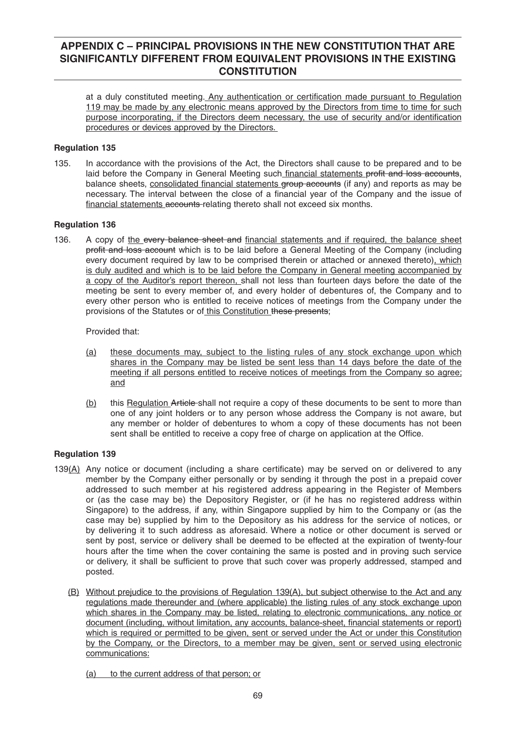<u>at a duly constituted meeting. Any authentication or certification made pursuant to Regulation 119 may be made by any electronic means approved by the Directors from time to time for such purpose incorporating, if the Directors deem necessary, the use of security and/or identification procedures or devices approved by the Directors.</u>

**Regulation 135**

135. In accordance with the provisions of the Act, the Directors shall cause to be prepared and to be laid before the Company in General Meeting such <u>financial statements</u> ~~profit and loss accounts~~, balance sheets, <u>consolidated financial statements</u> ~~group accounts~~ (if any) and reports as may be necessary. The interval between the close of a financial year of the Company and the issue of <u>financial statements</u> ~~accounts~~ relating thereto shall not exceed six months.

**Regulation 136**

136. A copy of <u>the</u> ~~every balance sheet and~~ <u>financial statements and if required, the balance sheet</u> ~~profit and loss account~~ which is to be laid before a General Meeting of the Company (including every document required by law to be comprised therein or attached or annexed thereto)<u>, which is duly audited and which is to be laid before the Company in General meeting accompanied by a copy of the Auditor's report thereon,</u> shall not less than fourteen days before the date of the meeting be sent to every member of, and every holder of debentures of, the Company and to every other person who is entitled to receive notices of meetings from the Company under the provisions of the Statutes or of <u>this Constitution</u> ~~these presents~~;

Provided that:

<u>(a)</u> <u>these documents may, subject to the listing rules of any stock exchange upon which shares in the Company may be listed be sent less than 14 days before the date of the meeting if all persons entitled to receive notices of meetings from the Company so agree; and</u>

<u>(b)</u> this <u>Regulation</u> ~~Article~~ shall not require a copy of these documents to be sent to more than one of any joint holders or to any person whose address the Company is not aware, but any member or holder of debentures to whom a copy of these documents has not been sent shall be entitled to receive a copy free of charge on application at the Office.

**Regulation 139**

139<u>(A)</u> Any notice or document (including a share certificate) may be served on or delivered to any member by the Company either personally or by sending it through the post in a prepaid cover addressed to such member at his registered address appearing in the Register of Members or (as the case may be) the Depository Register, or (if he has no registered address within Singapore) to the address, if any, within Singapore supplied by him to the Company or (as the case may be) supplied by him to the Depository as his address for the service of notices, or by delivering it to such address as aforesaid. Where a notice or other document is served or sent by post, service or delivery shall be deemed to be effected at the expiration of twenty-four hours after the time when the cover containing the same is posted and in proving such service or delivery, it shall be sufficient to prove that such cover was properly addressed, stamped and posted.

<u>(B)</u> <u>Without prejudice to the provisions of Regulation 139(A), but subject otherwise to the Act and any regulations made thereunder and (where applicable) the listing rules of any stock exchange upon which shares in the Company may be listed, relating to electronic communications, any notice or document (including, without limitation, any accounts, balance-sheet, financial statements or report) which is required or permitted to be given, sent or served under the Act or under this Constitution by the Company, or the Directors, to a member may be given, sent or served using electronic communications:</u>

<u>(a)</u> <u>to the current address of that person; or</u>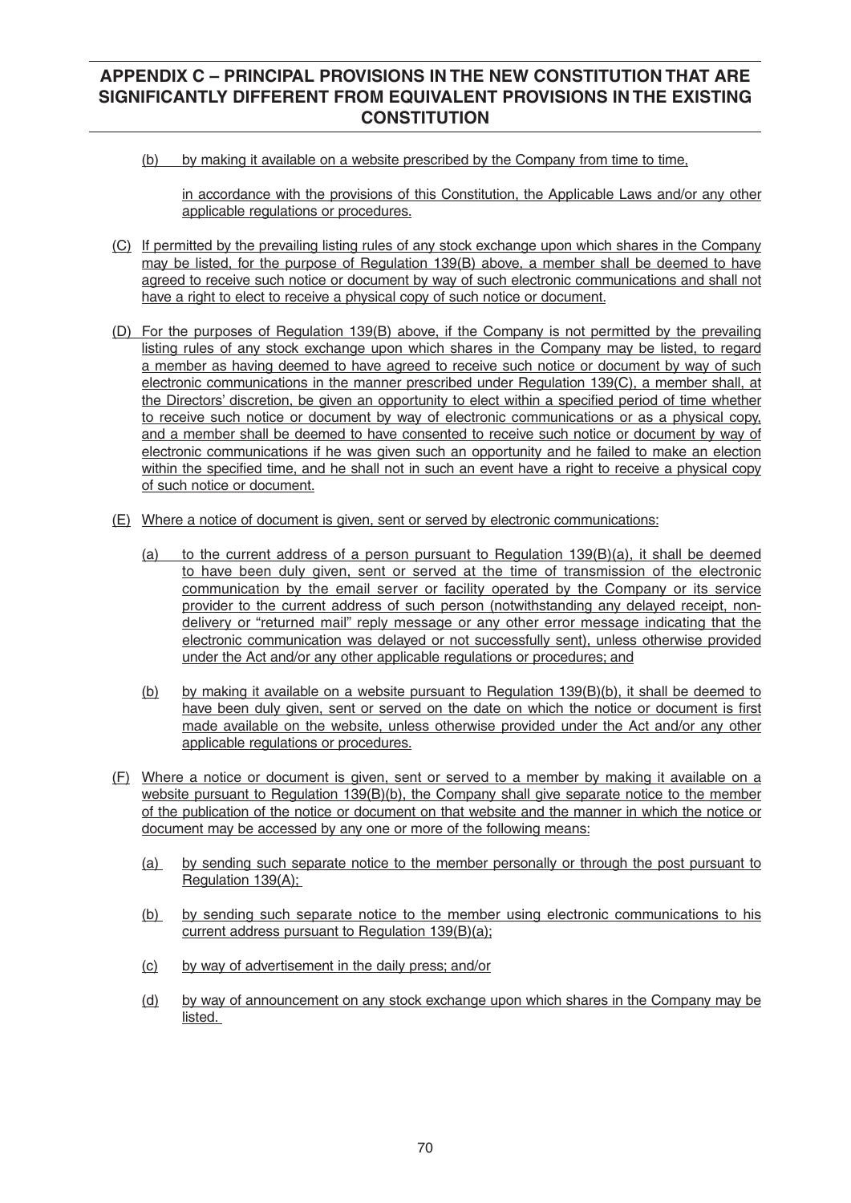## APPENDIX C – PRINCIPAL PROVISIONS IN THE NEW CONSTITUTION THAT ARE SIGNIFICANTLY DIFFERENT FROM EQUIVALENT PROVISIONS IN THE EXISTING CONSTITUTION

(b) by making it available on a website prescribed by the Company from time to time,

in accordance with the provisions of this Constitution, the Applicable Laws and/or any other applicable regulations or procedures.

(C) If permitted by the prevailing listing rules of any stock exchange upon which shares in the Company may be listed, for the purpose of Regulation 139(B) above, a member shall be deemed to have agreed to receive such notice or document by way of such electronic communications and shall not have a right to elect to receive a physical copy of such notice or document.

(D) For the purposes of Regulation 139(B) above, if the Company is not permitted by the prevailing listing rules of any stock exchange upon which shares in the Company may be listed, to regard a member as having deemed to have agreed to receive such notice or document by way of such electronic communications in the manner prescribed under Regulation 139(C), a member shall, at the Directors' discretion, be given an opportunity to elect within a specified period of time whether to receive such notice or document by way of electronic communications or as a physical copy, and a member shall be deemed to have consented to receive such notice or document by way of electronic communications if he was given such an opportunity and he failed to make an election within the specified time, and he shall not in such an event have a right to receive a physical copy of such notice or document.

(E) Where a notice of document is given, sent or served by electronic communications:

(a) to the current address of a person pursuant to Regulation 139(B)(a), it shall be deemed to have been duly given, sent or served at the time of transmission of the electronic communication by the email server or facility operated by the Company or its service provider to the current address of such person (notwithstanding any delayed receipt, non-delivery or "returned mail" reply message or any other error message indicating that the electronic communication was delayed or not successfully sent), unless otherwise provided under the Act and/or any other applicable regulations or procedures; and

(b) by making it available on a website pursuant to Regulation 139(B)(b), it shall be deemed to have been duly given, sent or served on the date on which the notice or document is first made available on the website, unless otherwise provided under the Act and/or any other applicable regulations or procedures.

(F) Where a notice or document is given, sent or served to a member by making it available on a website pursuant to Regulation 139(B)(b), the Company shall give separate notice to the member of the publication of the notice or document on that website and the manner in which the notice or document may be accessed by any one or more of the following means:

(a) by sending such separate notice to the member personally or through the post pursuant to Regulation 139(A);

(b) by sending such separate notice to the member using electronic communications to his current address pursuant to Regulation 139(B)(a);

(c) by way of advertisement in the daily press; and/or

(d) by way of announcement on any stock exchange upon which shares in the Company may be listed.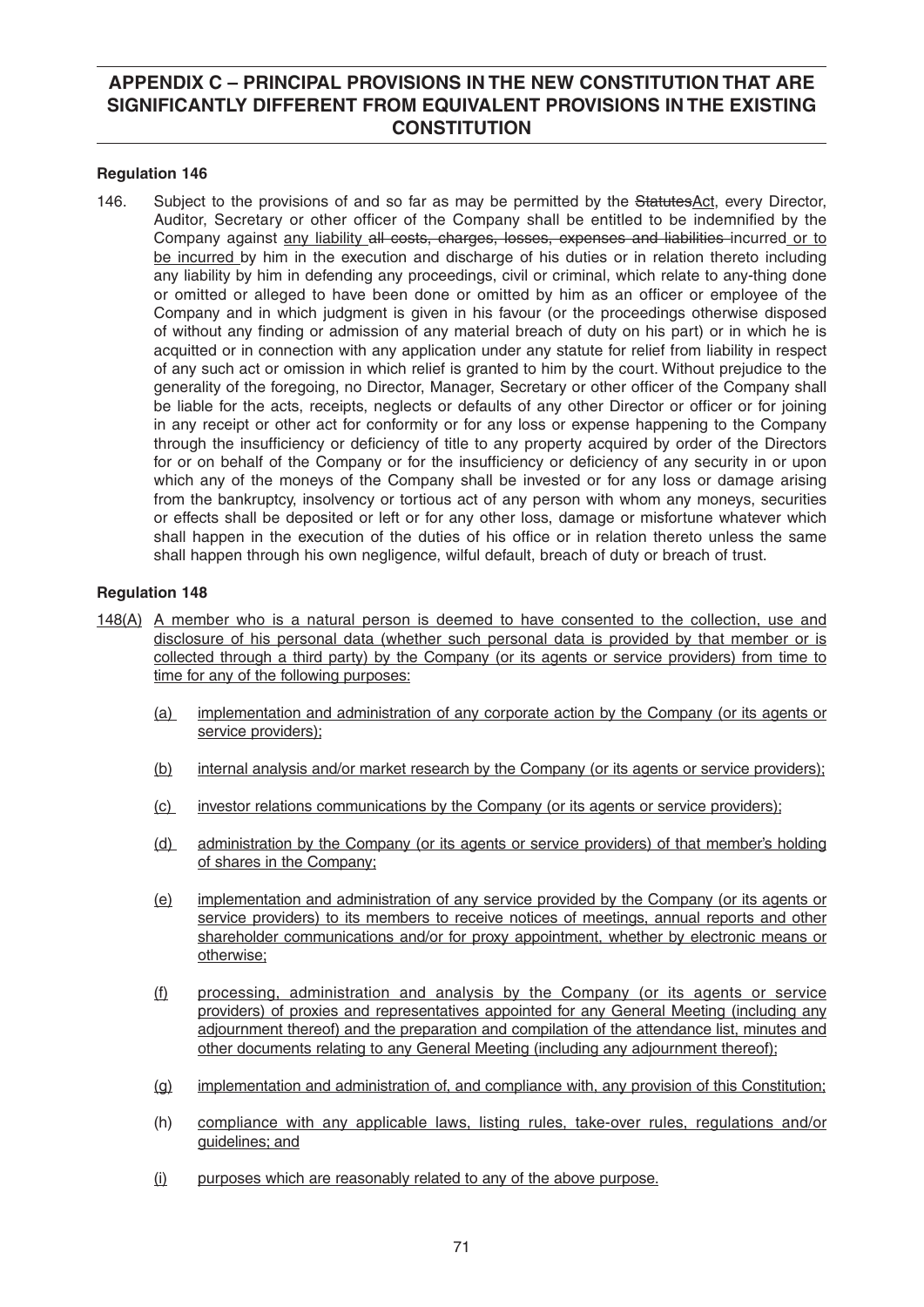## APPENDIX C – PRINCIPAL PROVISIONS IN THE NEW CONSTITUTION THAT ARE SIGNIFICANTLY DIFFERENT FROM EQUIVALENT PROVISIONS IN THE EXISTING CONSTITUTION

### Regulation 146

146. Subject to the provisions of and so far as may be permitted by the ~~Statutes~~<u>Act</u>, every Director, Auditor, Secretary or other officer of the Company shall be entitled to be indemnified by the Company against <u>any liability</u> ~~all costs, charges, losses, expenses and liabilities~~ incurred <u>or to be incurred</u> by him in the execution and discharge of his duties or in relation thereto including any liability by him in defending any proceedings, civil or criminal, which relate to any-thing done or omitted or alleged to have been done or omitted by him as an officer or employee of the Company and in which judgment is given in his favour (or the proceedings otherwise disposed of without any finding or admission of any material breach of duty on his part) or in which he is acquitted or in connection with any application under any statute for relief from liability in respect of any such act or omission in which relief is granted to him by the court. Without prejudice to the generality of the foregoing, no Director, Manager, Secretary or other officer of the Company shall be liable for the acts, receipts, neglects or defaults of any other Director or officer or for joining in any receipt or other act for conformity or for any loss or expense happening to the Company through the insufficiency or deficiency of title to any property acquired by order of the Directors for or on behalf of the Company or for the insufficiency or deficiency of any security in or upon which any of the moneys of the Company shall be invested or for any loss or damage arising from the bankruptcy, insolvency or tortious act of any person with whom any moneys, securities or effects shall be deposited or left or for any other loss, damage or misfortune whatever which shall happen in the execution of the duties of his office or in relation thereto unless the same shall happen through his own negligence, wilful default, breach of duty or breach of trust.

### Regulation 148

<u>148(A)</u> <u>A member who is a natural person is deemed to have consented to the collection, use and disclosure of his personal data (whether such personal data is provided by that member or is collected through a third party) by the Company (or its agents or service providers) from time to time for any of the following purposes:</u>

- <u>(a)</u> <u>implementation and administration of any corporate action by the Company (or its agents or service providers);</u>
- <u>(b)</u> <u>internal analysis and/or market research by the Company (or its agents or service providers);</u>
- <u>(c)</u> <u>investor relations communications by the Company (or its agents or service providers);</u>
- <u>(d)</u> <u>administration by the Company (or its agents or service providers) of that member's holding of shares in the Company;</u>
- <u>(e)</u> <u>implementation and administration of any service provided by the Company (or its agents or service providers) to its members to receive notices of meetings, annual reports and other shareholder communications and/or for proxy appointment, whether by electronic means or otherwise;</u>
- <u>(f)</u> <u>processing, administration and analysis by the Company (or its agents or service providers) of proxies and representatives appointed for any General Meeting (including any adjournment thereof) and the preparation and compilation of the attendance list, minutes and other documents relating to any General Meeting (including any adjournment thereof);</u>
- <u>(g)</u> <u>implementation and administration of, and compliance with, any provision of this Constitution;</u>
- (h) <u>compliance with any applicable laws, listing rules, take-over rules, regulations and/or guidelines; and</u>
- <u>(i)</u> <u>purposes which are reasonably related to any of the above purpose.</u>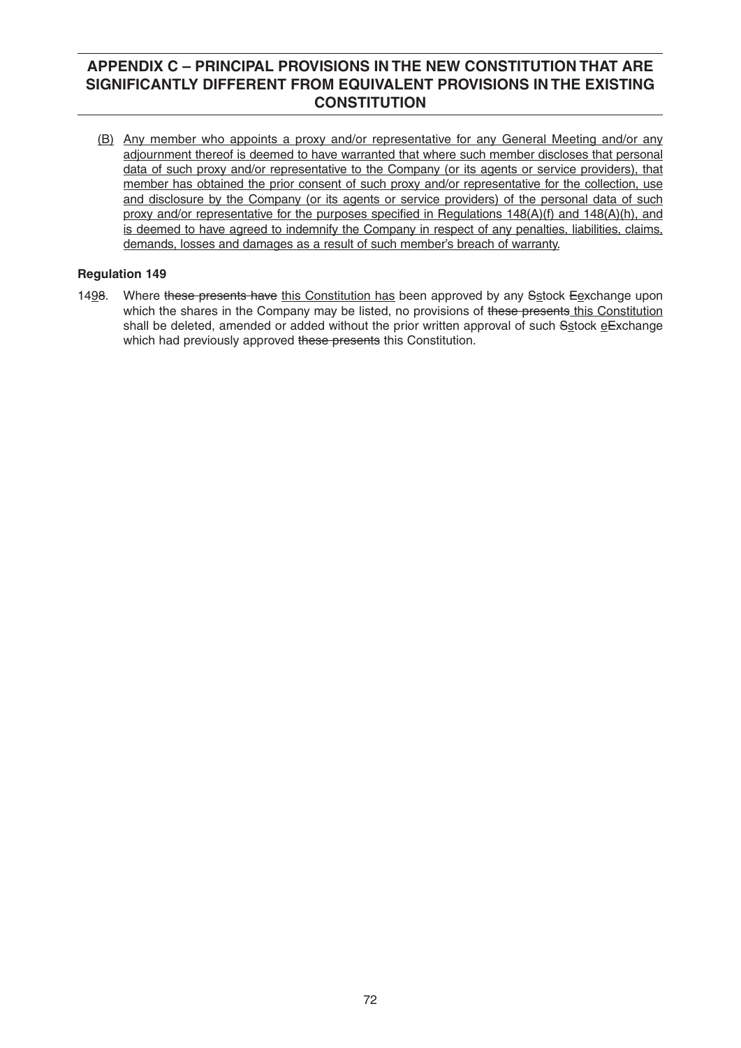## APPENDIX C – PRINCIPAL PROVISIONS IN THE NEW CONSTITUTION THAT ARE SIGNIFICANTLY DIFFERENT FROM EQUIVALENT PROVISIONS IN THE EXISTING CONSTITUTION

<u>(B) Any member who appoints a proxy and/or representative for any General Meeting and/or any adjournment thereof is deemed to have warranted that where such member discloses that personal data of such proxy and/or representative to the Company (or its agents or service providers), that member has obtained the prior consent of such proxy and/or representative for the collection, use and disclosure by the Company (or its agents or service providers) of the personal data of such proxy and/or representative for the purposes specified in Regulations 148(A)(f) and 148(A)(h), and is deemed to have agreed to indemnify the Company in respect of any penalties, liabilities, claims, demands, losses and damages as a result of such member's breach of warranty.</u>

**Regulation 149**

14<u>9</u>~~8~~. Where ~~these presents have~~ <u>this Constitution has</u> been approved by any ~~S~~<u>s</u>tock ~~E~~<u>e</u>xchange upon which the shares in the Company may be listed, no provisions of ~~these presents~~ <u>this Constitution</u> shall be deleted, amended or added without the prior written approval of such ~~S~~<u>s</u>tock <u>e</u>~~E~~xchange which had previously approved ~~these presents~~ this Constitution.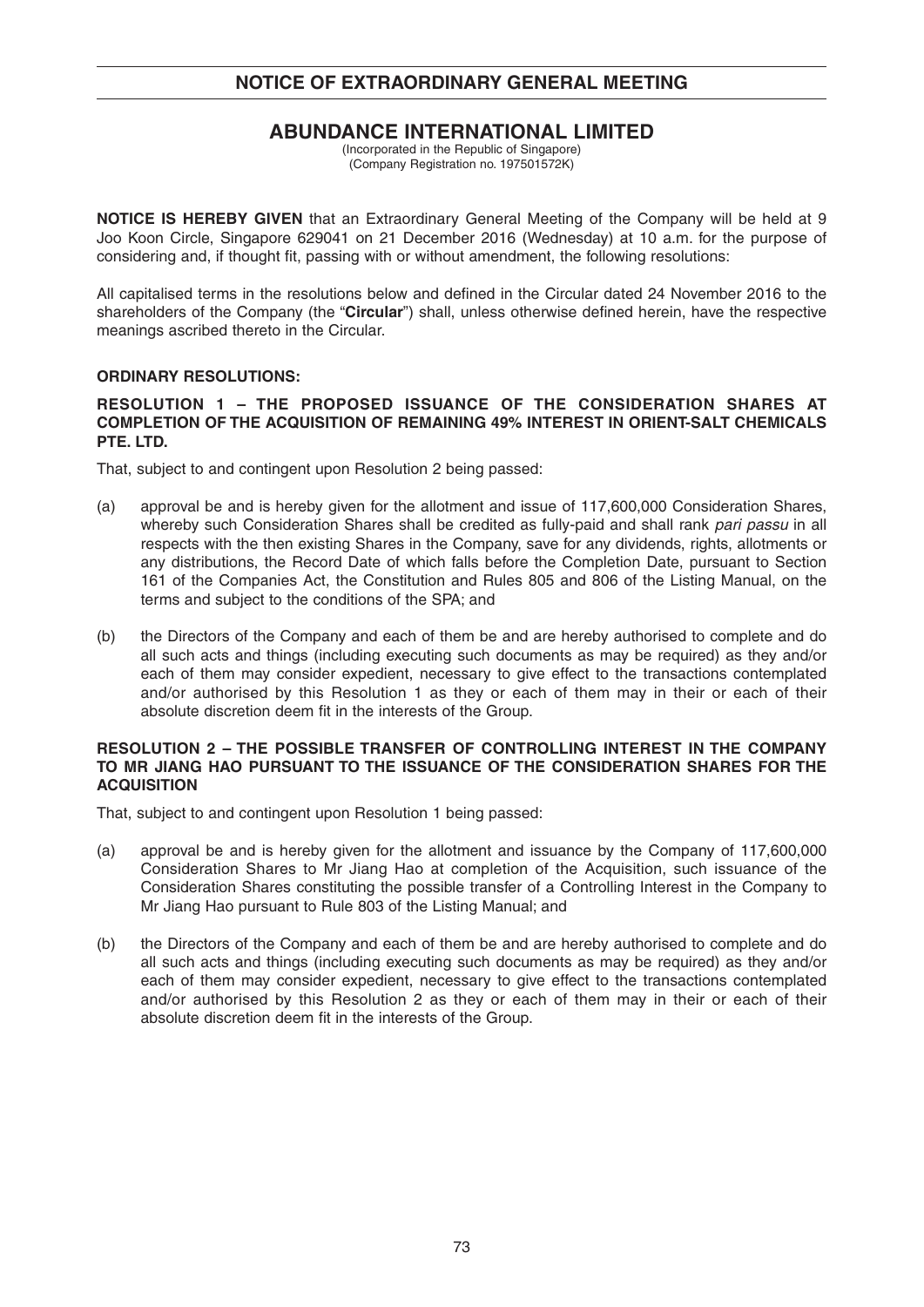# NOTICE OF EXTRAORDINARY GENERAL MEETING

## ABUNDANCE INTERNATIONAL LIMITED

(Incorporated in the Republic of Singapore)
(Company Registration no. 197501572K)

**NOTICE IS HEREBY GIVEN** that an Extraordinary General Meeting of the Company will be held at 9 Joo Koon Circle, Singapore 629041 on 21 December 2016 (Wednesday) at 10 a.m. for the purpose of considering and, if thought fit, passing with or without amendment, the following resolutions:

All capitalised terms in the resolutions below and defined in the Circular dated 24 November 2016 to the shareholders of the Company (the "**Circular**") shall, unless otherwise defined herein, have the respective meanings ascribed thereto in the Circular.

**ORDINARY RESOLUTIONS:**

**RESOLUTION 1 – THE PROPOSED ISSUANCE OF THE CONSIDERATION SHARES AT COMPLETION OF THE ACQUISITION OF REMAINING 49% INTEREST IN ORIENT-SALT CHEMICALS PTE. LTD.**

That, subject to and contingent upon Resolution 2 being passed:

(a) approval be and is hereby given for the allotment and issue of 117,600,000 Consideration Shares, whereby such Consideration Shares shall be credited as fully-paid and shall rank *pari passu* in all respects with the then existing Shares in the Company, save for any dividends, rights, allotments or any distributions, the Record Date of which falls before the Completion Date, pursuant to Section 161 of the Companies Act, the Constitution and Rules 805 and 806 of the Listing Manual, on the terms and subject to the conditions of the SPA; and

(b) the Directors of the Company and each of them be and are hereby authorised to complete and do all such acts and things (including executing such documents as may be required) as they and/or each of them may consider expedient, necessary to give effect to the transactions contemplated and/or authorised by this Resolution 1 as they or each of them may in their or each of their absolute discretion deem fit in the interests of the Group.

**RESOLUTION 2 – THE POSSIBLE TRANSFER OF CONTROLLING INTEREST IN THE COMPANY TO MR JIANG HAO PURSUANT TO THE ISSUANCE OF THE CONSIDERATION SHARES FOR THE ACQUISITION**

That, subject to and contingent upon Resolution 1 being passed:

(a) approval be and is hereby given for the allotment and issuance by the Company of 117,600,000 Consideration Shares to Mr Jiang Hao at completion of the Acquisition, such issuance of the Consideration Shares constituting the possible transfer of a Controlling Interest in the Company to Mr Jiang Hao pursuant to Rule 803 of the Listing Manual; and

(b) the Directors of the Company and each of them be and are hereby authorised to complete and do all such acts and things (including executing such documents as may be required) as they and/or each of them may consider expedient, necessary to give effect to the transactions contemplated and/or authorised by this Resolution 2 as they or each of them may in their or each of their absolute discretion deem fit in the interests of the Group.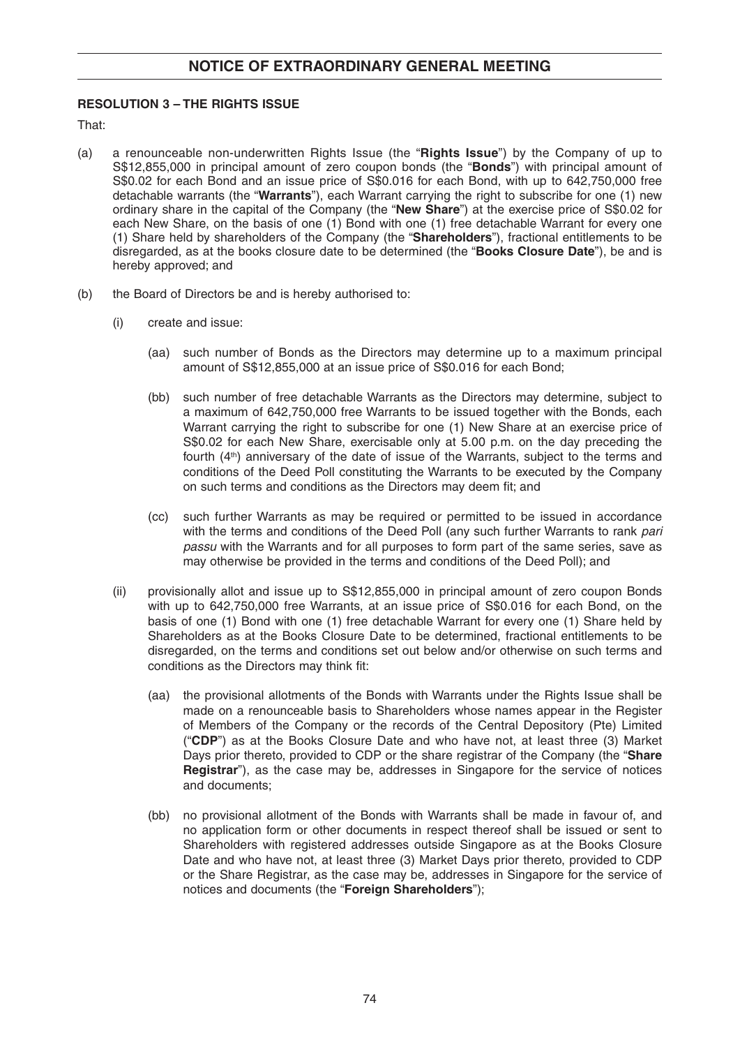# NOTICE OF EXTRAORDINARY GENERAL MEETING

**RESOLUTION 3 – THE RIGHTS ISSUE**

That:

(a) a renounceable non-underwritten Rights Issue (the "**Rights Issue**") by the Company of up to S$12,855,000 in principal amount of zero coupon bonds (the "**Bonds**") with principal amount of S$0.02 for each Bond and an issue price of S$0.016 for each Bond, with up to 642,750,000 free detachable warrants (the "**Warrants**"), each Warrant carrying the right to subscribe for one (1) new ordinary share in the capital of the Company (the "**New Share**") at the exercise price of S$0.02 for each New Share, on the basis of one (1) Bond with one (1) free detachable Warrant for every one (1) Share held by shareholders of the Company (the "**Shareholders**"), fractional entitlements to be disregarded, as at the books closure date to be determined (the "**Books Closure Date**"), be and is hereby approved; and

(b) the Board of Directors be and is hereby authorised to:

   (i) create and issue:

      (aa) such number of Bonds as the Directors may determine up to a maximum principal amount of S$12,855,000 at an issue price of S$0.016 for each Bond;

      (bb) such number of free detachable Warrants as the Directors may determine, subject to a maximum of 642,750,000 free Warrants to be issued together with the Bonds, each Warrant carrying the right to subscribe for one (1) New Share at an exercise price of S$0.02 for each New Share, exercisable only at 5.00 p.m. on the day preceding the fourth (4th) anniversary of the date of issue of the Warrants, subject to the terms and conditions of the Deed Poll constituting the Warrants to be executed by the Company on such terms and conditions as the Directors may deem fit; and

      (cc) such further Warrants as may be required or permitted to be issued in accordance with the terms and conditions of the Deed Poll (any such further Warrants to rank *pari passu* with the Warrants and for all purposes to form part of the same series, save as may otherwise be provided in the terms and conditions of the Deed Poll); and

   (ii) provisionally allot and issue up to S$12,855,000 in principal amount of zero coupon Bonds with up to 642,750,000 free Warrants, at an issue price of S$0.016 for each Bond, on the basis of one (1) Bond with one (1) free detachable Warrant for every one (1) Share held by Shareholders as at the Books Closure Date to be determined, fractional entitlements to be disregarded, on the terms and conditions set out below and/or otherwise on such terms and conditions as the Directors may think fit:

      (aa) the provisional allotments of the Bonds with Warrants under the Rights Issue shall be made on a renounceable basis to Shareholders whose names appear in the Register of Members of the Company or the records of the Central Depository (Pte) Limited ("**CDP**") as at the Books Closure Date and who have not, at least three (3) Market Days prior thereto, provided to CDP or the share registrar of the Company (the "**Share Registrar**"), as the case may be, addresses in Singapore for the service of notices and documents;

      (bb) no provisional allotment of the Bonds with Warrants shall be made in favour of, and no application form or other documents in respect thereof shall be issued or sent to Shareholders with registered addresses outside Singapore as at the Books Closure Date and who have not, at least three (3) Market Days prior thereto, provided to CDP or the Share Registrar, as the case may be, addresses in Singapore for the service of notices and documents (the "**Foreign Shareholders**");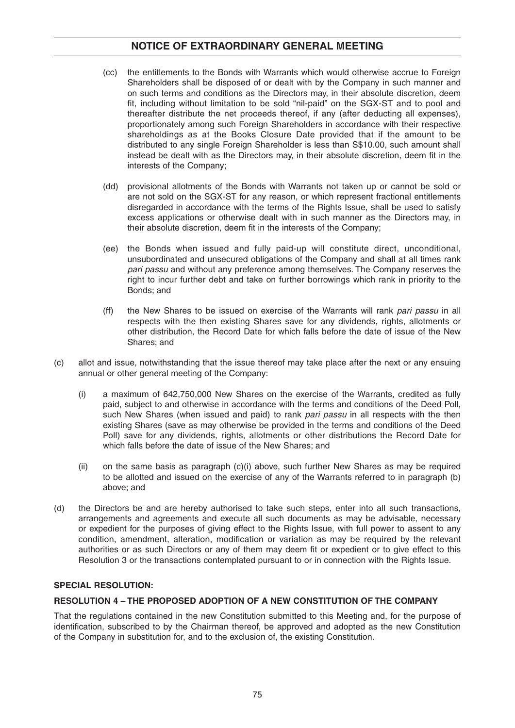(cc) the entitlements to the Bonds with Warrants which would otherwise accrue to Foreign Shareholders shall be disposed of or dealt with by the Company in such manner and on such terms and conditions as the Directors may, in their absolute discretion, deem fit, including without limitation to be sold "nil-paid" on the SGX-ST and to pool and thereafter distribute the net proceeds thereof, if any (after deducting all expenses), proportionately among such Foreign Shareholders in accordance with their respective shareholdings as at the Books Closure Date provided that if the amount to be distributed to any single Foreign Shareholder is less than S$10.00, such amount shall instead be dealt with as the Directors may, in their absolute discretion, deem fit in the interests of the Company;

(dd) provisional allotments of the Bonds with Warrants not taken up or cannot be sold or are not sold on the SGX-ST for any reason, or which represent fractional entitlements disregarded in accordance with the terms of the Rights Issue, shall be used to satisfy excess applications or otherwise dealt with in such manner as the Directors may, in their absolute discretion, deem fit in the interests of the Company;

(ee) the Bonds when issued and fully paid-up will constitute direct, unconditional, unsubordinated and unsecured obligations of the Company and shall at all times rank *pari passu* and without any preference among themselves. The Company reserves the right to incur further debt and take on further borrowings which rank in priority to the Bonds; and

(ff) the New Shares to be issued on exercise of the Warrants will rank *pari passu* in all respects with the then existing Shares save for any dividends, rights, allotments or other distribution, the Record Date for which falls before the date of issue of the New Shares; and

(c) allot and issue, notwithstanding that the issue thereof may take place after the next or any ensuing annual or other general meeting of the Company:

(i) a maximum of 642,750,000 New Shares on the exercise of the Warrants, credited as fully paid, subject to and otherwise in accordance with the terms and conditions of the Deed Poll, such New Shares (when issued and paid) to rank *pari passu* in all respects with the then existing Shares (save as may otherwise be provided in the terms and conditions of the Deed Poll) save for any dividends, rights, allotments or other distributions the Record Date for which falls before the date of issue of the New Shares; and

(ii) on the same basis as paragraph (c)(i) above, such further New Shares as may be required to be allotted and issued on the exercise of any of the Warrants referred to in paragraph (b) above; and

(d) the Directors be and are hereby authorised to take such steps, enter into all such transactions, arrangements and agreements and execute all such documents as may be advisable, necessary or expedient for the purposes of giving effect to the Rights Issue, with full power to assent to any condition, amendment, alteration, modification or variation as may be required by the relevant authorities or as such Directors or any of them may deem fit or expedient or to give effect to this Resolution 3 or the transactions contemplated pursuant to or in connection with the Rights Issue.

**SPECIAL RESOLUTION:**

**RESOLUTION 4 – THE PROPOSED ADOPTION OF A NEW CONSTITUTION OF THE COMPANY**

That the regulations contained in the new Constitution submitted to this Meeting and, for the purpose of identification, subscribed to by the Chairman thereof, be approved and adopted as the new Constitution of the Company in substitution for, and to the exclusion of, the existing Constitution.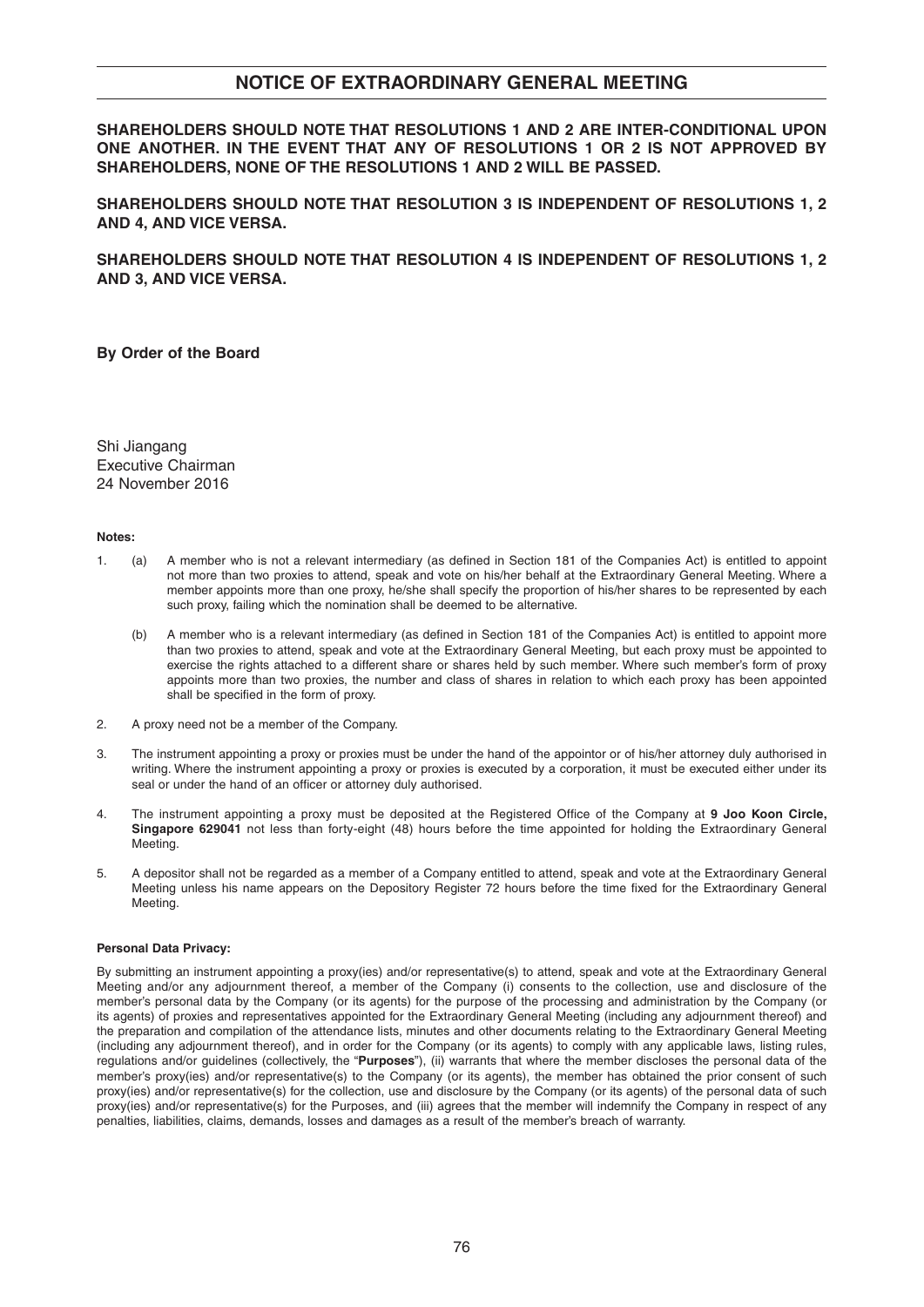# NOTICE OF EXTRAORDINARY GENERAL MEETING

**SHAREHOLDERS SHOULD NOTE THAT RESOLUTIONS 1 AND 2 ARE INTER-CONDITIONAL UPON ONE ANOTHER. IN THE EVENT THAT ANY OF RESOLUTIONS 1 OR 2 IS NOT APPROVED BY SHAREHOLDERS, NONE OF THE RESOLUTIONS 1 AND 2 WILL BE PASSED.**

**SHAREHOLDERS SHOULD NOTE THAT RESOLUTION 3 IS INDEPENDENT OF RESOLUTIONS 1, 2 AND 4, AND VICE VERSA.**

**SHAREHOLDERS SHOULD NOTE THAT RESOLUTION 4 IS INDEPENDENT OF RESOLUTIONS 1, 2 AND 3, AND VICE VERSA.**

**By Order of the Board**

Shi Jiangang
Executive Chairman
24 November 2016

**Notes:**

1. (a) A member who is not a relevant intermediary (as defined in Section 181 of the Companies Act) is entitled to appoint not more than two proxies to attend, speak and vote on his/her behalf at the Extraordinary General Meeting. Where a member appoints more than one proxy, he/she shall specify the proportion of his/her shares to be represented by each such proxy, failing which the nomination shall be deemed to be alternative.

   (b) A member who is a relevant intermediary (as defined in Section 181 of the Companies Act) is entitled to appoint more than two proxies to attend, speak and vote at the Extraordinary General Meeting, but each proxy must be appointed to exercise the rights attached to a different share or shares held by such member. Where such member's form of proxy appoints more than two proxies, the number and class of shares in relation to which each proxy has been appointed shall be specified in the form of proxy.

2. A proxy need not be a member of the Company.

3. The instrument appointing a proxy or proxies must be under the hand of the appointor or of his/her attorney duly authorised in writing. Where the instrument appointing a proxy or proxies is executed by a corporation, it must be executed either under its seal or under the hand of an officer or attorney duly authorised.

4. The instrument appointing a proxy must be deposited at the Registered Office of the Company at **9 Joo Koon Circle, Singapore 629041** not less than forty-eight (48) hours before the time appointed for holding the Extraordinary General Meeting.

5. A depositor shall not be regarded as a member of a Company entitled to attend, speak and vote at the Extraordinary General Meeting unless his name appears on the Depository Register 72 hours before the time fixed for the Extraordinary General Meeting.

**Personal Data Privacy:**

By submitting an instrument appointing a proxy(ies) and/or representative(s) to attend, speak and vote at the Extraordinary General Meeting and/or any adjournment thereof, a member of the Company (i) consents to the collection, use and disclosure of the member's personal data by the Company (or its agents) for the purpose of the processing and administration by the Company (or its agents) of proxies and representatives appointed for the Extraordinary General Meeting (including any adjournment thereof) and the preparation and compilation of the attendance lists, minutes and other documents relating to the Extraordinary General Meeting (including any adjournment thereof), and in order for the Company (or its agents) to comply with any applicable laws, listing rules, regulations and/or guidelines (collectively, the "**Purposes**"), (ii) warrants that where the member discloses the personal data of the member's proxy(ies) and/or representative(s) to the Company (or its agents), the member has obtained the prior consent of such proxy(ies) and/or representative(s) for the collection, use and disclosure by the Company (or its agents) of the personal data of such proxy(ies) and/or representative(s) for the Purposes, and (iii) agrees that the member will indemnify the Company in respect of any penalties, liabilities, claims, demands, losses and damages as a result of the member's breach of warranty.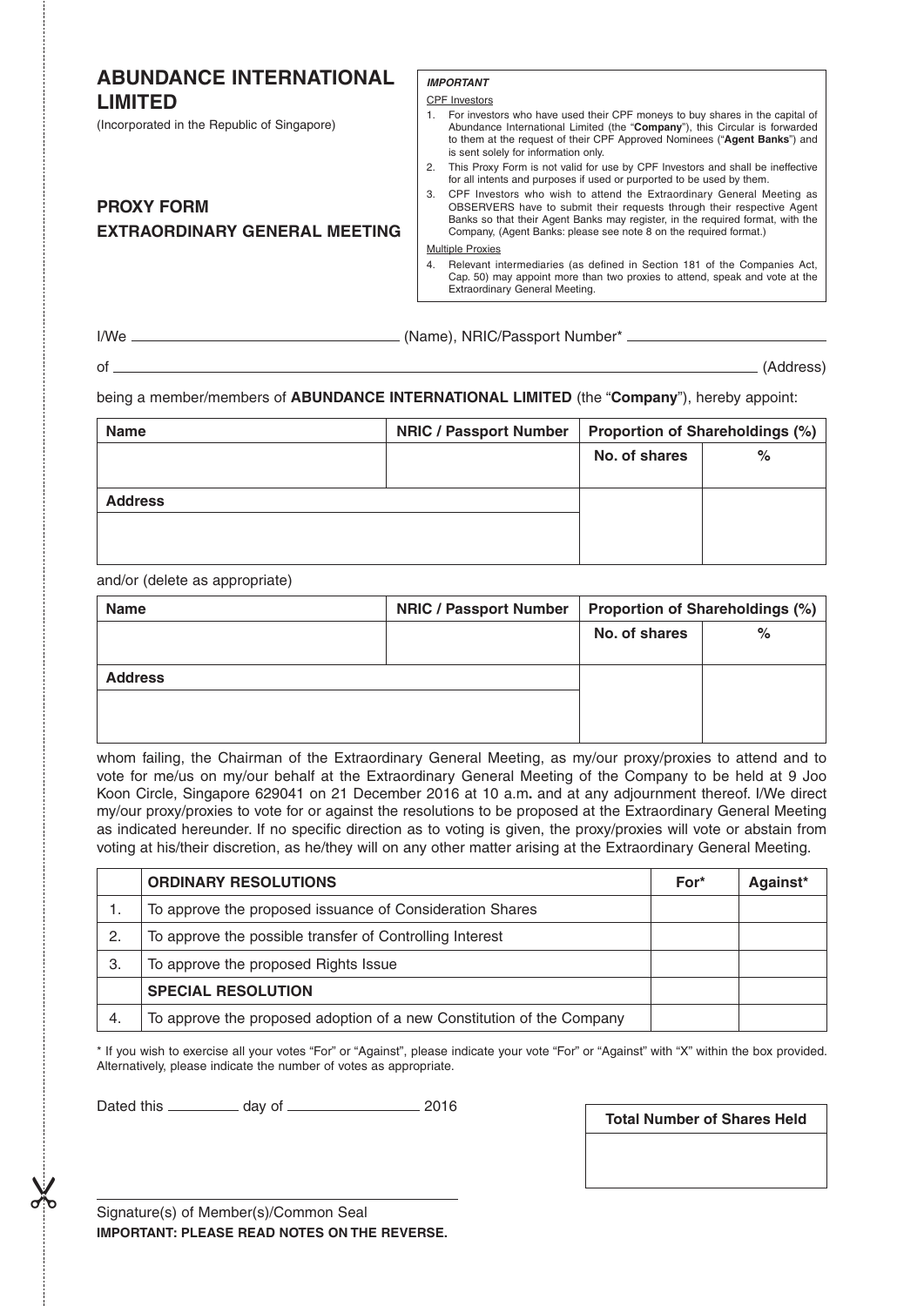# ABUNDANCE INTERNATIONAL LIMITED

(Incorporated in the Republic of Singapore)

## PROXY FORM

## EXTRAORDINARY GENERAL MEETING

***IMPORTANT***

CPF Investors

1. For investors who have used their CPF moneys to buy shares in the capital of Abundance International Limited (the "**Company**"), this Circular is forwarded to them at the request of their CPF Approved Nominees ("**Agent Banks**") and is sent solely for information only.
2. This Proxy Form is not valid for use by CPF Investors and shall be ineffective for all intents and purposes if used or purported to be used by them.
3. CPF Investors who wish to attend the Extraordinary General Meeting as OBSERVERS have to submit their requests through their respective Agent Banks so that their Agent Banks may register, in the required format, with the Company, (Agent Banks: please see note 8 on the required format.)

Multiple Proxies

4. Relevant intermediaries (as defined in Section 181 of the Companies Act, Cap. 50) may appoint more than two proxies to attend, speak and vote at the Extraordinary General Meeting.

I/We ______________________________ (Name), NRIC/Passport Number* ______________________

of ______________________________________________________________________ (Address)

being a member/members of **ABUNDANCE INTERNATIONAL LIMITED** (the "**Company**"), hereby appoint:

| Name | NRIC / Passport Number | Proportion of Shareholdings (%) | |
|---|---|---|---|
| | | No. of shares | % |
| **Address** | | | |
| | | | |

and/or (delete as appropriate)

| Name | NRIC / Passport Number | Proportion of Shareholdings (%) | |
|---|---|---|---|
| | | No. of shares | % |
| **Address** | | | |
| | | | |

whom failing, the Chairman of the Extraordinary General Meeting, as my/our proxy/proxies to attend and to vote for me/us on my/our behalf at the Extraordinary General Meeting of the Company to be held at 9 Joo Koon Circle, Singapore 629041 on 21 December 2016 at 10 a.m**.** and at any adjournment thereof. I/We direct my/our proxy/proxies to vote for or against the resolutions to be proposed at the Extraordinary General Meeting as indicated hereunder. If no specific direction as to voting is given, the proxy/proxies will vote or abstain from voting at his/their discretion, as he/they will on any other matter arising at the Extraordinary General Meeting.

| | ORDINARY RESOLUTIONS | For* | Against* |
|---|---|---|---|
| 1. | To approve the proposed issuance of Consideration Shares | | |
| 2. | To approve the possible transfer of Controlling Interest | | |
| 3. | To approve the proposed Rights Issue | | |
| | **SPECIAL RESOLUTION** | | |
| 4. | To approve the proposed adoption of a new Constitution of the Company | | |

* If you wish to exercise all your votes "For" or "Against", please indicate your vote "For" or "Against" with "X" within the box provided. Alternatively, please indicate the number of votes as appropriate.

Dated this __________ day of ________________ 2016

| Total Number of Shares Held |
|---|
| |

_________________________________________

Signature(s) of Member(s)/Common Seal

**IMPORTANT: PLEASE READ NOTES ON THE REVERSE.**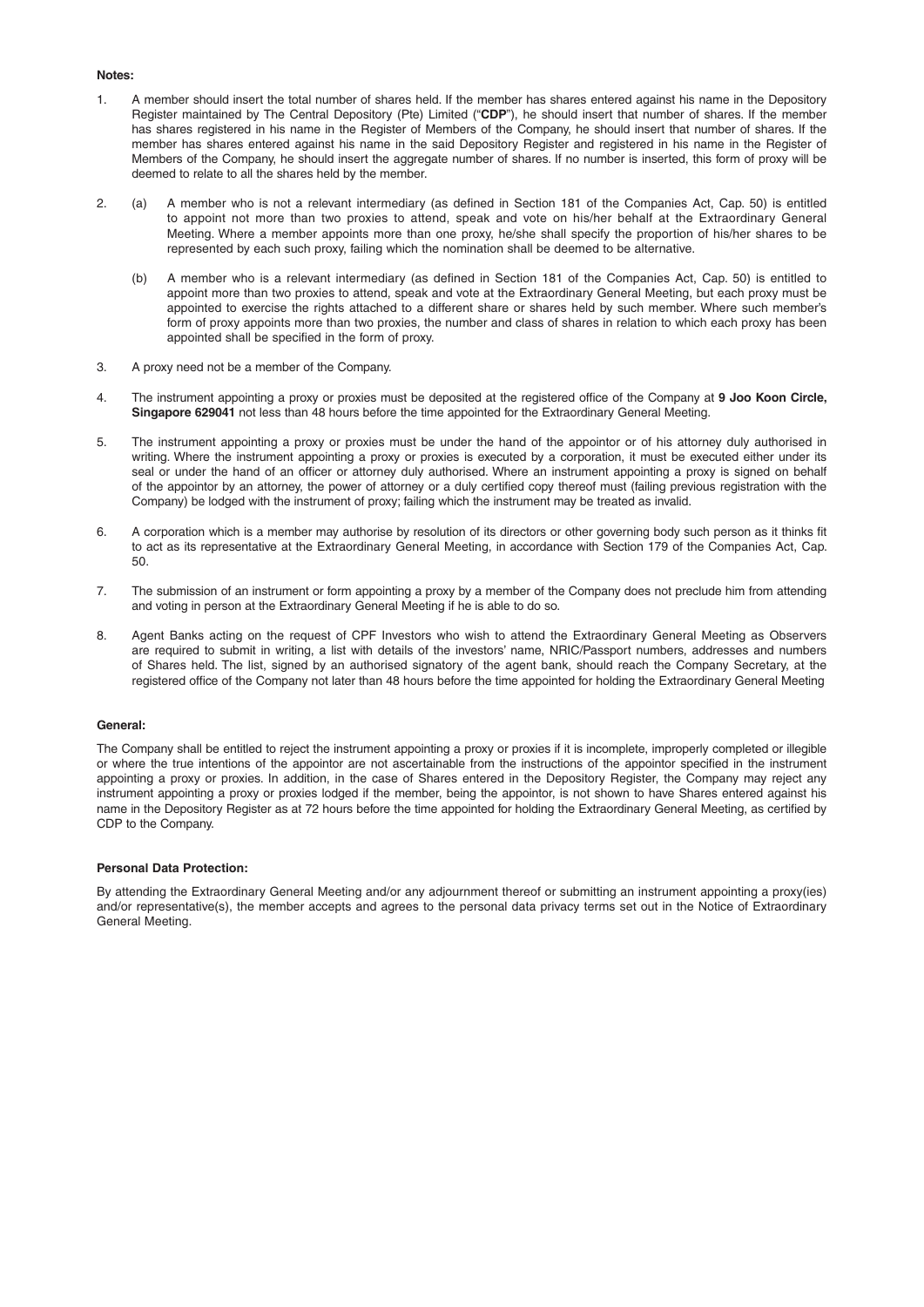**Notes:**

1. A member should insert the total number of shares held. If the member has shares entered against his name in the Depository Register maintained by The Central Depository (Pte) Limited ("**CDP**"), he should insert that number of shares. If the member has shares registered in his name in the Register of Members of the Company, he should insert that number of shares. If the member has shares entered against his name in the said Depository Register and registered in his name in the Register of Members of the Company, he should insert the aggregate number of shares. If no number is inserted, this form of proxy will be deemed to relate to all the shares held by the member.

2. (a) A member who is not a relevant intermediary (as defined in Section 181 of the Companies Act, Cap. 50) is entitled to appoint not more than two proxies to attend, speak and vote on his/her behalf at the Extraordinary General Meeting. Where a member appoints more than one proxy, he/she shall specify the proportion of his/her shares to be represented by each such proxy, failing which the nomination shall be deemed to be alternative.

   (b) A member who is a relevant intermediary (as defined in Section 181 of the Companies Act, Cap. 50) is entitled to appoint more than two proxies to attend, speak and vote at the Extraordinary General Meeting, but each proxy must be appointed to exercise the rights attached to a different share or shares held by such member. Where such member's form of proxy appoints more than two proxies, the number and class of shares in relation to which each proxy has been appointed shall be specified in the form of proxy.

3. A proxy need not be a member of the Company.

4. The instrument appointing a proxy or proxies must be deposited at the registered office of the Company at **9 Joo Koon Circle, Singapore 629041** not less than 48 hours before the time appointed for the Extraordinary General Meeting.

5. The instrument appointing a proxy or proxies must be under the hand of the appointor or of his attorney duly authorised in writing. Where the instrument appointing a proxy or proxies is executed by a corporation, it must be executed either under its seal or under the hand of an officer or attorney duly authorised. Where an instrument appointing a proxy is signed on behalf of the appointor by an attorney, the power of attorney or a duly certified copy thereof must (failing previous registration with the Company) be lodged with the instrument of proxy; failing which the instrument may be treated as invalid.

6. A corporation which is a member may authorise by resolution of its directors or other governing body such person as it thinks fit to act as its representative at the Extraordinary General Meeting, in accordance with Section 179 of the Companies Act, Cap. 50.

7. The submission of an instrument or form appointing a proxy by a member of the Company does not preclude him from attending and voting in person at the Extraordinary General Meeting if he is able to do so.

8. Agent Banks acting on the request of CPF Investors who wish to attend the Extraordinary General Meeting as Observers are required to submit in writing, a list with details of the investors' name, NRIC/Passport numbers, addresses and numbers of Shares held. The list, signed by an authorised signatory of the agent bank, should reach the Company Secretary, at the registered office of the Company not later than 48 hours before the time appointed for holding the Extraordinary General Meeting

**General:**

The Company shall be entitled to reject the instrument appointing a proxy or proxies if it is incomplete, improperly completed or illegible or where the true intentions of the appointor are not ascertainable from the instructions of the appointor specified in the instrument appointing a proxy or proxies. In addition, in the case of Shares entered in the Depository Register, the Company may reject any instrument appointing a proxy or proxies lodged if the member, being the appointor, is not shown to have Shares entered against his name in the Depository Register as at 72 hours before the time appointed for holding the Extraordinary General Meeting, as certified by CDP to the Company.

**Personal Data Protection:**

By attending the Extraordinary General Meeting and/or any adjournment thereof or submitting an instrument appointing a proxy(ies) and/or representative(s), the member accepts and agrees to the personal data privacy terms set out in the Notice of Extraordinary General Meeting.